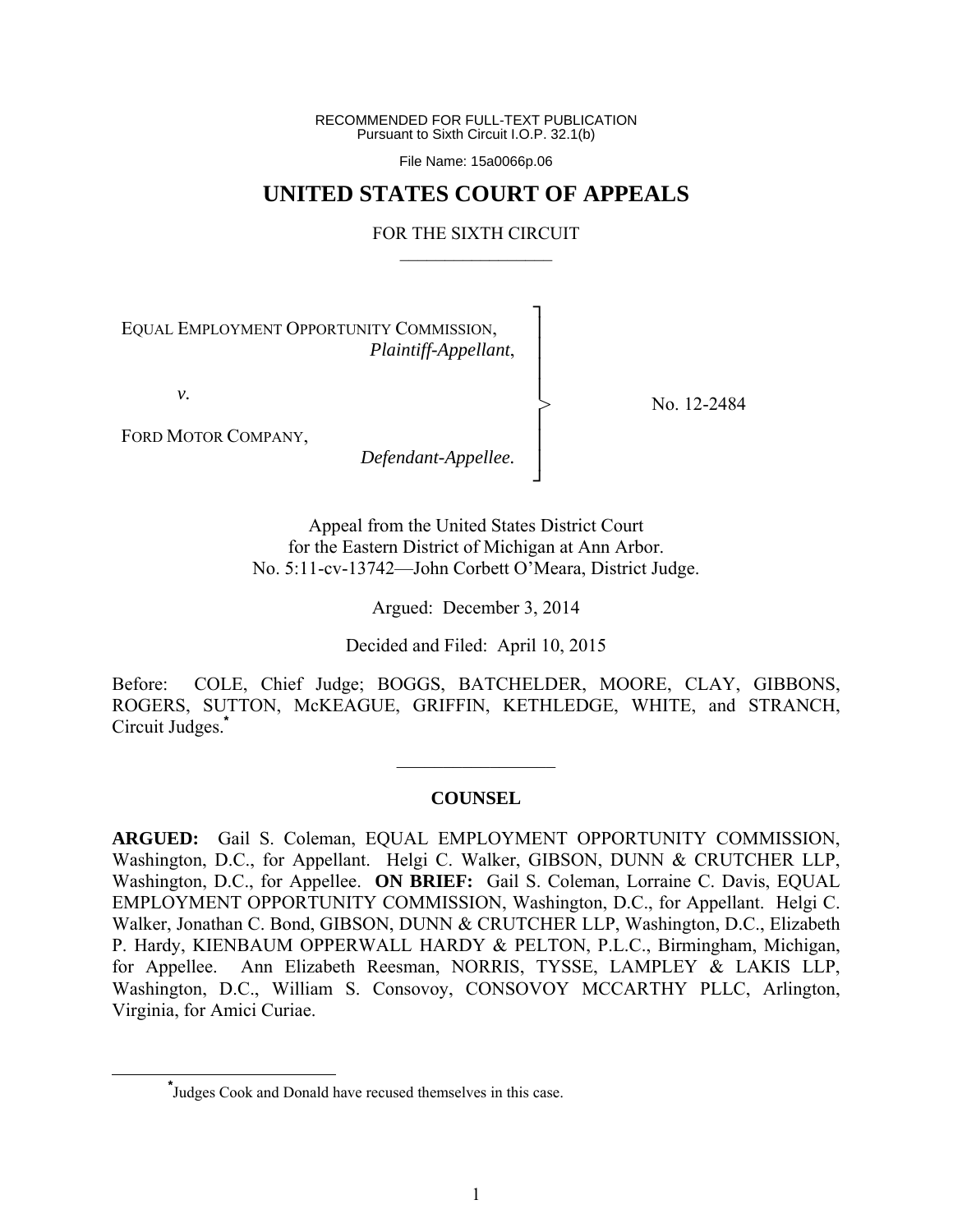RECOMMENDED FOR FULL-TEXT PUBLICATION
Pursuant to Sixth Circuit I.O.P. 32.1(b)

File Name: 15a0066p.06

# UNITED STATES COURT OF APPEALS

FOR THE SIXTH CIRCUIT

EQUAL EMPLOYMENT OPPORTUNITY COMMISSION,
*Plaintiff-Appellant*,

*v.*

FORD MOTOR COMPANY,
*Defendant-Appellee.*

No. 12-2484

Appeal from the United States District Court
for the Eastern District of Michigan at Ann Arbor.
No. 5:11-cv-13742—John Corbett O'Meara, District Judge.

Argued: December 3, 2014

Decided and Filed: April 10, 2015

Before: COLE, Chief Judge; BOGGS, BATCHELDER, MOORE, CLAY, GIBBONS, ROGERS, SUTTON, McKEAGUE, GRIFFIN, KETHLEDGE, WHITE, and STRANCH, Circuit Judges.[*]

## COUNSEL

**ARGUED:** Gail S. Coleman, EQUAL EMPLOYMENT OPPORTUNITY COMMISSION, Washington, D.C., for Appellant. Helgi C. Walker, GIBSON, DUNN & CRUTCHER LLP, Washington, D.C., for Appellee. **ON BRIEF:** Gail S. Coleman, Lorraine C. Davis, EQUAL EMPLOYMENT OPPORTUNITY COMMISSION, Washington, D.C., for Appellant. Helgi C. Walker, Jonathan C. Bond, GIBSON, DUNN & CRUTCHER LLP, Washington, D.C., Elizabeth P. Hardy, KIENBAUM OPPERWALL HARDY & PELTON, P.L.C., Birmingham, Michigan, for Appellee. Ann Elizabeth Reesman, NORRIS, TYSSE, LAMPLEY & LAKIS LLP, Washington, D.C., William S. Consovoy, CONSOVOY MCCARTHY PLLC, Arlington, Virginia, for Amici Curiae.

[*]Judges Cook and Donald have recused themselves in this case.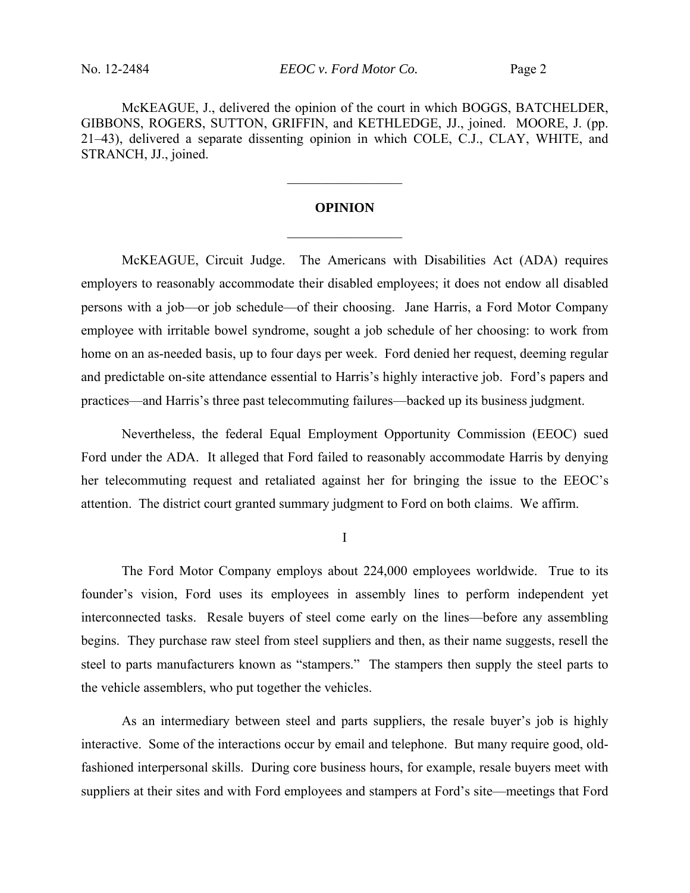McKEAGUE, J., delivered the opinion of the court in which BOGGS, BATCHELDER, GIBBONS, ROGERS, SUTTON, GRIFFIN, and KETHLEDGE, JJ., joined. MOORE, J. (pp. 21–43), delivered a separate dissenting opinion in which COLE, C.J., CLAY, WHITE, and STRANCH, JJ., joined.

---

## OPINION

---

McKEAGUE, Circuit Judge. The Americans with Disabilities Act (ADA) requires employers to reasonably accommodate their disabled employees; it does not endow all disabled persons with a job—or job schedule—of their choosing. Jane Harris, a Ford Motor Company employee with irritable bowel syndrome, sought a job schedule of her choosing: to work from home on an as-needed basis, up to four days per week. Ford denied her request, deeming regular and predictable on-site attendance essential to Harris's highly interactive job. Ford's papers and practices—and Harris's three past telecommuting failures—backed up its business judgment.

Nevertheless, the federal Equal Employment Opportunity Commission (EEOC) sued Ford under the ADA. It alleged that Ford failed to reasonably accommodate Harris by denying her telecommuting request and retaliated against her for bringing the issue to the EEOC's attention. The district court granted summary judgment to Ford on both claims. We affirm.

### I

The Ford Motor Company employs about 224,000 employees worldwide. True to its founder's vision, Ford uses its employees in assembly lines to perform independent yet interconnected tasks. Resale buyers of steel come early on the lines—before any assembling begins. They purchase raw steel from steel suppliers and then, as their name suggests, resell the steel to parts manufacturers known as "stampers." The stampers then supply the steel parts to the vehicle assemblers, who put together the vehicles.

As an intermediary between steel and parts suppliers, the resale buyer's job is highly interactive. Some of the interactions occur by email and telephone. But many require good, old-fashioned interpersonal skills. During core business hours, for example, resale buyers meet with suppliers at their sites and with Ford employees and stampers at Ford's site—meetings that Ford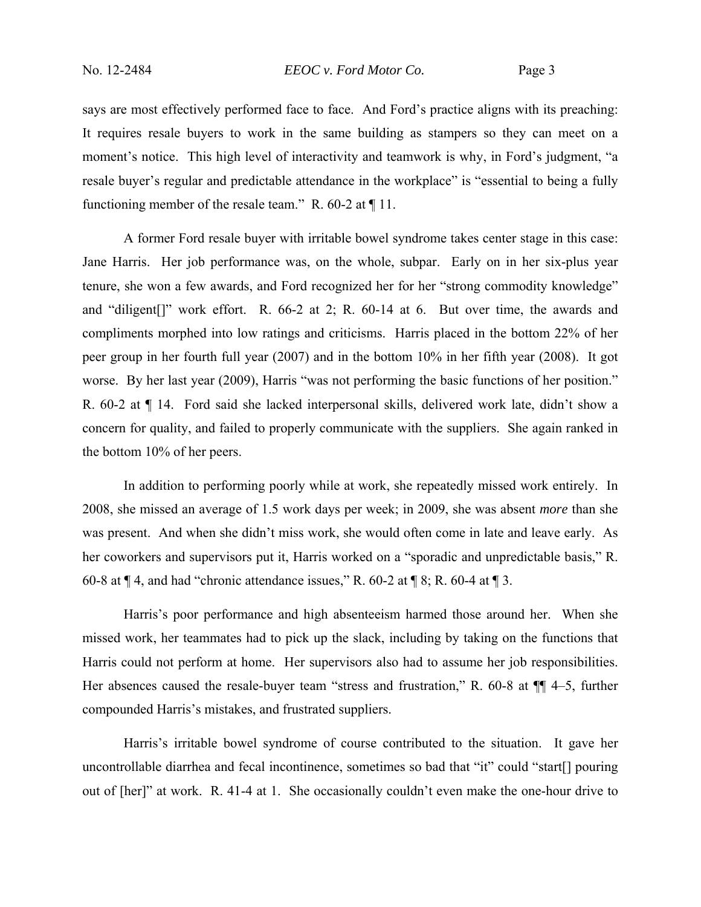says are most effectively performed face to face. And Ford's practice aligns with its preaching: It requires resale buyers to work in the same building as stampers so they can meet on a moment's notice. This high level of interactivity and teamwork is why, in Ford's judgment, "a resale buyer's regular and predictable attendance in the workplace" is "essential to being a fully functioning member of the resale team." R. 60-2 at ¶ 11.

A former Ford resale buyer with irritable bowel syndrome takes center stage in this case: Jane Harris. Her job performance was, on the whole, subpar. Early on in her six-plus year tenure, she won a few awards, and Ford recognized her for her "strong commodity knowledge" and "diligent[]" work effort. R. 66-2 at 2; R. 60-14 at 6. But over time, the awards and compliments morphed into low ratings and criticisms. Harris placed in the bottom 22% of her peer group in her fourth full year (2007) and in the bottom 10% in her fifth year (2008). It got worse. By her last year (2009), Harris "was not performing the basic functions of her position." R. 60-2 at ¶ 14. Ford said she lacked interpersonal skills, delivered work late, didn't show a concern for quality, and failed to properly communicate with the suppliers. She again ranked in the bottom 10% of her peers.

In addition to performing poorly while at work, she repeatedly missed work entirely. In 2008, she missed an average of 1.5 work days per week; in 2009, she was absent *more* than she was present. And when she didn't miss work, she would often come in late and leave early. As her coworkers and supervisors put it, Harris worked on a "sporadic and unpredictable basis," R. 60-8 at ¶ 4, and had "chronic attendance issues," R. 60-2 at ¶ 8; R. 60-4 at ¶ 3.

Harris's poor performance and high absenteeism harmed those around her. When she missed work, her teammates had to pick up the slack, including by taking on the functions that Harris could not perform at home. Her supervisors also had to assume her job responsibilities. Her absences caused the resale-buyer team "stress and frustration," R. 60-8 at ¶¶ 4–5, further compounded Harris's mistakes, and frustrated suppliers.

Harris's irritable bowel syndrome of course contributed to the situation. It gave her uncontrollable diarrhea and fecal incontinence, sometimes so bad that "it" could "start[] pouring out of [her]" at work. R. 41-4 at 1. She occasionally couldn't even make the one-hour drive to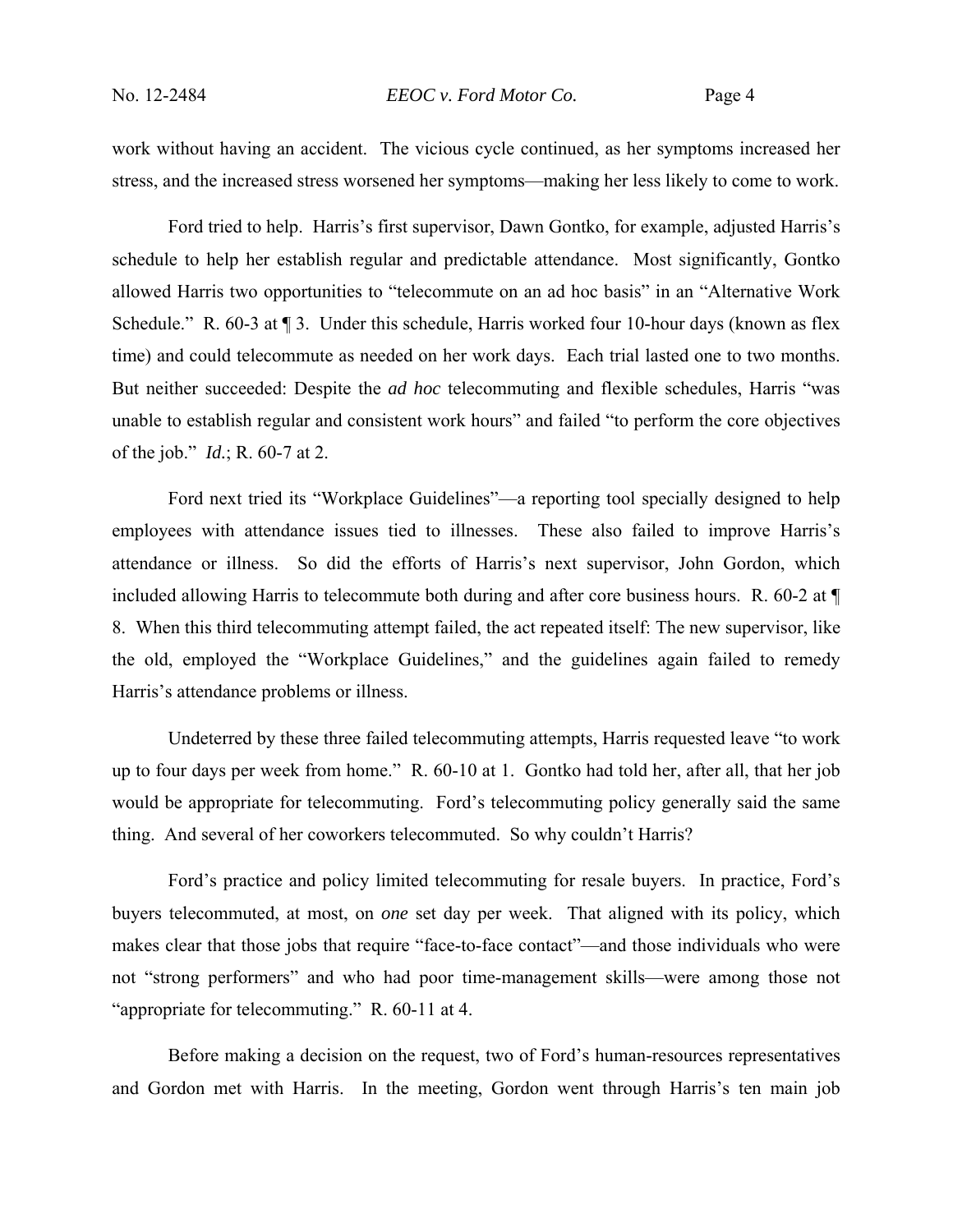work without having an accident. The vicious cycle continued, as her symptoms increased her stress, and the increased stress worsened her symptoms—making her less likely to come to work.

Ford tried to help. Harris's first supervisor, Dawn Gontko, for example, adjusted Harris's schedule to help her establish regular and predictable attendance. Most significantly, Gontko allowed Harris two opportunities to "telecommute on an ad hoc basis" in an "Alternative Work Schedule." R. 60-3 at ¶ 3. Under this schedule, Harris worked four 10-hour days (known as flex time) and could telecommute as needed on her work days. Each trial lasted one to two months. But neither succeeded: Despite the *ad hoc* telecommuting and flexible schedules, Harris "was unable to establish regular and consistent work hours" and failed "to perform the core objectives of the job." *Id.*; R. 60-7 at 2.

Ford next tried its "Workplace Guidelines"—a reporting tool specially designed to help employees with attendance issues tied to illnesses. These also failed to improve Harris's attendance or illness. So did the efforts of Harris's next supervisor, John Gordon, which included allowing Harris to telecommute both during and after core business hours. R. 60-2 at ¶ 8. When this third telecommuting attempt failed, the act repeated itself: The new supervisor, like the old, employed the "Workplace Guidelines," and the guidelines again failed to remedy Harris's attendance problems or illness.

Undeterred by these three failed telecommuting attempts, Harris requested leave "to work up to four days per week from home." R. 60-10 at 1. Gontko had told her, after all, that her job would be appropriate for telecommuting. Ford's telecommuting policy generally said the same thing. And several of her coworkers telecommuted. So why couldn't Harris?

Ford's practice and policy limited telecommuting for resale buyers. In practice, Ford's buyers telecommuted, at most, on *one* set day per week. That aligned with its policy, which makes clear that those jobs that require "face-to-face contact"—and those individuals who were not "strong performers" and who had poor time-management skills—were among those not "appropriate for telecommuting." R. 60-11 at 4.

Before making a decision on the request, two of Ford's human-resources representatives and Gordon met with Harris. In the meeting, Gordon went through Harris's ten main job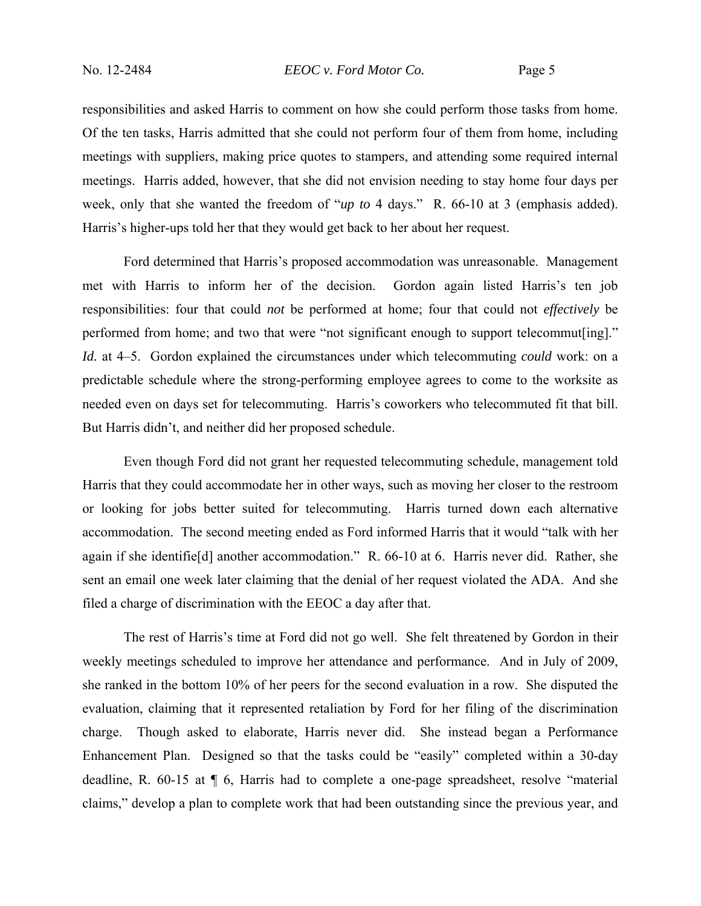responsibilities and asked Harris to comment on how she could perform those tasks from home. Of the ten tasks, Harris admitted that she could not perform four of them from home, including meetings with suppliers, making price quotes to stampers, and attending some required internal meetings. Harris added, however, that she did not envision needing to stay home four days per week, only that she wanted the freedom of "*up to* 4 days." R. 66-10 at 3 (emphasis added). Harris's higher-ups told her that they would get back to her about her request.

Ford determined that Harris's proposed accommodation was unreasonable. Management met with Harris to inform her of the decision. Gordon again listed Harris's ten job responsibilities: four that could *not* be performed at home; four that could not *effectively* be performed from home; and two that were "not significant enough to support telecommut[ing]." *Id.* at 4–5. Gordon explained the circumstances under which telecommuting *could* work: on a predictable schedule where the strong-performing employee agrees to come to the worksite as needed even on days set for telecommuting. Harris's coworkers who telecommuted fit that bill. But Harris didn't, and neither did her proposed schedule.

Even though Ford did not grant her requested telecommuting schedule, management told Harris that they could accommodate her in other ways, such as moving her closer to the restroom or looking for jobs better suited for telecommuting. Harris turned down each alternative accommodation. The second meeting ended as Ford informed Harris that it would "talk with her again if she identifie[d] another accommodation." R. 66-10 at 6. Harris never did. Rather, she sent an email one week later claiming that the denial of her request violated the ADA. And she filed a charge of discrimination with the EEOC a day after that.

The rest of Harris's time at Ford did not go well. She felt threatened by Gordon in their weekly meetings scheduled to improve her attendance and performance. And in July of 2009, she ranked in the bottom 10% of her peers for the second evaluation in a row. She disputed the evaluation, claiming that it represented retaliation by Ford for her filing of the discrimination charge. Though asked to elaborate, Harris never did. She instead began a Performance Enhancement Plan. Designed so that the tasks could be "easily" completed within a 30-day deadline, R. 60-15 at ¶ 6, Harris had to complete a one-page spreadsheet, resolve "material claims," develop a plan to complete work that had been outstanding since the previous year, and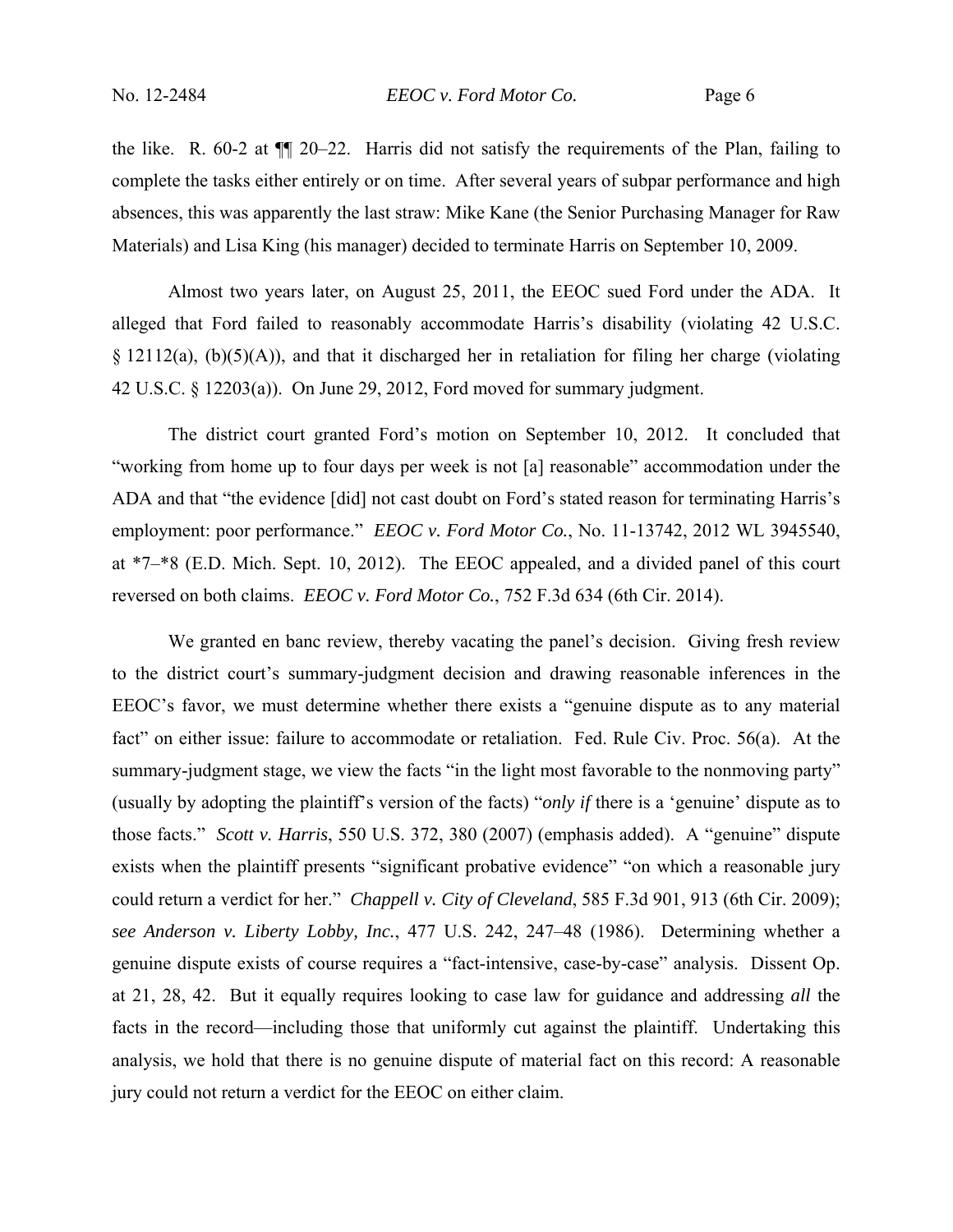the like. R. 60-2 at ¶¶ 20–22. Harris did not satisfy the requirements of the Plan, failing to complete the tasks either entirely or on time. After several years of subpar performance and high absences, this was apparently the last straw: Mike Kane (the Senior Purchasing Manager for Raw Materials) and Lisa King (his manager) decided to terminate Harris on September 10, 2009.

Almost two years later, on August 25, 2011, the EEOC sued Ford under the ADA. It alleged that Ford failed to reasonably accommodate Harris's disability (violating 42 U.S.C. § 12112(a), (b)(5)(A)), and that it discharged her in retaliation for filing her charge (violating 42 U.S.C. § 12203(a)). On June 29, 2012, Ford moved for summary judgment.

The district court granted Ford's motion on September 10, 2012. It concluded that "working from home up to four days per week is not [a] reasonable" accommodation under the ADA and that "the evidence [did] not cast doubt on Ford's stated reason for terminating Harris's employment: poor performance." *EEOC v. Ford Motor Co.*, No. 11-13742, 2012 WL 3945540, at *7–*8 (E.D. Mich. Sept. 10, 2012). The EEOC appealed, and a divided panel of this court reversed on both claims. *EEOC v. Ford Motor Co.*, 752 F.3d 634 (6th Cir. 2014).

We granted en banc review, thereby vacating the panel's decision. Giving fresh review to the district court's summary-judgment decision and drawing reasonable inferences in the EEOC's favor, we must determine whether there exists a "genuine dispute as to any material fact" on either issue: failure to accommodate or retaliation. Fed. Rule Civ. Proc. 56(a). At the summary-judgment stage, we view the facts "in the light most favorable to the nonmoving party" (usually by adopting the plaintiff's version of the facts) "*only if* there is a 'genuine' dispute as to those facts." *Scott v. Harris*, 550 U.S. 372, 380 (2007) (emphasis added). A "genuine" dispute exists when the plaintiff presents "significant probative evidence" "on which a reasonable jury could return a verdict for her." *Chappell v. City of Cleveland*, 585 F.3d 901, 913 (6th Cir. 2009); *see Anderson v. Liberty Lobby, Inc.*, 477 U.S. 242, 247–48 (1986). Determining whether a genuine dispute exists of course requires a "fact-intensive, case-by-case" analysis. Dissent Op. at 21, 28, 42. But it equally requires looking to case law for guidance and addressing *all* the facts in the record—including those that uniformly cut against the plaintiff. Undertaking this analysis, we hold that there is no genuine dispute of material fact on this record: A reasonable jury could not return a verdict for the EEOC on either claim.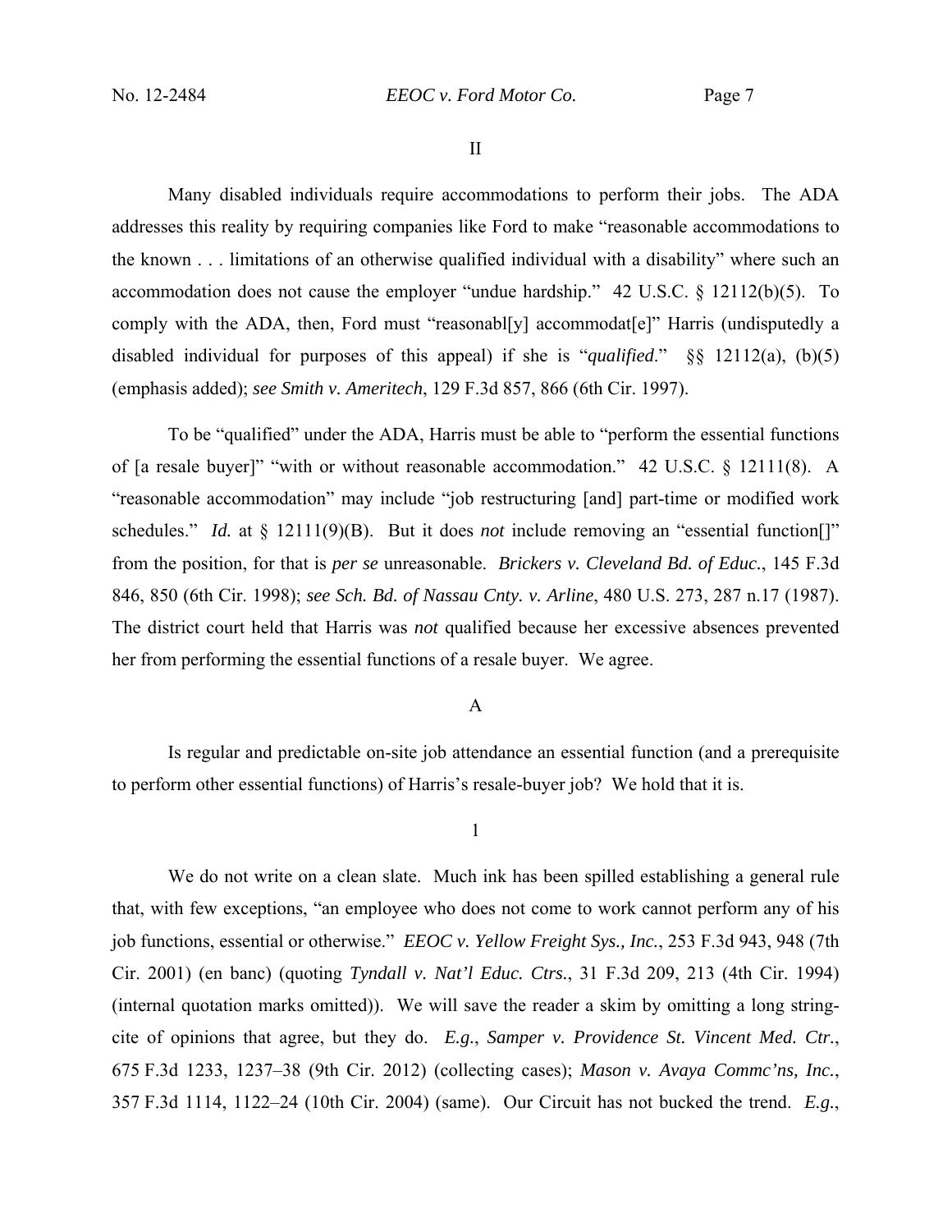II

Many disabled individuals require accommodations to perform their jobs. The ADA addresses this reality by requiring companies like Ford to make "reasonable accommodations to the known . . . limitations of an otherwise qualified individual with a disability" where such an accommodation does not cause the employer "undue hardship." 42 U.S.C. § 12112(b)(5). To comply with the ADA, then, Ford must "reasonabl[y] accommodat[e]" Harris (undisputedly a disabled individual for purposes of this appeal) if she is "*qualified*." §§ 12112(a), (b)(5) (emphasis added); *see Smith v. Ameritech*, 129 F.3d 857, 866 (6th Cir. 1997).

To be "qualified" under the ADA, Harris must be able to "perform the essential functions of [a resale buyer]" "with or without reasonable accommodation." 42 U.S.C. § 12111(8). A "reasonable accommodation" may include "job restructuring [and] part-time or modified work schedules." *Id.* at § 12111(9)(B). But it does *not* include removing an "essential function[]" from the position, for that is *per se* unreasonable. *Brickers v. Cleveland Bd. of Educ.*, 145 F.3d 846, 850 (6th Cir. 1998); *see Sch. Bd. of Nassau Cnty. v. Arline*, 480 U.S. 273, 287 n.17 (1987). The district court held that Harris was *not* qualified because her excessive absences prevented her from performing the essential functions of a resale buyer. We agree.

A

Is regular and predictable on-site job attendance an essential function (and a prerequisite to perform other essential functions) of Harris's resale-buyer job? We hold that it is.

1

We do not write on a clean slate. Much ink has been spilled establishing a general rule that, with few exceptions, "an employee who does not come to work cannot perform any of his job functions, essential or otherwise." *EEOC v. Yellow Freight Sys., Inc.*, 253 F.3d 943, 948 (7th Cir. 2001) (en banc) (quoting *Tyndall v. Nat'l Educ. Ctrs.*, 31 F.3d 209, 213 (4th Cir. 1994) (internal quotation marks omitted)). We will save the reader a skim by omitting a long string-cite of opinions that agree, but they do. *E.g.*, *Samper v. Providence St. Vincent Med. Ctr.*, 675 F.3d 1233, 1237–38 (9th Cir. 2012) (collecting cases); *Mason v. Avaya Commc'ns, Inc.*, 357 F.3d 1114, 1122–24 (10th Cir. 2004) (same). Our Circuit has not bucked the trend. *E.g.*,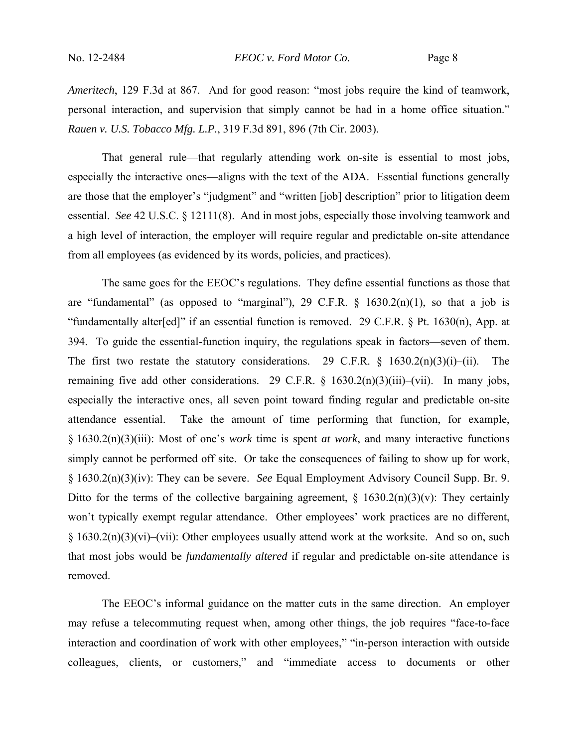*Ameritech*, 129 F.3d at 867. And for good reason: "most jobs require the kind of teamwork, personal interaction, and supervision that simply cannot be had in a home office situation." *Rauen v. U.S. Tobacco Mfg. L.P.*, 319 F.3d 891, 896 (7th Cir. 2003).

That general rule—that regularly attending work on-site is essential to most jobs, especially the interactive ones—aligns with the text of the ADA. Essential functions generally are those that the employer's "judgment" and "written [job] description" prior to litigation deem essential. *See* 42 U.S.C. § 12111(8). And in most jobs, especially those involving teamwork and a high level of interaction, the employer will require regular and predictable on-site attendance from all employees (as evidenced by its words, policies, and practices).

The same goes for the EEOC's regulations. They define essential functions as those that are "fundamental" (as opposed to "marginal"), 29 C.F.R. § 1630.2(n)(1), so that a job is "fundamentally alter[ed]" if an essential function is removed. 29 C.F.R. § Pt. 1630(n), App. at 394. To guide the essential-function inquiry, the regulations speak in factors—seven of them. The first two restate the statutory considerations. 29 C.F.R. § 1630.2(n)(3)(i)–(ii). The remaining five add other considerations. 29 C.F.R. § 1630.2(n)(3)(iii)–(vii). In many jobs, especially the interactive ones, all seven point toward finding regular and predictable on-site attendance essential. Take the amount of time performing that function, for example, § 1630.2(n)(3)(iii): Most of one's *work* time is spent *at work*, and many interactive functions simply cannot be performed off site. Or take the consequences of failing to show up for work, § 1630.2(n)(3)(iv): They can be severe. *See* Equal Employment Advisory Council Supp. Br. 9. Ditto for the terms of the collective bargaining agreement, § 1630.2(n)(3)(v): They certainly won't typically exempt regular attendance. Other employees' work practices are no different, § 1630.2(n)(3)(vi)–(vii): Other employees usually attend work at the worksite. And so on, such that most jobs would be *fundamentally altered* if regular and predictable on-site attendance is removed.

The EEOC's informal guidance on the matter cuts in the same direction. An employer may refuse a telecommuting request when, among other things, the job requires "face-to-face interaction and coordination of work with other employees," "in-person interaction with outside colleagues, clients, or customers," and "immediate access to documents or other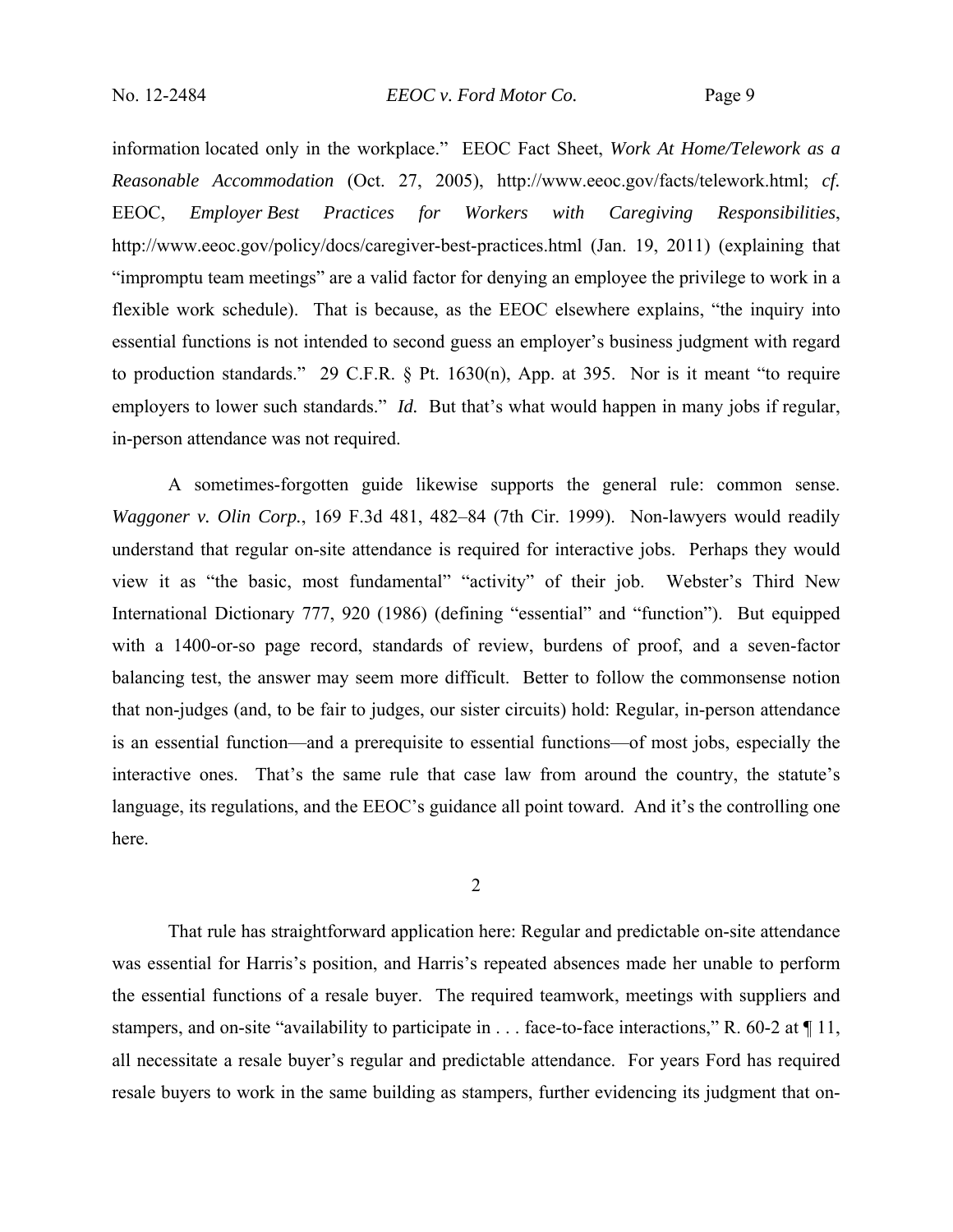information located only in the workplace." EEOC Fact Sheet, *Work At Home/Telework as a Reasonable Accommodation* (Oct. 27, 2005), http://www.eeoc.gov/facts/telework.html; *cf.* EEOC, *Employer Best Practices for Workers with Caregiving Responsibilities*, http://www.eeoc.gov/policy/docs/caregiver-best-practices.html (Jan. 19, 2011) (explaining that "impromptu team meetings" are a valid factor for denying an employee the privilege to work in a flexible work schedule). That is because, as the EEOC elsewhere explains, "the inquiry into essential functions is not intended to second guess an employer's business judgment with regard to production standards." 29 C.F.R. § Pt. 1630(n), App. at 395. Nor is it meant "to require employers to lower such standards." *Id.* But that's what would happen in many jobs if regular, in-person attendance was not required.

A sometimes-forgotten guide likewise supports the general rule: common sense. *Waggoner v. Olin Corp.*, 169 F.3d 481, 482–84 (7th Cir. 1999). Non-lawyers would readily understand that regular on-site attendance is required for interactive jobs. Perhaps they would view it as "the basic, most fundamental" "activity" of their job. Webster's Third New International Dictionary 777, 920 (1986) (defining "essential" and "function"). But equipped with a 1400-or-so page record, standards of review, burdens of proof, and a seven-factor balancing test, the answer may seem more difficult. Better to follow the commonsense notion that non-judges (and, to be fair to judges, our sister circuits) hold: Regular, in-person attendance is an essential function—and a prerequisite to essential functions—of most jobs, especially the interactive ones. That's the same rule that case law from around the country, the statute's language, its regulations, and the EEOC's guidance all point toward. And it's the controlling one here.

2

That rule has straightforward application here: Regular and predictable on-site attendance was essential for Harris's position, and Harris's repeated absences made her unable to perform the essential functions of a resale buyer. The required teamwork, meetings with suppliers and stampers, and on-site "availability to participate in . . . face-to-face interactions," R. 60-2 at ¶ 11, all necessitate a resale buyer's regular and predictable attendance. For years Ford has required resale buyers to work in the same building as stampers, further evidencing its judgment that on-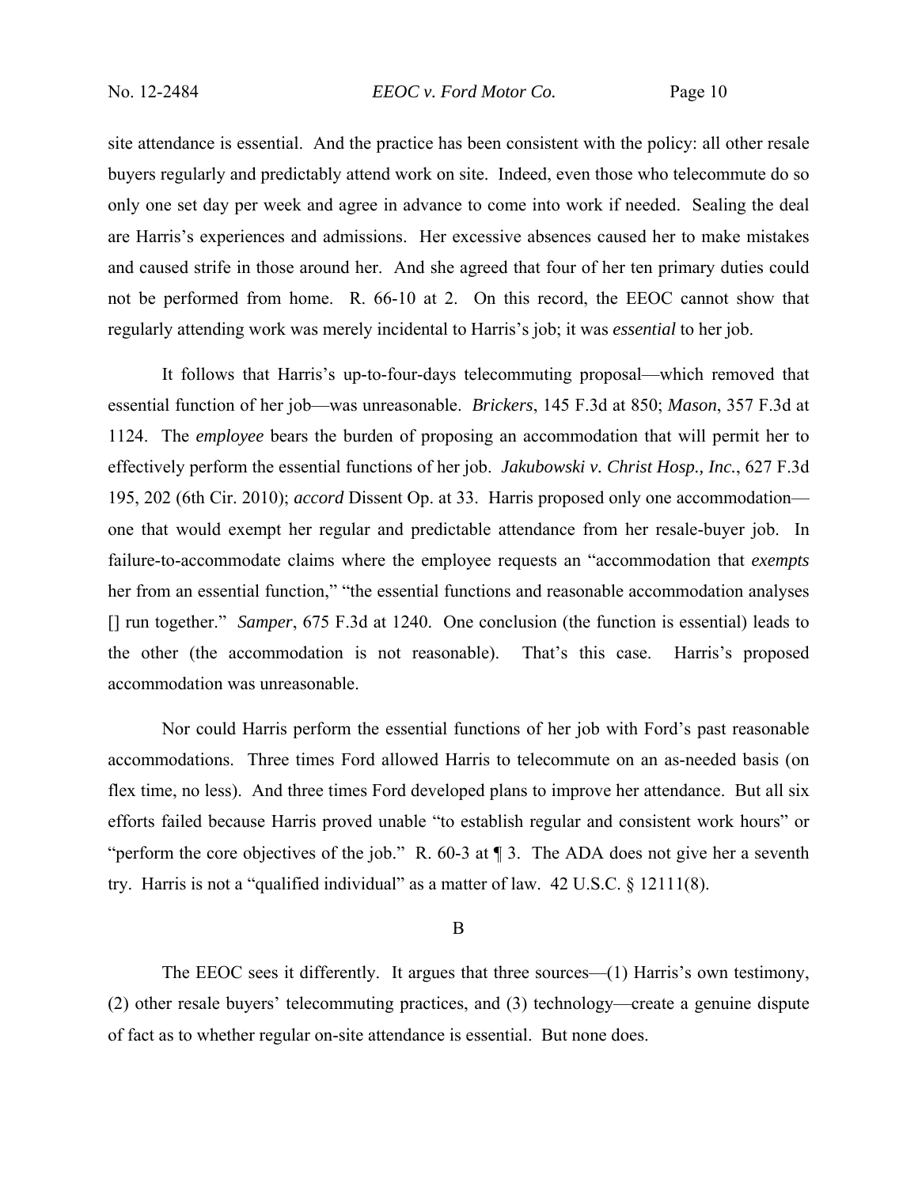site attendance is essential. And the practice has been consistent with the policy: all other resale buyers regularly and predictably attend work on site. Indeed, even those who telecommute do so only one set day per week and agree in advance to come into work if needed. Sealing the deal are Harris's experiences and admissions. Her excessive absences caused her to make mistakes and caused strife in those around her. And she agreed that four of her ten primary duties could not be performed from home. R. 66-10 at 2. On this record, the EEOC cannot show that regularly attending work was merely incidental to Harris's job; it was *essential* to her job.

It follows that Harris's up-to-four-days telecommuting proposal—which removed that essential function of her job—was unreasonable. *Brickers*, 145 F.3d at 850; *Mason*, 357 F.3d at 1124. The *employee* bears the burden of proposing an accommodation that will permit her to effectively perform the essential functions of her job. *Jakubowski v. Christ Hosp., Inc.*, 627 F.3d 195, 202 (6th Cir. 2010); *accord* Dissent Op. at 33. Harris proposed only one accommodation—one that would exempt her regular and predictable attendance from her resale-buyer job. In failure-to-accommodate claims where the employee requests an "accommodation that *exempts* her from an essential function," "the essential functions and reasonable accommodation analyses [] run together." *Samper*, 675 F.3d at 1240. One conclusion (the function is essential) leads to the other (the accommodation is not reasonable). That's this case. Harris's proposed accommodation was unreasonable.

Nor could Harris perform the essential functions of her job with Ford's past reasonable accommodations. Three times Ford allowed Harris to telecommute on an as-needed basis (on flex time, no less). And three times Ford developed plans to improve her attendance. But all six efforts failed because Harris proved unable "to establish regular and consistent work hours" or "perform the core objectives of the job." R. 60-3 at ¶ 3. The ADA does not give her a seventh try. Harris is not a "qualified individual" as a matter of law. 42 U.S.C. § 12111(8).

B

The EEOC sees it differently. It argues that three sources—(1) Harris's own testimony, (2) other resale buyers' telecommuting practices, and (3) technology—create a genuine dispute of fact as to whether regular on-site attendance is essential. But none does.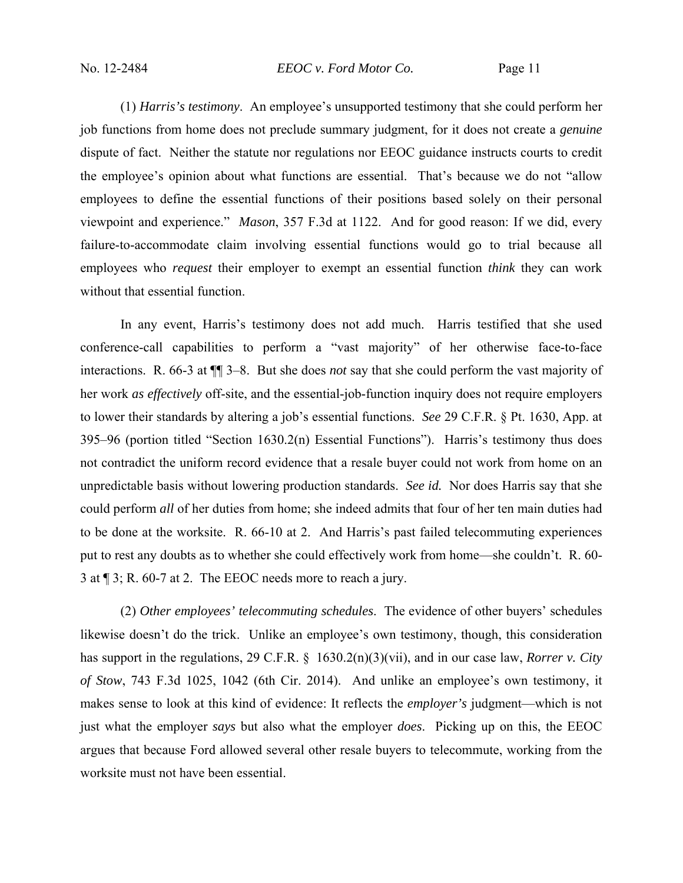(1) *Harris's testimony*. An employee's unsupported testimony that she could perform her job functions from home does not preclude summary judgment, for it does not create a *genuine* dispute of fact. Neither the statute nor regulations nor EEOC guidance instructs courts to credit the employee's opinion about what functions are essential. That's because we do not "allow employees to define the essential functions of their positions based solely on their personal viewpoint and experience." *Mason*, 357 F.3d at 1122. And for good reason: If we did, every failure-to-accommodate claim involving essential functions would go to trial because all employees who *request* their employer to exempt an essential function *think* they can work without that essential function.

In any event, Harris's testimony does not add much. Harris testified that she used conference-call capabilities to perform a "vast majority" of her otherwise face-to-face interactions. R. 66-3 at ¶¶ 3–8. But she does *not* say that she could perform the vast majority of her work *as effectively* off-site, and the essential-job-function inquiry does not require employers to lower their standards by altering a job's essential functions. *See* 29 C.F.R. § Pt. 1630, App. at 395–96 (portion titled "Section 1630.2(n) Essential Functions"). Harris's testimony thus does not contradict the uniform record evidence that a resale buyer could not work from home on an unpredictable basis without lowering production standards. *See id.* Nor does Harris say that she could perform *all* of her duties from home; she indeed admits that four of her ten main duties had to be done at the worksite. R. 66-10 at 2. And Harris's past failed telecommuting experiences put to rest any doubts as to whether she could effectively work from home—she couldn't. R. 60-3 at ¶ 3; R. 60-7 at 2. The EEOC needs more to reach a jury.

(2) *Other employees' telecommuting schedules*. The evidence of other buyers' schedules likewise doesn't do the trick. Unlike an employee's own testimony, though, this consideration has support in the regulations, 29 C.F.R. § 1630.2(n)(3)(vii), and in our case law, *Rorrer v. City of Stow*, 743 F.3d 1025, 1042 (6th Cir. 2014). And unlike an employee's own testimony, it makes sense to look at this kind of evidence: It reflects the *employer's* judgment—which is not just what the employer *says* but also what the employer *does*. Picking up on this, the EEOC argues that because Ford allowed several other resale buyers to telecommute, working from the worksite must not have been essential.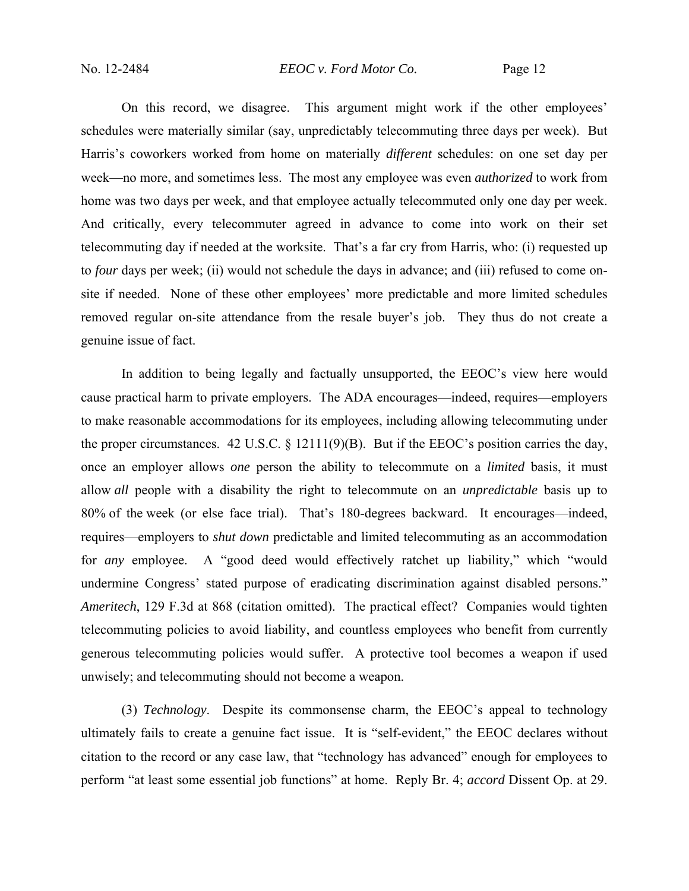On this record, we disagree. This argument might work if the other employees' schedules were materially similar (say, unpredictably telecommuting three days per week). But Harris's coworkers worked from home on materially *different* schedules: on one set day per week—no more, and sometimes less. The most any employee was even *authorized* to work from home was two days per week, and that employee actually telecommuted only one day per week. And critically, every telecommuter agreed in advance to come into work on their set telecommuting day if needed at the worksite. That's a far cry from Harris, who: (i) requested up to *four* days per week; (ii) would not schedule the days in advance; and (iii) refused to come on-site if needed. None of these other employees' more predictable and more limited schedules removed regular on-site attendance from the resale buyer's job. They thus do not create a genuine issue of fact.

In addition to being legally and factually unsupported, the EEOC's view here would cause practical harm to private employers. The ADA encourages—indeed, requires—employers to make reasonable accommodations for its employees, including allowing telecommuting under the proper circumstances. 42 U.S.C. § 12111(9)(B). But if the EEOC's position carries the day, once an employer allows *one* person the ability to telecommute on a *limited* basis, it must allow *all* people with a disability the right to telecommute on an *unpredictable* basis up to 80% of the week (or else face trial). That's 180-degrees backward. It encourages—indeed, requires—employers to *shut down* predictable and limited telecommuting as an accommodation for *any* employee. A "good deed would effectively ratchet up liability," which "would undermine Congress' stated purpose of eradicating discrimination against disabled persons." *Ameritech*, 129 F.3d at 868 (citation omitted). The practical effect? Companies would tighten telecommuting policies to avoid liability, and countless employees who benefit from currently generous telecommuting policies would suffer. A protective tool becomes a weapon if used unwisely; and telecommuting should not become a weapon.

(3) *Technology*. Despite its commonsense charm, the EEOC's appeal to technology ultimately fails to create a genuine fact issue. It is "self-evident," the EEOC declares without citation to the record or any case law, that "technology has advanced" enough for employees to perform "at least some essential job functions" at home. Reply Br. 4; *accord* Dissent Op. at 29.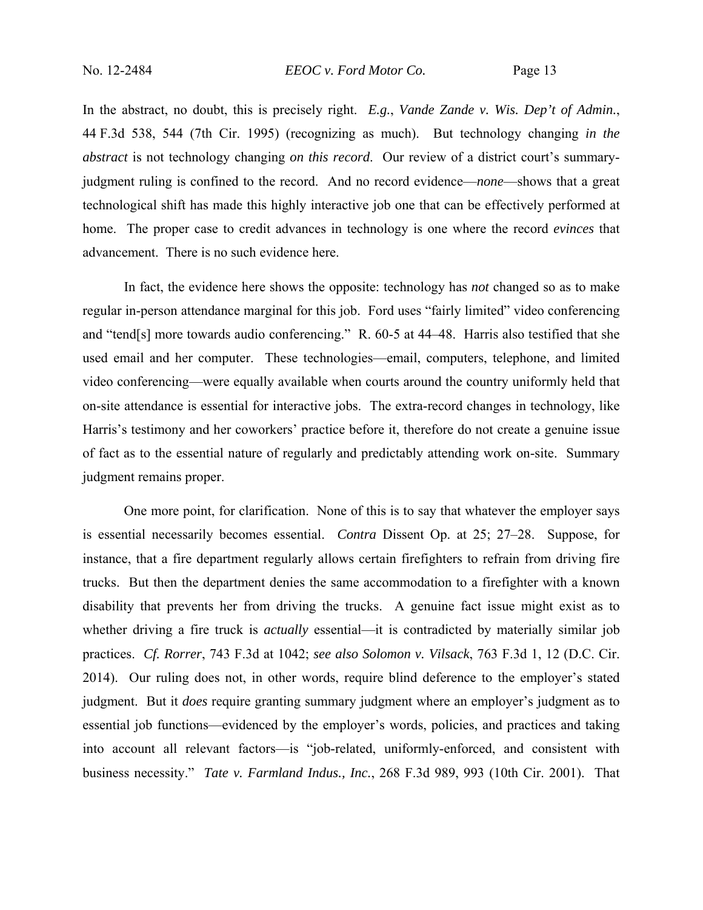In the abstract, no doubt, this is precisely right. *E.g.*, *Vande Zande v. Wis. Dep't of Admin.*, 44 F.3d 538, 544 (7th Cir. 1995) (recognizing as much). But technology changing *in the abstract* is not technology changing *on this record*. Our review of a district court's summary-judgment ruling is confined to the record. And no record evidence—*none*—shows that a great technological shift has made this highly interactive job one that can be effectively performed at home. The proper case to credit advances in technology is one where the record *evinces* that advancement. There is no such evidence here.

In fact, the evidence here shows the opposite: technology has *not* changed so as to make regular in-person attendance marginal for this job. Ford uses "fairly limited" video conferencing and "tend[s] more towards audio conferencing." R. 60-5 at 44–48. Harris also testified that she used email and her computer. These technologies—email, computers, telephone, and limited video conferencing—were equally available when courts around the country uniformly held that on-site attendance is essential for interactive jobs. The extra-record changes in technology, like Harris's testimony and her coworkers' practice before it, therefore do not create a genuine issue of fact as to the essential nature of regularly and predictably attending work on-site. Summary judgment remains proper.

One more point, for clarification. None of this is to say that whatever the employer says is essential necessarily becomes essential. *Contra* Dissent Op. at 25; 27–28. Suppose, for instance, that a fire department regularly allows certain firefighters to refrain from driving fire trucks. But then the department denies the same accommodation to a firefighter with a known disability that prevents her from driving the trucks. A genuine fact issue might exist as to whether driving a fire truck is *actually* essential—it is contradicted by materially similar job practices. *Cf. Rorrer*, 743 F.3d at 1042; *see also Solomon v. Vilsack*, 763 F.3d 1, 12 (D.C. Cir. 2014). Our ruling does not, in other words, require blind deference to the employer's stated judgment. But it *does* require granting summary judgment where an employer's judgment as to essential job functions—evidenced by the employer's words, policies, and practices and taking into account all relevant factors—is "job-related, uniformly-enforced, and consistent with business necessity." *Tate v. Farmland Indus., Inc.*, 268 F.3d 989, 993 (10th Cir. 2001). That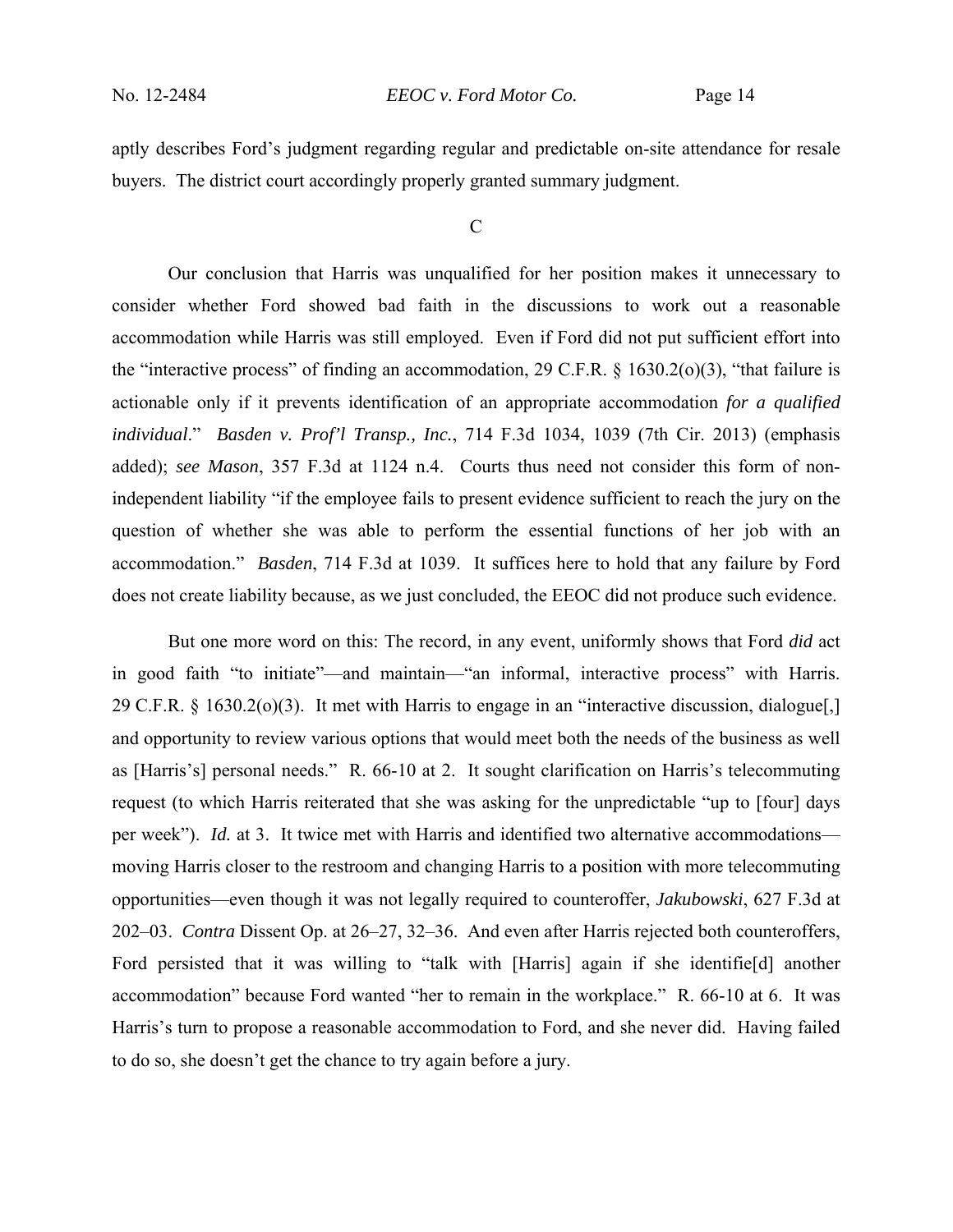aptly describes Ford's judgment regarding regular and predictable on-site attendance for resale buyers. The district court accordingly properly granted summary judgment.

### C

Our conclusion that Harris was unqualified for her position makes it unnecessary to consider whether Ford showed bad faith in the discussions to work out a reasonable accommodation while Harris was still employed. Even if Ford did not put sufficient effort into the "interactive process" of finding an accommodation, 29 C.F.R. § 1630.2(o)(3), "that failure is actionable only if it prevents identification of an appropriate accommodation *for a qualified individual*." *Basden v. Prof'l Transp., Inc.*, 714 F.3d 1034, 1039 (7th Cir. 2013) (emphasis added); *see Mason*, 357 F.3d at 1124 n.4. Courts thus need not consider this form of non-independent liability "if the employee fails to present evidence sufficient to reach the jury on the question of whether she was able to perform the essential functions of her job with an accommodation." *Basden*, 714 F.3d at 1039. It suffices here to hold that any failure by Ford does not create liability because, as we just concluded, the EEOC did not produce such evidence.

But one more word on this: The record, in any event, uniformly shows that Ford *did* act in good faith "to initiate"—and maintain—"an informal, interactive process" with Harris. 29 C.F.R. § 1630.2(o)(3). It met with Harris to engage in an "interactive discussion, dialogue[,] and opportunity to review various options that would meet both the needs of the business as well as [Harris's] personal needs." R. 66-10 at 2. It sought clarification on Harris's telecommuting request (to which Harris reiterated that she was asking for the unpredictable "up to [four] days per week"). *Id.* at 3. It twice met with Harris and identified two alternative accommodations—moving Harris closer to the restroom and changing Harris to a position with more telecommuting opportunities—even though it was not legally required to counteroffer, *Jakubowski*, 627 F.3d at 202–03. *Contra* Dissent Op. at 26–27, 32–36. And even after Harris rejected both counteroffers, Ford persisted that it was willing to "talk with [Harris] again if she identifie[d] another accommodation" because Ford wanted "her to remain in the workplace." R. 66-10 at 6. It was Harris's turn to propose a reasonable accommodation to Ford, and she never did. Having failed to do so, she doesn't get the chance to try again before a jury.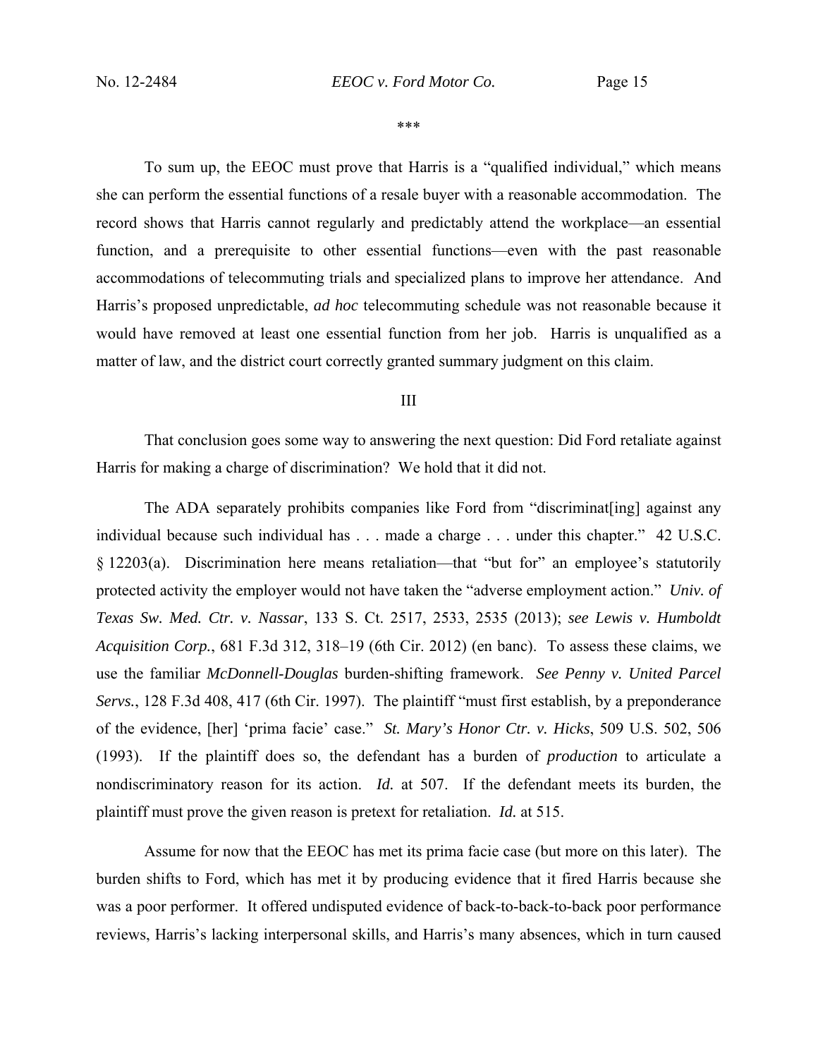\*\*\*

To sum up, the EEOC must prove that Harris is a "qualified individual," which means she can perform the essential functions of a resale buyer with a reasonable accommodation. The record shows that Harris cannot regularly and predictably attend the workplace—an essential function, and a prerequisite to other essential functions—even with the past reasonable accommodations of telecommuting trials and specialized plans to improve her attendance. And Harris's proposed unpredictable, *ad hoc* telecommuting schedule was not reasonable because it would have removed at least one essential function from her job. Harris is unqualified as a matter of law, and the district court correctly granted summary judgment on this claim.

## III

That conclusion goes some way to answering the next question: Did Ford retaliate against Harris for making a charge of discrimination? We hold that it did not.

The ADA separately prohibits companies like Ford from "discriminat[ing] against any individual because such individual has . . . made a charge . . . under this chapter." 42 U.S.C. § 12203(a). Discrimination here means retaliation—that "but for" an employee's statutorily protected activity the employer would not have taken the "adverse employment action." *Univ. of Texas Sw. Med. Ctr. v. Nassar*, 133 S. Ct. 2517, 2533, 2535 (2013); *see Lewis v. Humboldt Acquisition Corp.*, 681 F.3d 312, 318–19 (6th Cir. 2012) (en banc). To assess these claims, we use the familiar *McDonnell-Douglas* burden-shifting framework. *See Penny v. United Parcel Servs.*, 128 F.3d 408, 417 (6th Cir. 1997). The plaintiff "must first establish, by a preponderance of the evidence, [her] 'prima facie' case." *St. Mary's Honor Ctr. v. Hicks*, 509 U.S. 502, 506 (1993). If the plaintiff does so, the defendant has a burden of *production* to articulate a nondiscriminatory reason for its action. *Id.* at 507. If the defendant meets its burden, the plaintiff must prove the given reason is pretext for retaliation. *Id.* at 515.

Assume for now that the EEOC has met its prima facie case (but more on this later). The burden shifts to Ford, which has met it by producing evidence that it fired Harris because she was a poor performer. It offered undisputed evidence of back-to-back-to-back poor performance reviews, Harris's lacking interpersonal skills, and Harris's many absences, which in turn caused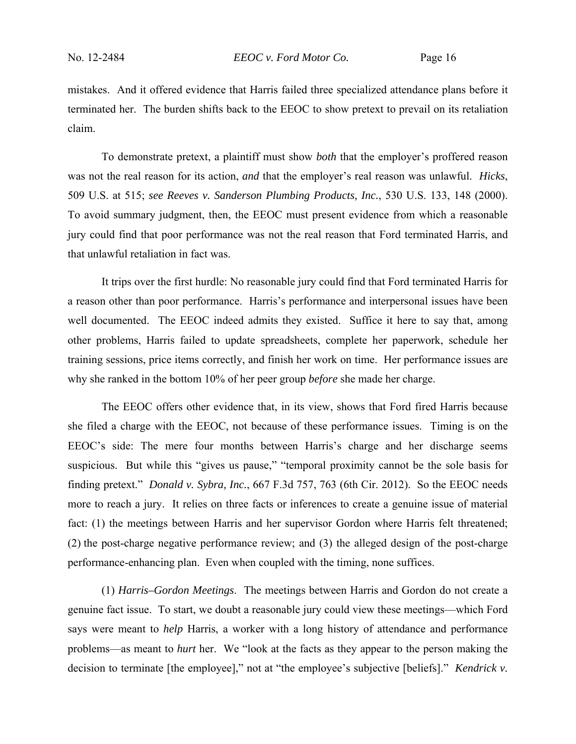mistakes. And it offered evidence that Harris failed three specialized attendance plans before it terminated her. The burden shifts back to the EEOC to show pretext to prevail on its retaliation claim.

To demonstrate pretext, a plaintiff must show *both* that the employer's proffered reason was not the real reason for its action, *and* that the employer's real reason was unlawful. *Hicks*, 509 U.S. at 515; *see Reeves v. Sanderson Plumbing Products, Inc.*, 530 U.S. 133, 148 (2000). To avoid summary judgment, then, the EEOC must present evidence from which a reasonable jury could find that poor performance was not the real reason that Ford terminated Harris, and that unlawful retaliation in fact was.

It trips over the first hurdle: No reasonable jury could find that Ford terminated Harris for a reason other than poor performance. Harris's performance and interpersonal issues have been well documented. The EEOC indeed admits they existed. Suffice it here to say that, among other problems, Harris failed to update spreadsheets, complete her paperwork, schedule her training sessions, price items correctly, and finish her work on time. Her performance issues are why she ranked in the bottom 10% of her peer group *before* she made her charge.

The EEOC offers other evidence that, in its view, shows that Ford fired Harris because she filed a charge with the EEOC, not because of these performance issues. Timing is on the EEOC's side: The mere four months between Harris's charge and her discharge seems suspicious. But while this "gives us pause," "temporal proximity cannot be the sole basis for finding pretext." *Donald v. Sybra, Inc.*, 667 F.3d 757, 763 (6th Cir. 2012). So the EEOC needs more to reach a jury. It relies on three facts or inferences to create a genuine issue of material fact: (1) the meetings between Harris and her supervisor Gordon where Harris felt threatened; (2) the post-charge negative performance review; and (3) the alleged design of the post-charge performance-enhancing plan. Even when coupled with the timing, none suffices.

(1) *Harris–Gordon Meetings*. The meetings between Harris and Gordon do not create a genuine fact issue. To start, we doubt a reasonable jury could view these meetings—which Ford says were meant to *help* Harris, a worker with a long history of attendance and performance problems—as meant to *hurt* her. We "look at the facts as they appear to the person making the decision to terminate [the employee]," not at "the employee's subjective [beliefs]." *Kendrick v.*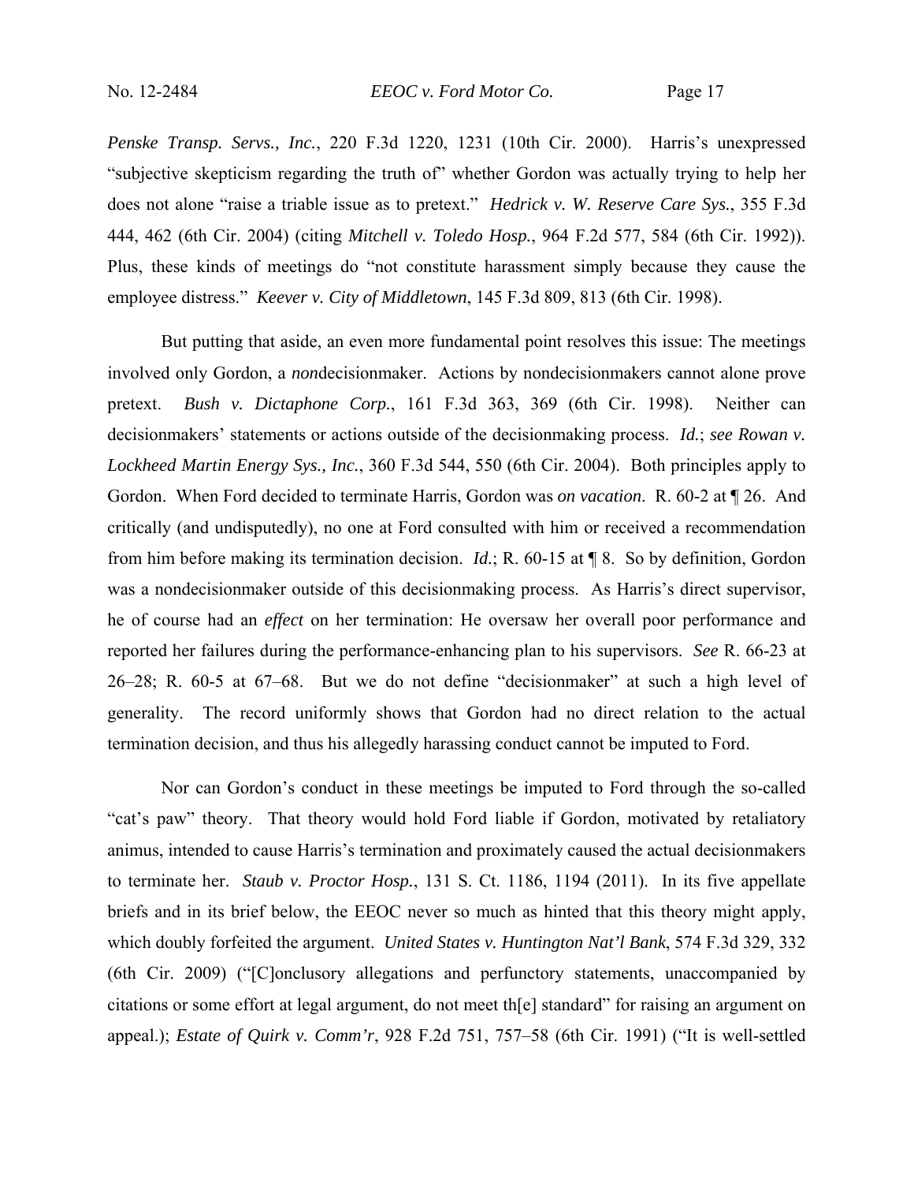*Penske Transp. Servs., Inc.*, 220 F.3d 1220, 1231 (10th Cir. 2000). Harris's unexpressed "subjective skepticism regarding the truth of" whether Gordon was actually trying to help her does not alone "raise a triable issue as to pretext." *Hedrick v. W. Reserve Care Sys.*, 355 F.3d 444, 462 (6th Cir. 2004) (citing *Mitchell v. Toledo Hosp.*, 964 F.2d 577, 584 (6th Cir. 1992)). Plus, these kinds of meetings do "not constitute harassment simply because they cause the employee distress." *Keever v. City of Middletown*, 145 F.3d 809, 813 (6th Cir. 1998).

But putting that aside, an even more fundamental point resolves this issue: The meetings involved only Gordon, a *non*decisionmaker. Actions by nondecisionmakers cannot alone prove pretext. *Bush v. Dictaphone Corp.*, 161 F.3d 363, 369 (6th Cir. 1998). Neither can decisionmakers' statements or actions outside of the decisionmaking process. *Id.*; *see Rowan v. Lockheed Martin Energy Sys., Inc.*, 360 F.3d 544, 550 (6th Cir. 2004). Both principles apply to Gordon. When Ford decided to terminate Harris, Gordon was *on vacation*. R. 60-2 at ¶ 26. And critically (and undisputedly), no one at Ford consulted with him or received a recommendation from him before making its termination decision. *Id.*; R. 60-15 at ¶ 8. So by definition, Gordon was a nondecisionmaker outside of this decisionmaking process. As Harris's direct supervisor, he of course had an *effect* on her termination: He oversaw her overall poor performance and reported her failures during the performance-enhancing plan to his supervisors. *See* R. 66-23 at 26–28; R. 60-5 at 67–68. But we do not define "decisionmaker" at such a high level of generality. The record uniformly shows that Gordon had no direct relation to the actual termination decision, and thus his allegedly harassing conduct cannot be imputed to Ford.

Nor can Gordon's conduct in these meetings be imputed to Ford through the so-called "cat's paw" theory. That theory would hold Ford liable if Gordon, motivated by retaliatory animus, intended to cause Harris's termination and proximately caused the actual decisionmakers to terminate her. *Staub v. Proctor Hosp.*, 131 S. Ct. 1186, 1194 (2011). In its five appellate briefs and in its brief below, the EEOC never so much as hinted that this theory might apply, which doubly forfeited the argument. *United States v. Huntington Nat'l Bank*, 574 F.3d 329, 332 (6th Cir. 2009) ("[C]onclusory allegations and perfunctory statements, unaccompanied by citations or some effort at legal argument, do not meet th[e] standard" for raising an argument on appeal.); *Estate of Quirk v. Comm'r*, 928 F.2d 751, 757–58 (6th Cir. 1991) ("It is well-settled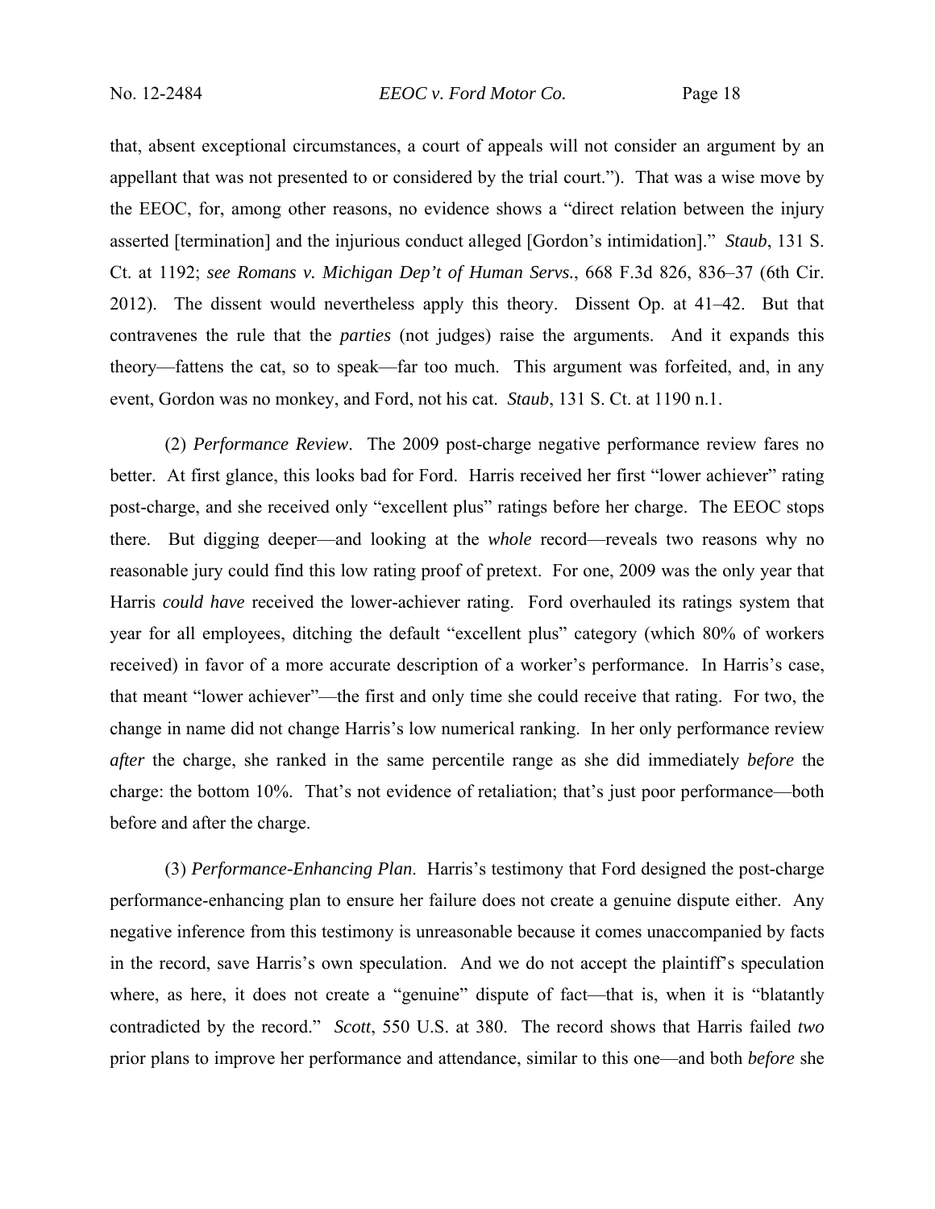that, absent exceptional circumstances, a court of appeals will not consider an argument by an appellant that was not presented to or considered by the trial court."). That was a wise move by the EEOC, for, among other reasons, no evidence shows a "direct relation between the injury asserted [termination] and the injurious conduct alleged [Gordon's intimidation]." *Staub*, 131 S. Ct. at 1192; *see Romans v. Michigan Dep't of Human Servs.*, 668 F.3d 826, 836–37 (6th Cir. 2012). The dissent would nevertheless apply this theory. Dissent Op. at 41–42. But that contravenes the rule that the *parties* (not judges) raise the arguments. And it expands this theory—fattens the cat, so to speak—far too much. This argument was forfeited, and, in any event, Gordon was no monkey, and Ford, not his cat. *Staub*, 131 S. Ct. at 1190 n.1.

(2) *Performance Review*. The 2009 post-charge negative performance review fares no better. At first glance, this looks bad for Ford. Harris received her first "lower achiever" rating post-charge, and she received only "excellent plus" ratings before her charge. The EEOC stops there. But digging deeper—and looking at the *whole* record—reveals two reasons why no reasonable jury could find this low rating proof of pretext. For one, 2009 was the only year that Harris *could have* received the lower-achiever rating. Ford overhauled its ratings system that year for all employees, ditching the default "excellent plus" category (which 80% of workers received) in favor of a more accurate description of a worker's performance. In Harris's case, that meant "lower achiever"—the first and only time she could receive that rating. For two, the change in name did not change Harris's low numerical ranking. In her only performance review *after* the charge, she ranked in the same percentile range as she did immediately *before* the charge: the bottom 10%. That's not evidence of retaliation; that's just poor performance—both before and after the charge.

(3) *Performance-Enhancing Plan*. Harris's testimony that Ford designed the post-charge performance-enhancing plan to ensure her failure does not create a genuine dispute either. Any negative inference from this testimony is unreasonable because it comes unaccompanied by facts in the record, save Harris's own speculation. And we do not accept the plaintiff's speculation where, as here, it does not create a "genuine" dispute of fact—that is, when it is "blatantly contradicted by the record." *Scott*, 550 U.S. at 380. The record shows that Harris failed *two* prior plans to improve her performance and attendance, similar to this one—and both *before* she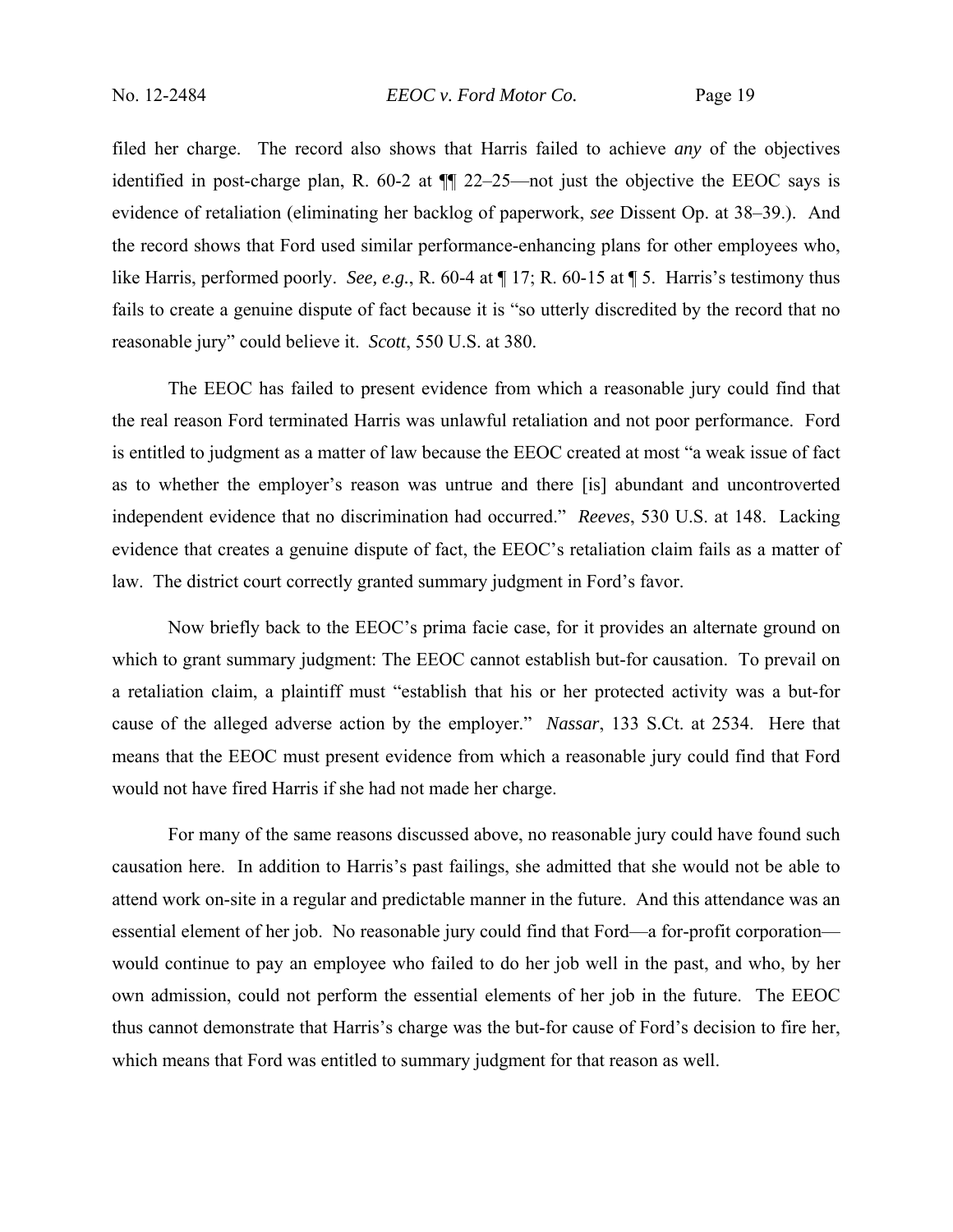filed her charge. The record also shows that Harris failed to achieve *any* of the objectives identified in post-charge plan, R. 60-2 at ¶¶ 22–25—not just the objective the EEOC says is evidence of retaliation (eliminating her backlog of paperwork, *see* Dissent Op. at 38–39.). And the record shows that Ford used similar performance-enhancing plans for other employees who, like Harris, performed poorly. *See, e.g.*, R. 60-4 at ¶ 17; R. 60-15 at ¶ 5. Harris's testimony thus fails to create a genuine dispute of fact because it is "so utterly discredited by the record that no reasonable jury" could believe it. *Scott*, 550 U.S. at 380.

The EEOC has failed to present evidence from which a reasonable jury could find that the real reason Ford terminated Harris was unlawful retaliation and not poor performance. Ford is entitled to judgment as a matter of law because the EEOC created at most "a weak issue of fact as to whether the employer's reason was untrue and there [is] abundant and uncontroverted independent evidence that no discrimination had occurred." *Reeves*, 530 U.S. at 148. Lacking evidence that creates a genuine dispute of fact, the EEOC's retaliation claim fails as a matter of law. The district court correctly granted summary judgment in Ford's favor.

Now briefly back to the EEOC's prima facie case, for it provides an alternate ground on which to grant summary judgment: The EEOC cannot establish but-for causation. To prevail on a retaliation claim, a plaintiff must "establish that his or her protected activity was a but-for cause of the alleged adverse action by the employer." *Nassar*, 133 S.Ct. at 2534. Here that means that the EEOC must present evidence from which a reasonable jury could find that Ford would not have fired Harris if she had not made her charge.

For many of the same reasons discussed above, no reasonable jury could have found such causation here. In addition to Harris's past failings, she admitted that she would not be able to attend work on-site in a regular and predictable manner in the future. And this attendance was an essential element of her job. No reasonable jury could find that Ford—a for-profit corporation—would continue to pay an employee who failed to do her job well in the past, and who, by her own admission, could not perform the essential elements of her job in the future. The EEOC thus cannot demonstrate that Harris's charge was the but-for cause of Ford's decision to fire her, which means that Ford was entitled to summary judgment for that reason as well.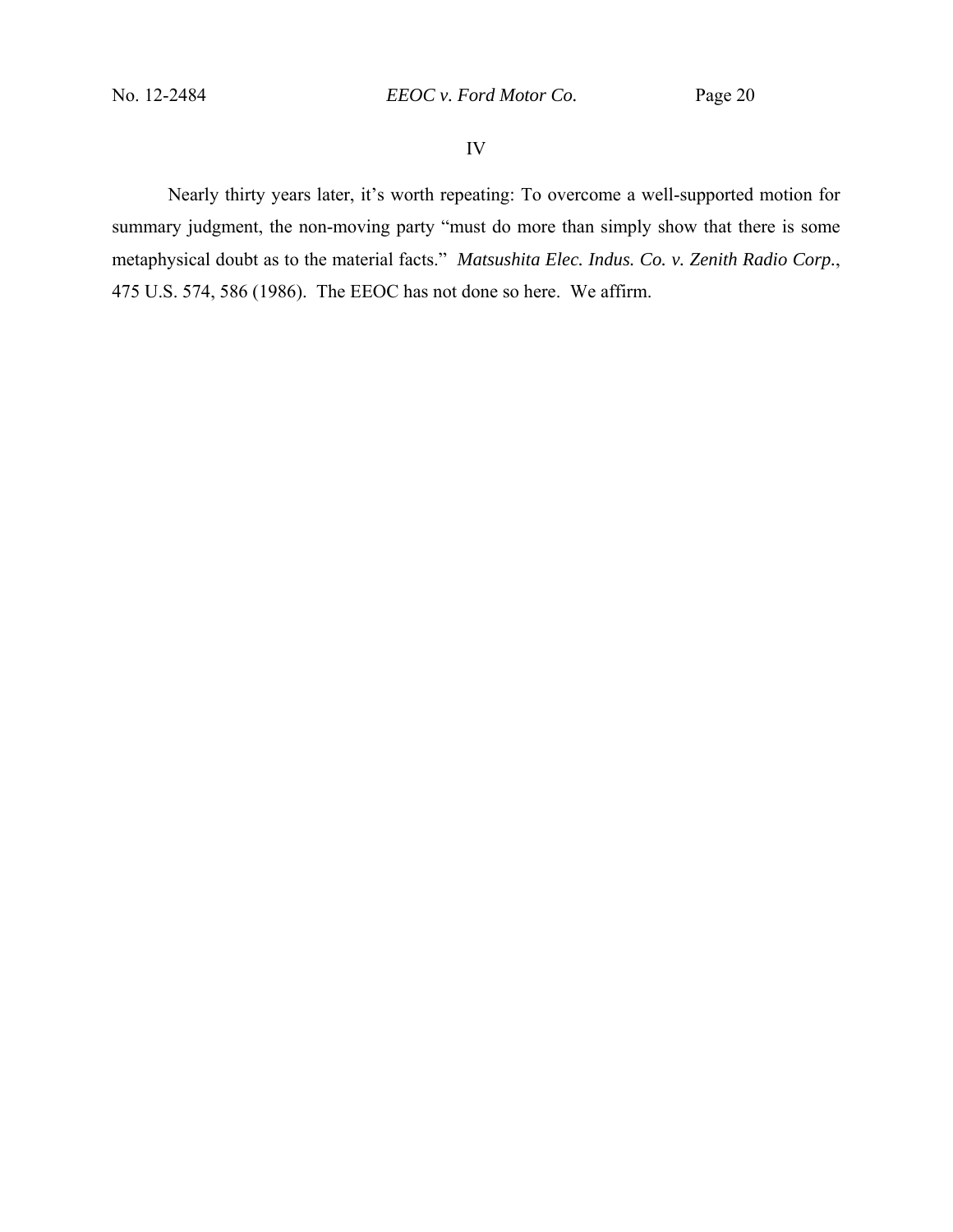## IV

Nearly thirty years later, it's worth repeating: To overcome a well-supported motion for summary judgment, the non-moving party "must do more than simply show that there is some metaphysical doubt as to the material facts." *Matsushita Elec. Indus. Co. v. Zenith Radio Corp.*, 475 U.S. 574, 586 (1986). The EEOC has not done so here. We affirm.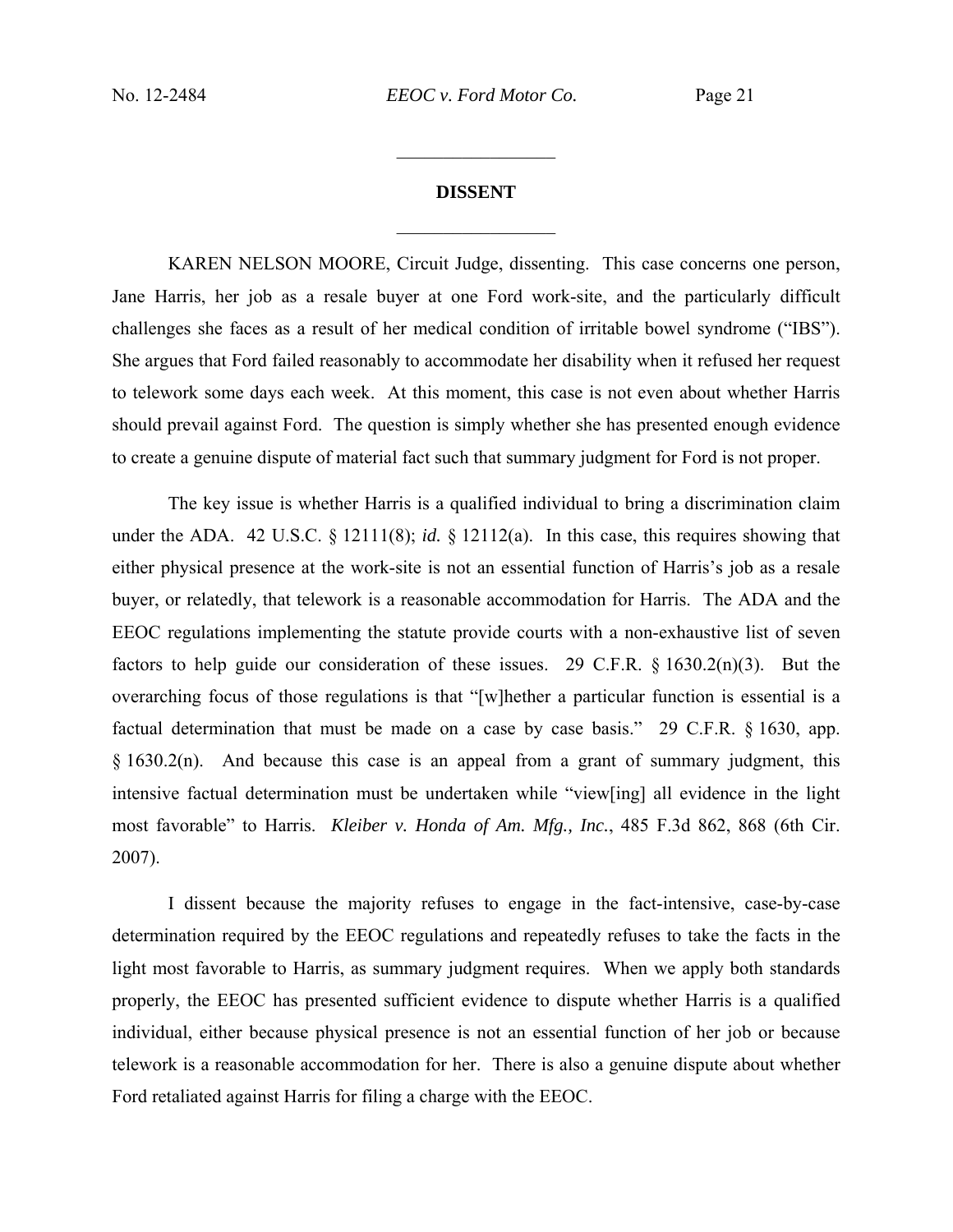## DISSENT

KAREN NELSON MOORE, Circuit Judge, dissenting. This case concerns one person, Jane Harris, her job as a resale buyer at one Ford work-site, and the particularly difficult challenges she faces as a result of her medical condition of irritable bowel syndrome ("IBS"). She argues that Ford failed reasonably to accommodate her disability when it refused her request to telework some days each week. At this moment, this case is not even about whether Harris should prevail against Ford. The question is simply whether she has presented enough evidence to create a genuine dispute of material fact such that summary judgment for Ford is not proper.

The key issue is whether Harris is a qualified individual to bring a discrimination claim under the ADA. 42 U.S.C. § 12111(8); *id.* § 12112(a). In this case, this requires showing that either physical presence at the work-site is not an essential function of Harris's job as a resale buyer, or relatedly, that telework is a reasonable accommodation for Harris. The ADA and the EEOC regulations implementing the statute provide courts with a non-exhaustive list of seven factors to help guide our consideration of these issues. 29 C.F.R. § 1630.2(n)(3). But the overarching focus of those regulations is that "[w]hether a particular function is essential is a factual determination that must be made on a case by case basis." 29 C.F.R. § 1630, app. § 1630.2(n). And because this case is an appeal from a grant of summary judgment, this intensive factual determination must be undertaken while "view[ing] all evidence in the light most favorable" to Harris. *Kleiber v. Honda of Am. Mfg., Inc.*, 485 F.3d 862, 868 (6th Cir. 2007).

I dissent because the majority refuses to engage in the fact-intensive, case-by-case determination required by the EEOC regulations and repeatedly refuses to take the facts in the light most favorable to Harris, as summary judgment requires. When we apply both standards properly, the EEOC has presented sufficient evidence to dispute whether Harris is a qualified individual, either because physical presence is not an essential function of her job or because telework is a reasonable accommodation for her. There is also a genuine dispute about whether Ford retaliated against Harris for filing a charge with the EEOC.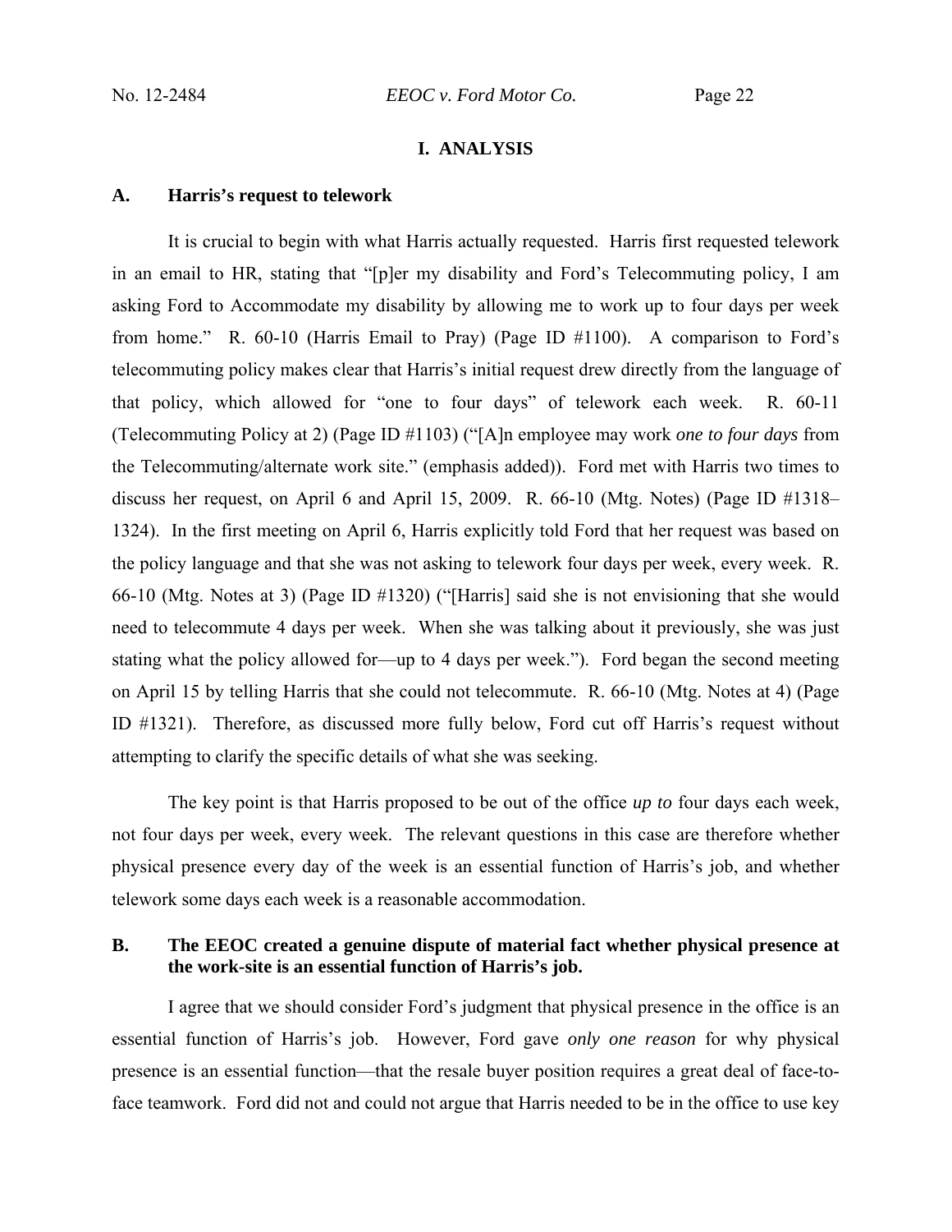## I. ANALYSIS

### A. Harris's request to telework

It is crucial to begin with what Harris actually requested. Harris first requested telework in an email to HR, stating that "[p]er my disability and Ford's Telecommuting policy, I am asking Ford to Accommodate my disability by allowing me to work up to four days per week from home." R. 60-10 (Harris Email to Pray) (Page ID #1100). A comparison to Ford's telecommuting policy makes clear that Harris's initial request drew directly from the language of that policy, which allowed for "one to four days" of telework each week. R. 60-11 (Telecommuting Policy at 2) (Page ID #1103) ("[A]n employee may work *one to four days* from the Telecommuting/alternate work site." (emphasis added)). Ford met with Harris two times to discuss her request, on April 6 and April 15, 2009. R. 66-10 (Mtg. Notes) (Page ID #1318–1324). In the first meeting on April 6, Harris explicitly told Ford that her request was based on the policy language and that she was not asking to telework four days per week, every week. R. 66-10 (Mtg. Notes at 3) (Page ID #1320) ("[Harris] said she is not envisioning that she would need to telecommute 4 days per week. When she was talking about it previously, she was just stating what the policy allowed for—up to 4 days per week."). Ford began the second meeting on April 15 by telling Harris that she could not telecommute. R. 66-10 (Mtg. Notes at 4) (Page ID #1321). Therefore, as discussed more fully below, Ford cut off Harris's request without attempting to clarify the specific details of what she was seeking.

The key point is that Harris proposed to be out of the office *up to* four days each week, not four days per week, every week. The relevant questions in this case are therefore whether physical presence every day of the week is an essential function of Harris's job, and whether telework some days each week is a reasonable accommodation.

### B. The EEOC created a genuine dispute of material fact whether physical presence at the work-site is an essential function of Harris's job.

I agree that we should consider Ford's judgment that physical presence in the office is an essential function of Harris's job. However, Ford gave *only one reason* for why physical presence is an essential function—that the resale buyer position requires a great deal of face-to-face teamwork. Ford did not and could not argue that Harris needed to be in the office to use key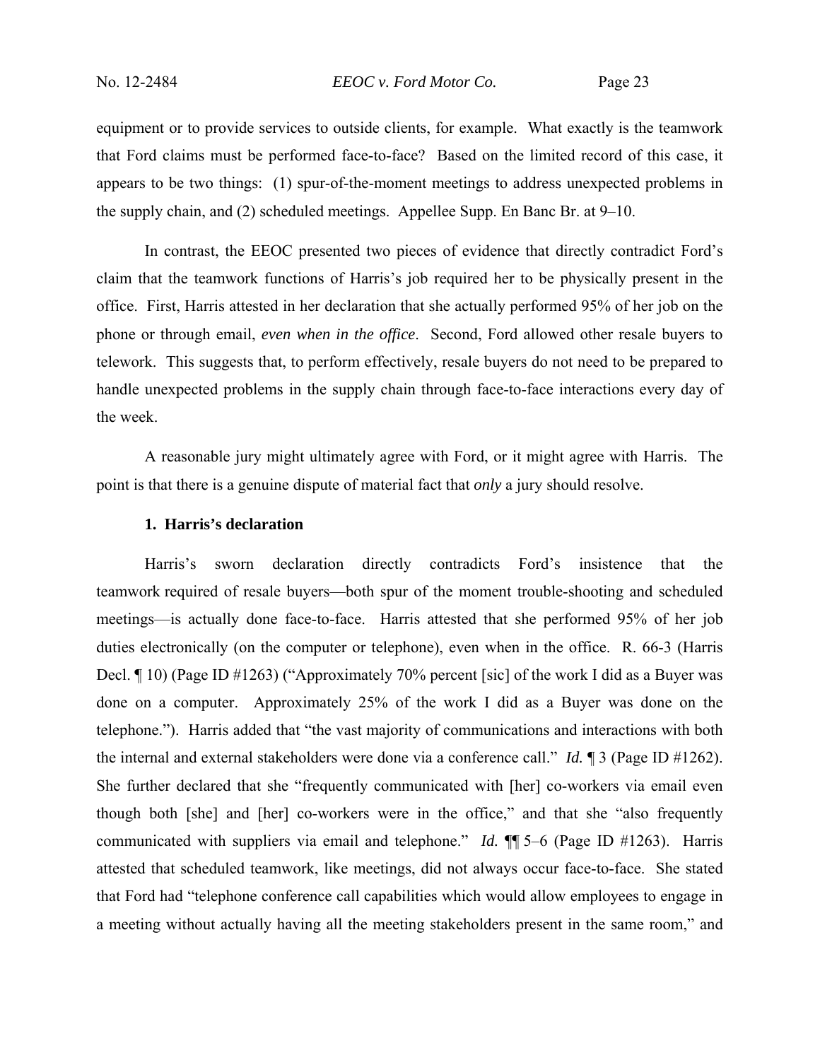equipment or to provide services to outside clients, for example. What exactly is the teamwork that Ford claims must be performed face-to-face? Based on the limited record of this case, it appears to be two things: (1) spur-of-the-moment meetings to address unexpected problems in the supply chain, and (2) scheduled meetings. Appellee Supp. En Banc Br. at 9–10.

In contrast, the EEOC presented two pieces of evidence that directly contradict Ford's claim that the teamwork functions of Harris's job required her to be physically present in the office. First, Harris attested in her declaration that she actually performed 95% of her job on the phone or through email, *even when in the office*. Second, Ford allowed other resale buyers to telework. This suggests that, to perform effectively, resale buyers do not need to be prepared to handle unexpected problems in the supply chain through face-to-face interactions every day of the week.

A reasonable jury might ultimately agree with Ford, or it might agree with Harris. The point is that there is a genuine dispute of material fact that *only* a jury should resolve.

### 1. Harris's declaration

Harris's sworn declaration directly contradicts Ford's insistence that the teamwork required of resale buyers—both spur of the moment trouble-shooting and scheduled meetings—is actually done face-to-face. Harris attested that she performed 95% of her job duties electronically (on the computer or telephone), even when in the office. R. 66-3 (Harris Decl. ¶ 10) (Page ID #1263) ("Approximately 70% percent [sic] of the work I did as a Buyer was done on a computer. Approximately 25% of the work I did as a Buyer was done on the telephone."). Harris added that "the vast majority of communications and interactions with both the internal and external stakeholders were done via a conference call." *Id.* ¶ 3 (Page ID #1262). She further declared that she "frequently communicated with [her] co-workers via email even though both [she] and [her] co-workers were in the office," and that she "also frequently communicated with suppliers via email and telephone." *Id.* ¶¶ 5–6 (Page ID #1263). Harris attested that scheduled teamwork, like meetings, did not always occur face-to-face. She stated that Ford had "telephone conference call capabilities which would allow employees to engage in a meeting without actually having all the meeting stakeholders present in the same room," and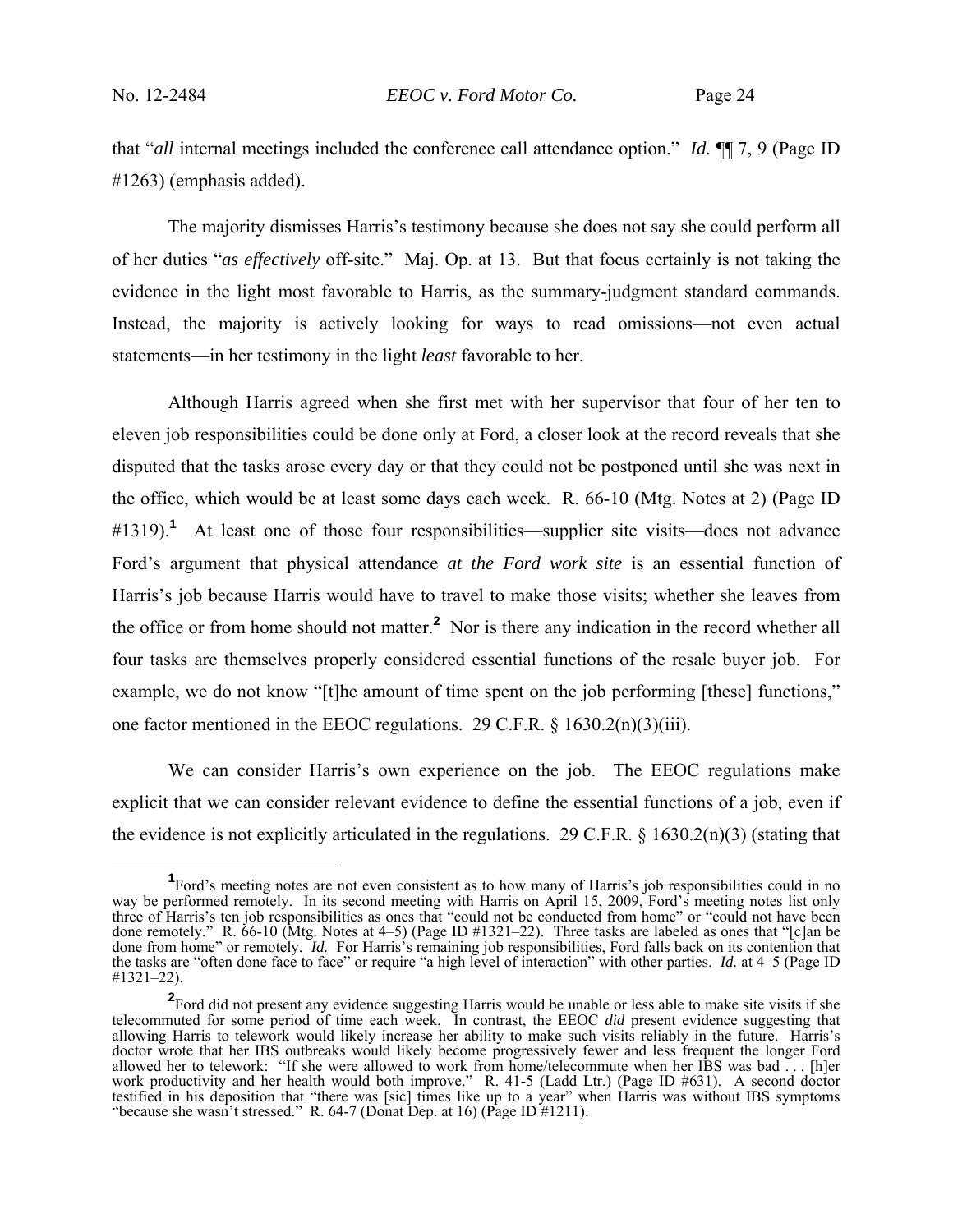that "*all* internal meetings included the conference call attendance option." *Id.* ¶¶ 7, 9 (Page ID #1263) (emphasis added).

The majority dismisses Harris's testimony because she does not say she could perform all of her duties "*as effectively* off-site." Maj. Op. at 13. But that focus certainly is not taking the evidence in the light most favorable to Harris, as the summary-judgment standard commands. Instead, the majority is actively looking for ways to read omissions—not even actual statements—in her testimony in the light *least* favorable to her.

Although Harris agreed when she first met with her supervisor that four of her ten to eleven job responsibilities could be done only at Ford, a closer look at the record reveals that she disputed that the tasks arose every day or that they could not be postponed until she was next in the office, which would be at least some days each week. R. 66-10 (Mtg. Notes at 2) (Page ID #1319).[1] At least one of those four responsibilities—supplier site visits—does not advance Ford's argument that physical attendance *at the Ford work site* is an essential function of Harris's job because Harris would have to travel to make those visits; whether she leaves from the office or from home should not matter.[2] Nor is there any indication in the record whether all four tasks are themselves properly considered essential functions of the resale buyer job. For example, we do not know "[t]he amount of time spent on the job performing [these] functions," one factor mentioned in the EEOC regulations. 29 C.F.R. § 1630.2(n)(3)(iii).

We can consider Harris's own experience on the job. The EEOC regulations make explicit that we can consider relevant evidence to define the essential functions of a job, even if the evidence is not explicitly articulated in the regulations. 29 C.F.R. § 1630.2(n)(3) (stating that

---

[1] Ford's meeting notes are not even consistent as to how many of Harris's job responsibilities could in no way be performed remotely. In its second meeting with Harris on April 15, 2009, Ford's meeting notes list only three of Harris's ten job responsibilities as ones that "could not be conducted from home" or "could not have been done remotely." R. 66-10 (Mtg. Notes at 4–5) (Page ID #1321–22). Three tasks are labeled as ones that "[c]an be done from home" or remotely. *Id.* For Harris's remaining job responsibilities, Ford falls back on its contention that the tasks are "often done face to face" or require "a high level of interaction" with other parties. *Id.* at 4–5 (Page ID #1321–22).

[2] Ford did not present any evidence suggesting Harris would be unable or less able to make site visits if she telecommuted for some period of time each week. In contrast, the EEOC *did* present evidence suggesting that allowing Harris to telework would likely increase her ability to make such visits reliably in the future. Harris's doctor wrote that her IBS outbreaks would likely become progressively fewer and less frequent the longer Ford allowed her to telework: "If she were allowed to work from home/telecommute when her IBS was bad . . . [h]er work productivity and her health would both improve." R. 41-5 (Ladd Ltr.) (Page ID #631). A second doctor testified in his deposition that "there was [sic] times like up to a year" when Harris was without IBS symptoms "because she wasn't stressed." R. 64-7 (Donat Dep. at 16) (Page ID #1211).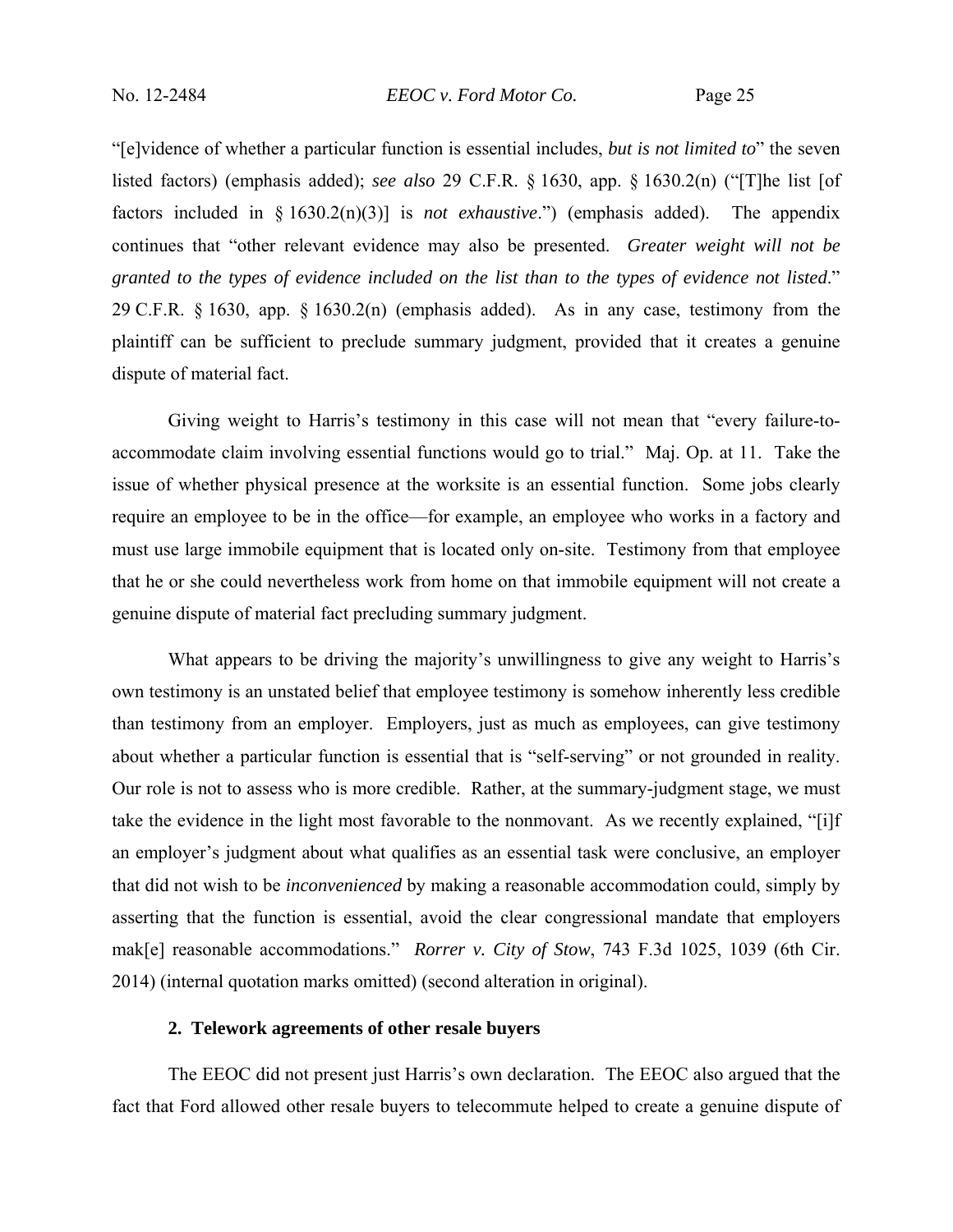"[e]vidence of whether a particular function is essential includes, *but is not limited to*" the seven listed factors) (emphasis added); *see also* 29 C.F.R. § 1630, app. § 1630.2(n) ("[T]he list [of factors included in § 1630.2(n)(3)] is *not exhaustive*.") (emphasis added). The appendix continues that "other relevant evidence may also be presented. *Greater weight will not be granted to the types of evidence included on the list than to the types of evidence not listed*." 29 C.F.R. § 1630, app. § 1630.2(n) (emphasis added). As in any case, testimony from the plaintiff can be sufficient to preclude summary judgment, provided that it creates a genuine dispute of material fact.

Giving weight to Harris's testimony in this case will not mean that "every failure-to-accommodate claim involving essential functions would go to trial." Maj. Op. at 11. Take the issue of whether physical presence at the worksite is an essential function. Some jobs clearly require an employee to be in the office—for example, an employee who works in a factory and must use large immobile equipment that is located only on-site. Testimony from that employee that he or she could nevertheless work from home on that immobile equipment will not create a genuine dispute of material fact precluding summary judgment.

What appears to be driving the majority's unwillingness to give any weight to Harris's own testimony is an unstated belief that employee testimony is somehow inherently less credible than testimony from an employer. Employers, just as much as employees, can give testimony about whether a particular function is essential that is "self-serving" or not grounded in reality. Our role is not to assess who is more credible. Rather, at the summary-judgment stage, we must take the evidence in the light most favorable to the nonmovant. As we recently explained, "[i]f an employer's judgment about what qualifies as an essential task were conclusive, an employer that did not wish to be *inconvenienced* by making a reasonable accommodation could, simply by asserting that the function is essential, avoid the clear congressional mandate that employers mak[e] reasonable accommodations." *Rorrer v. City of Stow*, 743 F.3d 1025, 1039 (6th Cir. 2014) (internal quotation marks omitted) (second alteration in original).

### 2. Telework agreements of other resale buyers

The EEOC did not present just Harris's own declaration. The EEOC also argued that the fact that Ford allowed other resale buyers to telecommute helped to create a genuine dispute of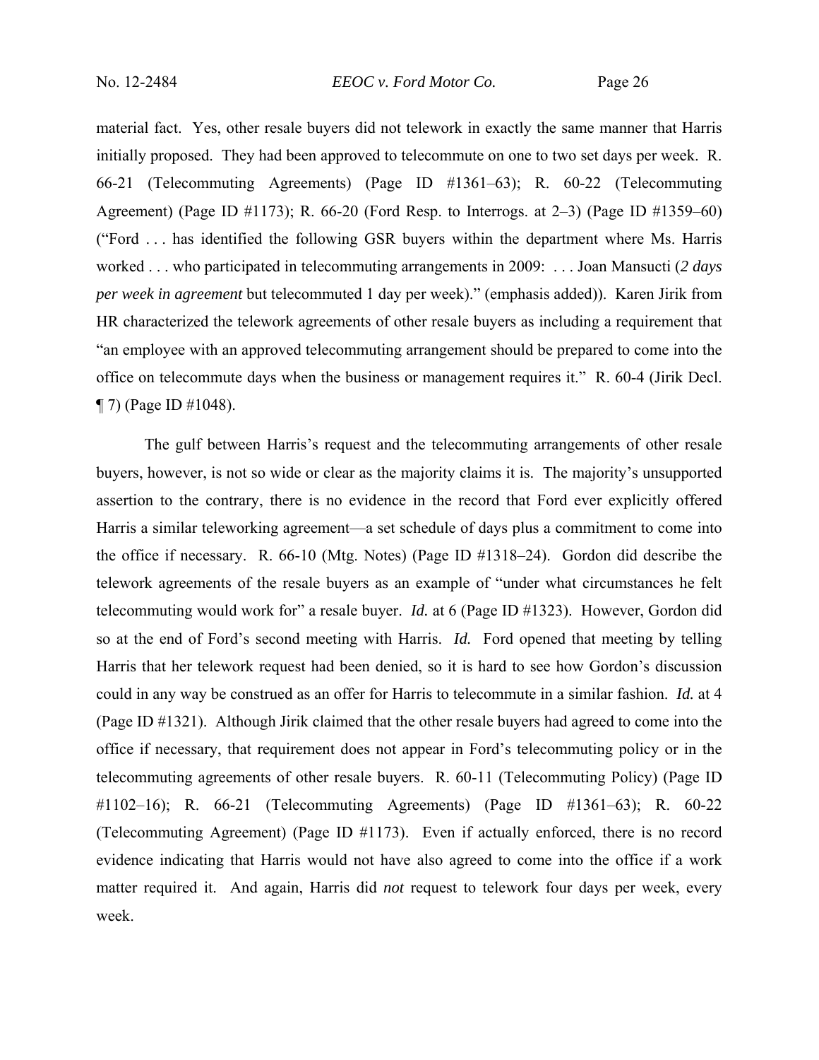material fact. Yes, other resale buyers did not telework in exactly the same manner that Harris initially proposed. They had been approved to telecommute on one to two set days per week. R. 66-21 (Telecommuting Agreements) (Page ID #1361–63); R. 60-22 (Telecommuting Agreement) (Page ID #1173); R. 66-20 (Ford Resp. to Interrogs. at 2–3) (Page ID #1359–60) ("Ford . . . has identified the following GSR buyers within the department where Ms. Harris worked . . . who participated in telecommuting arrangements in 2009: . . . Joan Mansucti (*2 days per week in agreement* but telecommuted 1 day per week)." (emphasis added)). Karen Jirik from HR characterized the telework agreements of other resale buyers as including a requirement that "an employee with an approved telecommuting arrangement should be prepared to come into the office on telecommute days when the business or management requires it." R. 60-4 (Jirik Decl. ¶ 7) (Page ID #1048).

The gulf between Harris's request and the telecommuting arrangements of other resale buyers, however, is not so wide or clear as the majority claims it is. The majority's unsupported assertion to the contrary, there is no evidence in the record that Ford ever explicitly offered Harris a similar teleworking agreement—a set schedule of days plus a commitment to come into the office if necessary. R. 66-10 (Mtg. Notes) (Page ID #1318–24). Gordon did describe the telework agreements of the resale buyers as an example of "under what circumstances he felt telecommuting would work for" a resale buyer. *Id.* at 6 (Page ID #1323). However, Gordon did so at the end of Ford's second meeting with Harris. *Id.* Ford opened that meeting by telling Harris that her telework request had been denied, so it is hard to see how Gordon's discussion could in any way be construed as an offer for Harris to telecommute in a similar fashion. *Id.* at 4 (Page ID #1321). Although Jirik claimed that the other resale buyers had agreed to come into the office if necessary, that requirement does not appear in Ford's telecommuting policy or in the telecommuting agreements of other resale buyers. R. 60-11 (Telecommuting Policy) (Page ID #1102–16); R. 66-21 (Telecommuting Agreements) (Page ID #1361–63); R. 60-22 (Telecommuting Agreement) (Page ID #1173). Even if actually enforced, there is no record evidence indicating that Harris would not have also agreed to come into the office if a work matter required it. And again, Harris did *not* request to telework four days per week, every week.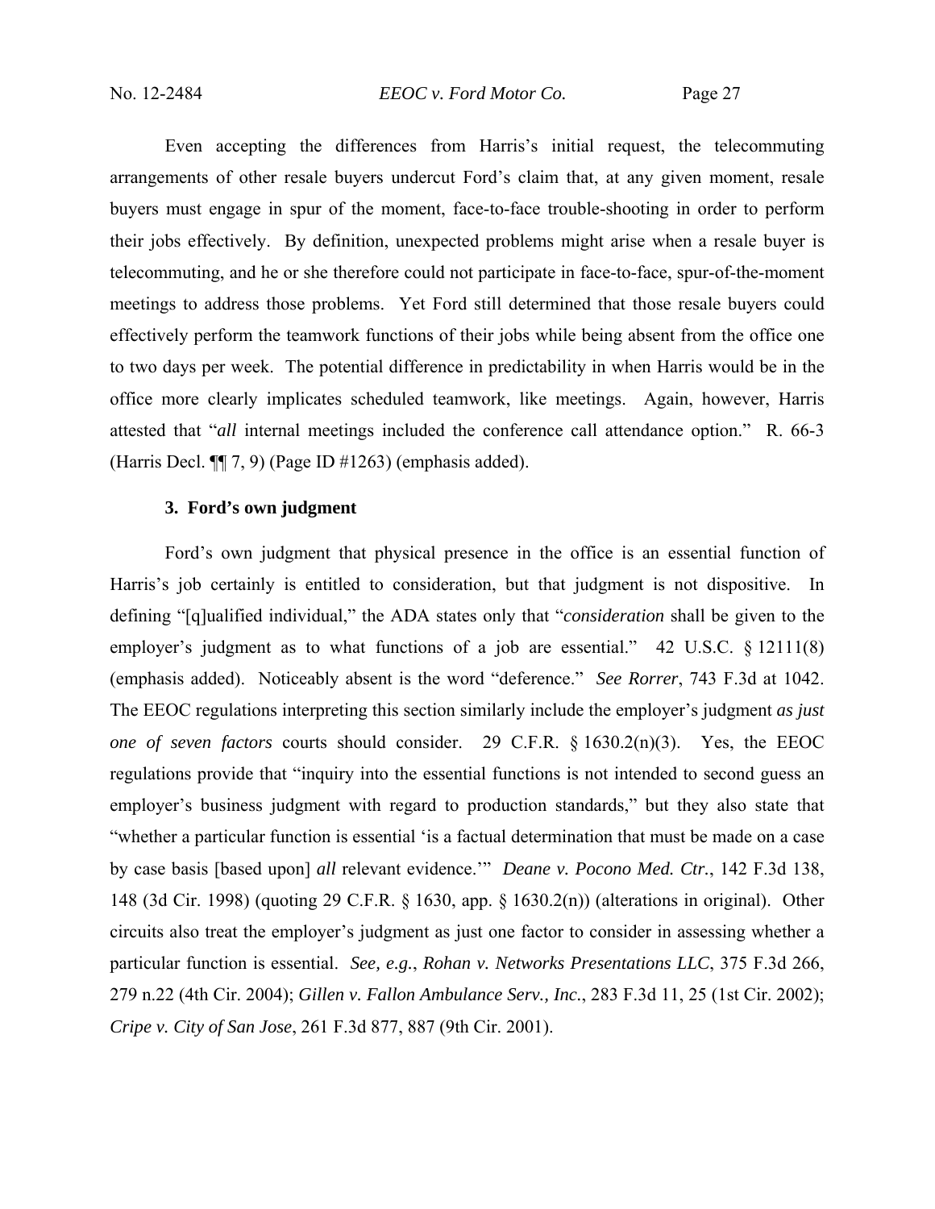Even accepting the differences from Harris's initial request, the telecommuting arrangements of other resale buyers undercut Ford's claim that, at any given moment, resale buyers must engage in spur of the moment, face-to-face trouble-shooting in order to perform their jobs effectively. By definition, unexpected problems might arise when a resale buyer is telecommuting, and he or she therefore could not participate in face-to-face, spur-of-the-moment meetings to address those problems. Yet Ford still determined that those resale buyers could effectively perform the teamwork functions of their jobs while being absent from the office one to two days per week. The potential difference in predictability in when Harris would be in the office more clearly implicates scheduled teamwork, like meetings. Again, however, Harris attested that "*all* internal meetings included the conference call attendance option." R. 66-3 (Harris Decl. ¶¶ 7, 9) (Page ID #1263) (emphasis added).

### 3. Ford's own judgment

Ford's own judgment that physical presence in the office is an essential function of Harris's job certainly is entitled to consideration, but that judgment is not dispositive. In defining "[q]ualified individual," the ADA states only that "*consideration* shall be given to the employer's judgment as to what functions of a job are essential." 42 U.S.C. § 12111(8) (emphasis added). Noticeably absent is the word "deference." *See Rorrer*, 743 F.3d at 1042. The EEOC regulations interpreting this section similarly include the employer's judgment *as just one of seven factors* courts should consider. 29 C.F.R. § 1630.2(n)(3). Yes, the EEOC regulations provide that "inquiry into the essential functions is not intended to second guess an employer's business judgment with regard to production standards," but they also state that "whether a particular function is essential 'is a factual determination that must be made on a case by case basis [based upon] *all* relevant evidence.'" *Deane v. Pocono Med. Ctr.*, 142 F.3d 138, 148 (3d Cir. 1998) (quoting 29 C.F.R. § 1630, app. § 1630.2(n)) (alterations in original). Other circuits also treat the employer's judgment as just one factor to consider in assessing whether a particular function is essential. *See, e.g.*, *Rohan v. Networks Presentations LLC*, 375 F.3d 266, 279 n.22 (4th Cir. 2004); *Gillen v. Fallon Ambulance Serv., Inc.*, 283 F.3d 11, 25 (1st Cir. 2002); *Cripe v. City of San Jose*, 261 F.3d 877, 887 (9th Cir. 2001).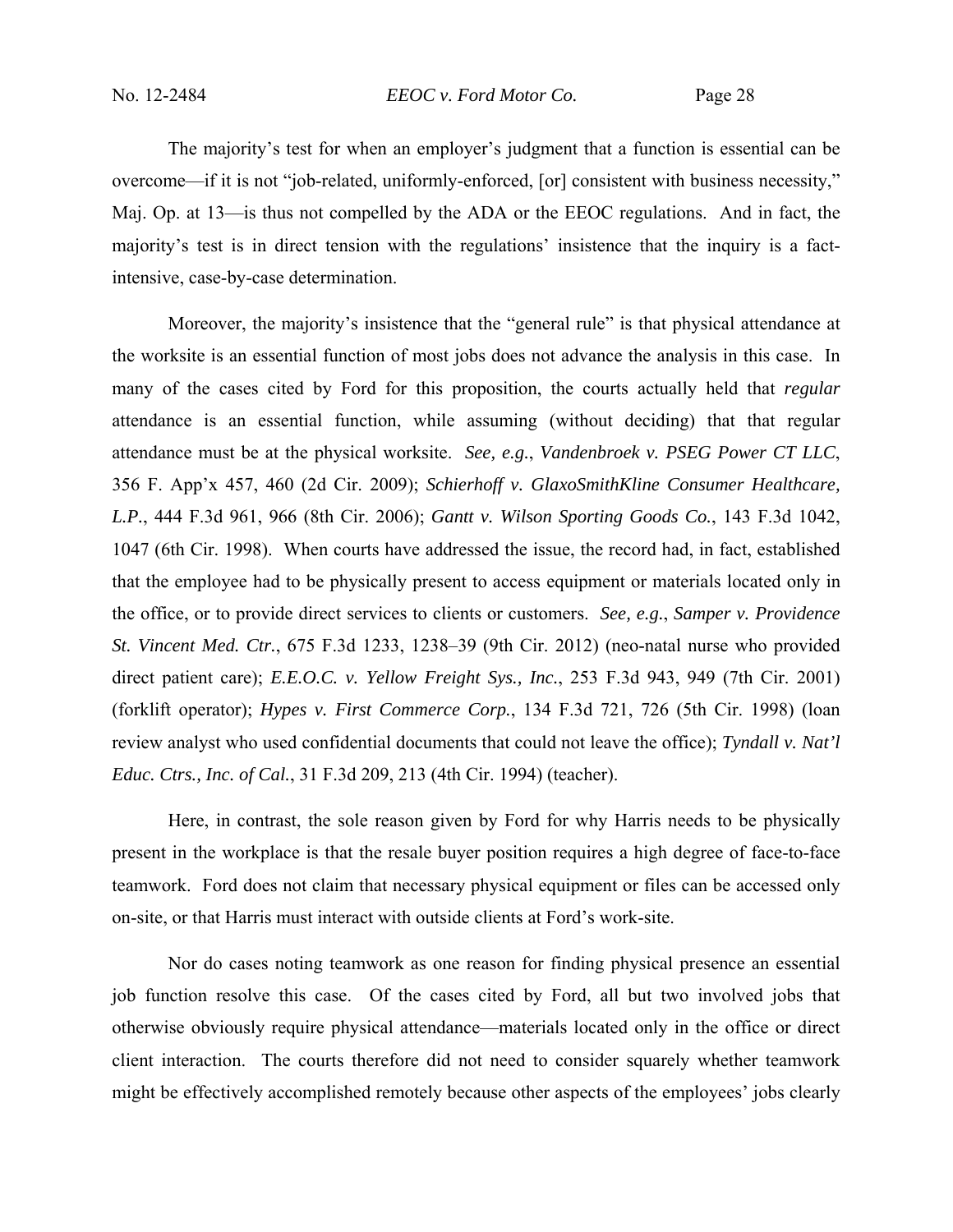The majority's test for when an employer's judgment that a function is essential can be overcome—if it is not "job-related, uniformly-enforced, [or] consistent with business necessity," Maj. Op. at 13—is thus not compelled by the ADA or the EEOC regulations. And in fact, the majority's test is in direct tension with the regulations' insistence that the inquiry is a fact-intensive, case-by-case determination.

Moreover, the majority's insistence that the "general rule" is that physical attendance at the worksite is an essential function of most jobs does not advance the analysis in this case. In many of the cases cited by Ford for this proposition, the courts actually held that *regular* attendance is an essential function, while assuming (without deciding) that that regular attendance must be at the physical worksite. *See, e.g.*, *Vandenbroek v. PSEG Power CT LLC*, 356 F. App'x 457, 460 (2d Cir. 2009); *Schierhoff v. GlaxoSmithKline Consumer Healthcare, L.P.*, 444 F.3d 961, 966 (8th Cir. 2006); *Gantt v. Wilson Sporting Goods Co.*, 143 F.3d 1042, 1047 (6th Cir. 1998). When courts have addressed the issue, the record had, in fact, established that the employee had to be physically present to access equipment or materials located only in the office, or to provide direct services to clients or customers. *See, e.g.*, *Samper v. Providence St. Vincent Med. Ctr.*, 675 F.3d 1233, 1238–39 (9th Cir. 2012) (neo-natal nurse who provided direct patient care); *E.E.O.C. v. Yellow Freight Sys., Inc.*, 253 F.3d 943, 949 (7th Cir. 2001) (forklift operator); *Hypes v. First Commerce Corp.*, 134 F.3d 721, 726 (5th Cir. 1998) (loan review analyst who used confidential documents that could not leave the office); *Tyndall v. Nat'l Educ. Ctrs., Inc. of Cal.*, 31 F.3d 209, 213 (4th Cir. 1994) (teacher).

Here, in contrast, the sole reason given by Ford for why Harris needs to be physically present in the workplace is that the resale buyer position requires a high degree of face-to-face teamwork. Ford does not claim that necessary physical equipment or files can be accessed only on-site, or that Harris must interact with outside clients at Ford's work-site.

Nor do cases noting teamwork as one reason for finding physical presence an essential job function resolve this case. Of the cases cited by Ford, all but two involved jobs that otherwise obviously require physical attendance—materials located only in the office or direct client interaction. The courts therefore did not need to consider squarely whether teamwork might be effectively accomplished remotely because other aspects of the employees' jobs clearly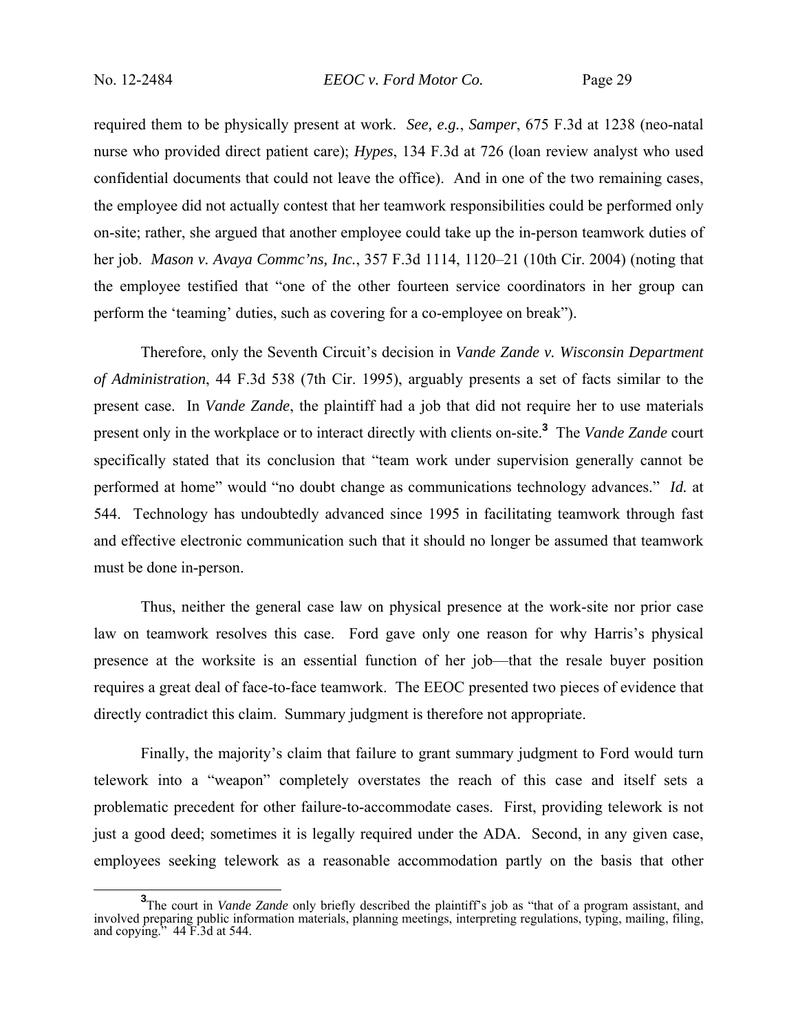required them to be physically present at work. *See, e.g.*, *Samper*, 675 F.3d at 1238 (neo-natal nurse who provided direct patient care); *Hypes*, 134 F.3d at 726 (loan review analyst who used confidential documents that could not leave the office). And in one of the two remaining cases, the employee did not actually contest that her teamwork responsibilities could be performed only on-site; rather, she argued that another employee could take up the in-person teamwork duties of her job. *Mason v. Avaya Commc'ns, Inc.*, 357 F.3d 1114, 1120–21 (10th Cir. 2004) (noting that the employee testified that "one of the other fourteen service coordinators in her group can perform the 'teaming' duties, such as covering for a co-employee on break").

Therefore, only the Seventh Circuit's decision in *Vande Zande v. Wisconsin Department of Administration*, 44 F.3d 538 (7th Cir. 1995), arguably presents a set of facts similar to the present case. In *Vande Zande*, the plaintiff had a job that did not require her to use materials present only in the workplace or to interact directly with clients on-site.[3] The *Vande Zande* court specifically stated that its conclusion that "team work under supervision generally cannot be performed at home" would "no doubt change as communications technology advances." *Id.* at 544. Technology has undoubtedly advanced since 1995 in facilitating teamwork through fast and effective electronic communication such that it should no longer be assumed that teamwork must be done in-person.

Thus, neither the general case law on physical presence at the work-site nor prior case law on teamwork resolves this case. Ford gave only one reason for why Harris's physical presence at the worksite is an essential function of her job—that the resale buyer position requires a great deal of face-to-face teamwork. The EEOC presented two pieces of evidence that directly contradict this claim. Summary judgment is therefore not appropriate.

Finally, the majority's claim that failure to grant summary judgment to Ford would turn telework into a "weapon" completely overstates the reach of this case and itself sets a problematic precedent for other failure-to-accommodate cases. First, providing telework is not just a good deed; sometimes it is legally required under the ADA. Second, in any given case, employees seeking telework as a reasonable accommodation partly on the basis that other

[3] The court in *Vande Zande* only briefly described the plaintiff's job as "that of a program assistant, and involved preparing public information materials, planning meetings, interpreting regulations, typing, mailing, filing, and copying." 44 F.3d at 544.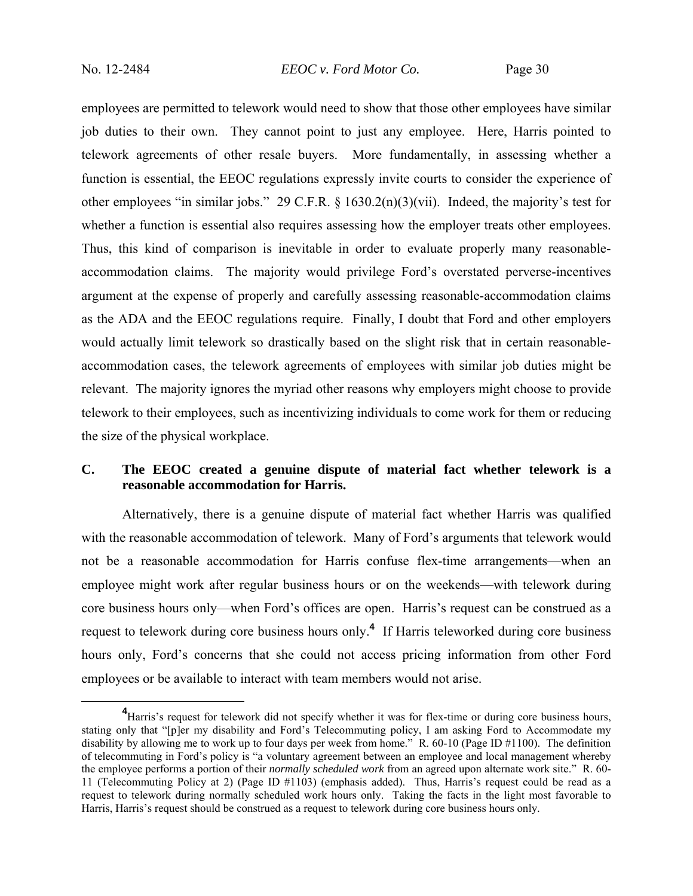employees are permitted to telework would need to show that those other employees have similar job duties to their own. They cannot point to just any employee. Here, Harris pointed to telework agreements of other resale buyers. More fundamentally, in assessing whether a function is essential, the EEOC regulations expressly invite courts to consider the experience of other employees "in similar jobs." 29 C.F.R. § 1630.2(n)(3)(vii). Indeed, the majority's test for whether a function is essential also requires assessing how the employer treats other employees. Thus, this kind of comparison is inevitable in order to evaluate properly many reasonable-accommodation claims. The majority would privilege Ford's overstated perverse-incentives argument at the expense of properly and carefully assessing reasonable-accommodation claims as the ADA and the EEOC regulations require. Finally, I doubt that Ford and other employers would actually limit telework so drastically based on the slight risk that in certain reasonable-accommodation cases, the telework agreements of employees with similar job duties might be relevant. The majority ignores the myriad other reasons why employers might choose to provide telework to their employees, such as incentivizing individuals to come work for them or reducing the size of the physical workplace.

### C. The EEOC created a genuine dispute of material fact whether telework is a reasonable accommodation for Harris.

Alternatively, there is a genuine dispute of material fact whether Harris was qualified with the reasonable accommodation of telework. Many of Ford's arguments that telework would not be a reasonable accommodation for Harris confuse flex-time arrangements—when an employee might work after regular business hours or on the weekends—with telework during core business hours only—when Ford's offices are open. Harris's request can be construed as a request to telework during core business hours only.[4] If Harris teleworked during core business hours only, Ford's concerns that she could not access pricing information from other Ford employees or be available to interact with team members would not arise.

[4] Harris's request for telework did not specify whether it was for flex-time or during core business hours, stating only that "[p]er my disability and Ford's Telecommuting policy, I am asking Ford to Accommodate my disability by allowing me to work up to four days per week from home." R. 60-10 (Page ID #1100). The definition of telecommuting in Ford's policy is "a voluntary agreement between an employee and local management whereby the employee performs a portion of their *normally scheduled work* from an agreed upon alternate work site." R. 60-11 (Telecommuting Policy at 2) (Page ID #1103) (emphasis added). Thus, Harris's request could be read as a request to telework during normally scheduled work hours only. Taking the facts in the light most favorable to Harris, Harris's request should be construed as a request to telework during core business hours only.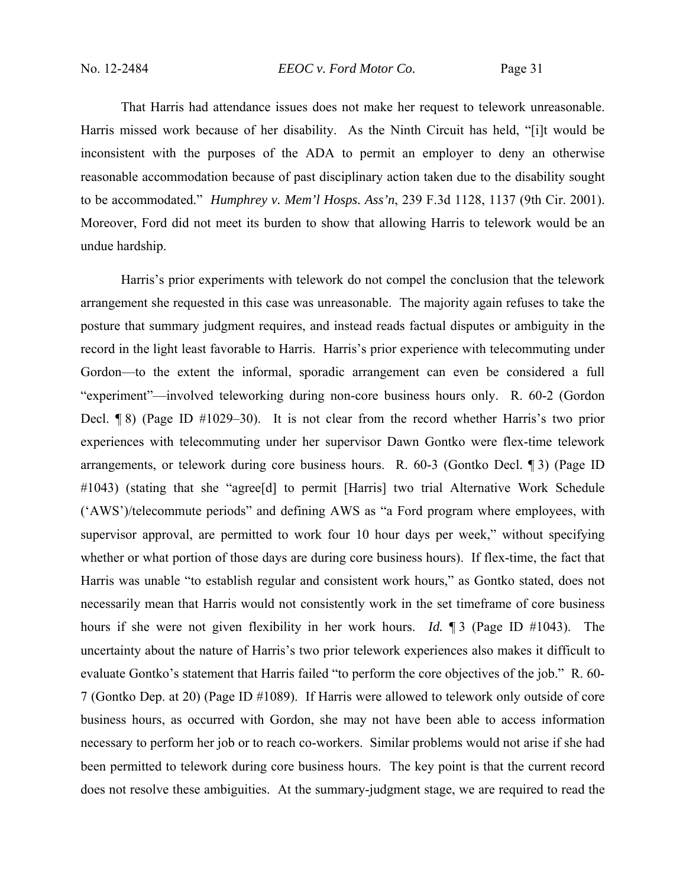That Harris had attendance issues does not make her request to telework unreasonable. Harris missed work because of her disability. As the Ninth Circuit has held, "[i]t would be inconsistent with the purposes of the ADA to permit an employer to deny an otherwise reasonable accommodation because of past disciplinary action taken due to the disability sought to be accommodated." *Humphrey v. Mem'l Hosps. Ass'n*, 239 F.3d 1128, 1137 (9th Cir. 2001). Moreover, Ford did not meet its burden to show that allowing Harris to telework would be an undue hardship.

Harris's prior experiments with telework do not compel the conclusion that the telework arrangement she requested in this case was unreasonable. The majority again refuses to take the posture that summary judgment requires, and instead reads factual disputes or ambiguity in the record in the light least favorable to Harris. Harris's prior experience with telecommuting under Gordon—to the extent the informal, sporadic arrangement can even be considered a full "experiment"—involved teleworking during non-core business hours only. R. 60-2 (Gordon Decl. ¶ 8) (Page ID #1029–30). It is not clear from the record whether Harris's two prior experiences with telecommuting under her supervisor Dawn Gontko were flex-time telework arrangements, or telework during core business hours. R. 60-3 (Gontko Decl. ¶ 3) (Page ID #1043) (stating that she "agree[d] to permit [Harris] two trial Alternative Work Schedule ('AWS')/telecommute periods" and defining AWS as "a Ford program where employees, with supervisor approval, are permitted to work four 10 hour days per week," without specifying whether or what portion of those days are during core business hours). If flex-time, the fact that Harris was unable "to establish regular and consistent work hours," as Gontko stated, does not necessarily mean that Harris would not consistently work in the set timeframe of core business hours if she were not given flexibility in her work hours. *Id.* ¶ 3 (Page ID #1043). The uncertainty about the nature of Harris's two prior telework experiences also makes it difficult to evaluate Gontko's statement that Harris failed "to perform the core objectives of the job." R. 60-7 (Gontko Dep. at 20) (Page ID #1089). If Harris were allowed to telework only outside of core business hours, as occurred with Gordon, she may not have been able to access information necessary to perform her job or to reach co-workers. Similar problems would not arise if she had been permitted to telework during core business hours. The key point is that the current record does not resolve these ambiguities. At the summary-judgment stage, we are required to read the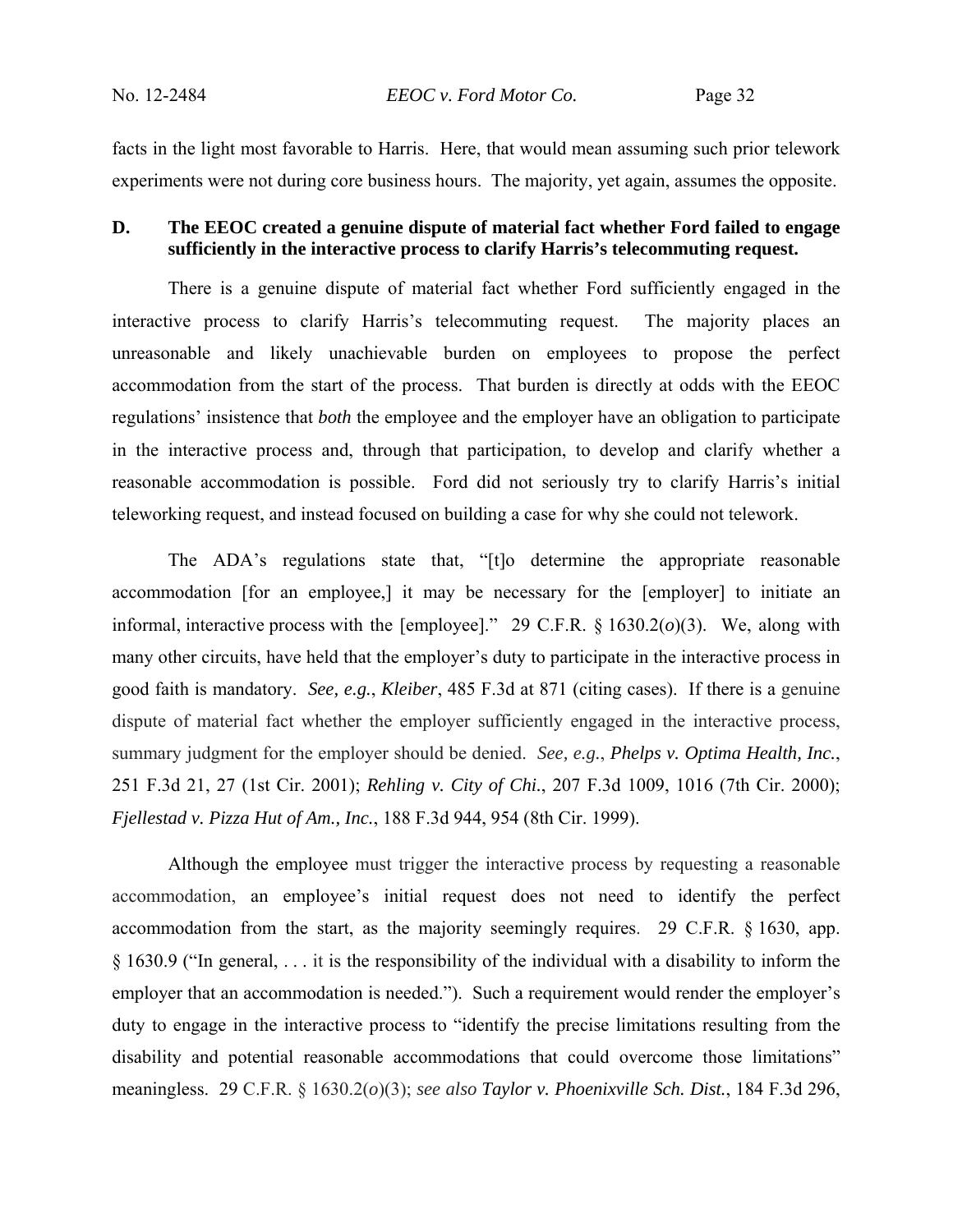facts in the light most favorable to Harris. Here, that would mean assuming such prior telework experiments were not during core business hours. The majority, yet again, assumes the opposite.

### D. The EEOC created a genuine dispute of material fact whether Ford failed to engage sufficiently in the interactive process to clarify Harris's telecommuting request.

There is a genuine dispute of material fact whether Ford sufficiently engaged in the interactive process to clarify Harris's telecommuting request. The majority places an unreasonable and likely unachievable burden on employees to propose the perfect accommodation from the start of the process. That burden is directly at odds with the EEOC regulations' insistence that *both* the employee and the employer have an obligation to participate in the interactive process and, through that participation, to develop and clarify whether a reasonable accommodation is possible. Ford did not seriously try to clarify Harris's initial teleworking request, and instead focused on building a case for why she could not telework.

The ADA's regulations state that, "[t]o determine the appropriate reasonable accommodation [for an employee,] it may be necessary for the [employer] to initiate an informal, interactive process with the [employee]." 29 C.F.R. § 1630.2(*o*)(3). We, along with many other circuits, have held that the employer's duty to participate in the interactive process in good faith is mandatory. *See, e.g.*, *Kleiber*, 485 F.3d at 871 (citing cases). If there is a genuine dispute of material fact whether the employer sufficiently engaged in the interactive process, summary judgment for the employer should be denied. *See, e.g.*, *Phelps v. Optima Health, Inc.*, 251 F.3d 21, 27 (1st Cir. 2001); *Rehling v. City of Chi.*, 207 F.3d 1009, 1016 (7th Cir. 2000); *Fjellestad v. Pizza Hut of Am., Inc.*, 188 F.3d 944, 954 (8th Cir. 1999).

Although the employee must trigger the interactive process by requesting a reasonable accommodation, an employee's initial request does not need to identify the perfect accommodation from the start, as the majority seemingly requires. 29 C.F.R. § 1630, app. § 1630.9 ("In general, . . . it is the responsibility of the individual with a disability to inform the employer that an accommodation is needed."). Such a requirement would render the employer's duty to engage in the interactive process to "identify the precise limitations resulting from the disability and potential reasonable accommodations that could overcome those limitations" meaningless. 29 C.F.R. § 1630.2(*o*)(3); *see also* *Taylor v. Phoenixville Sch. Dist.*, 184 F.3d 296,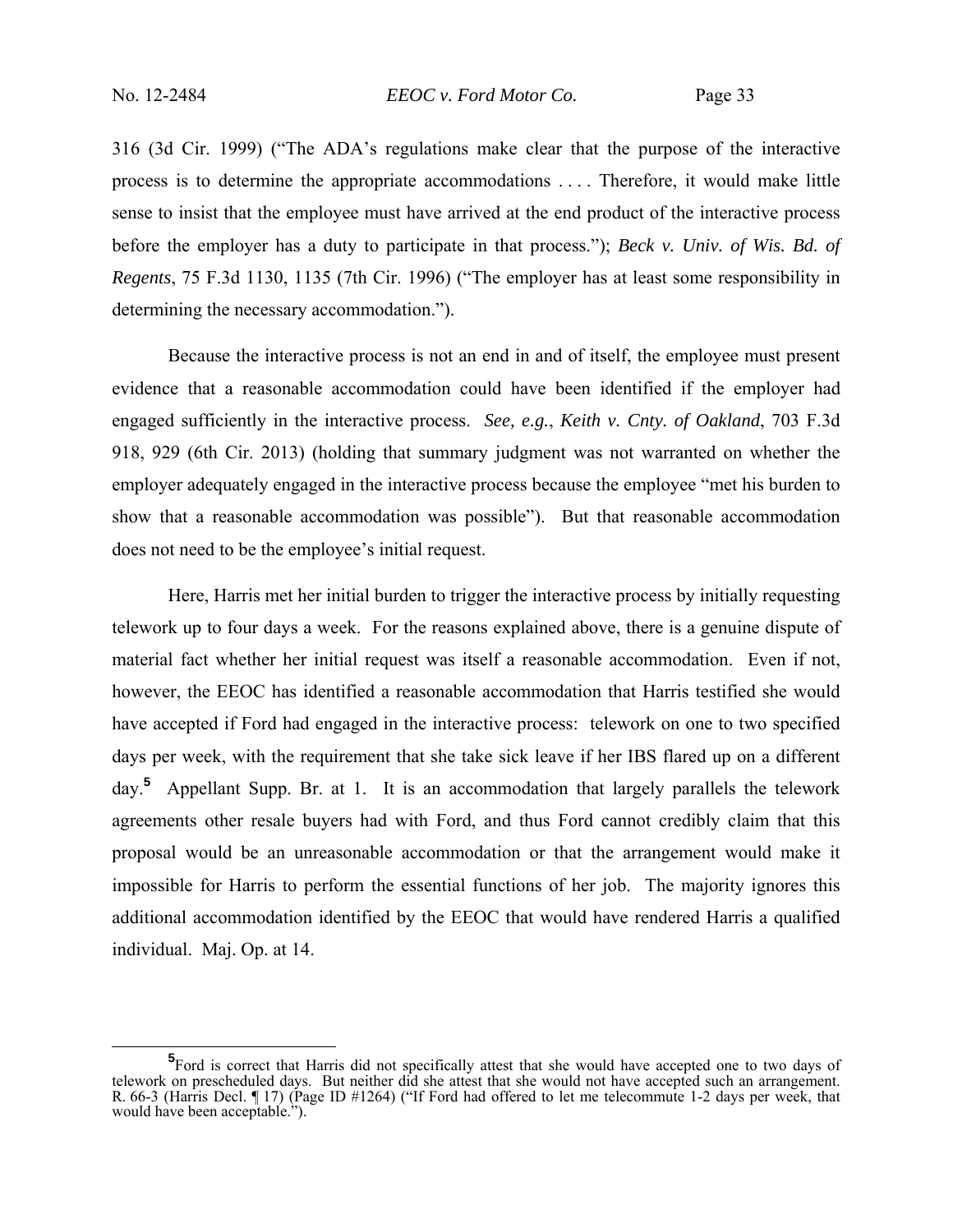316 (3d Cir. 1999) ("The ADA's regulations make clear that the purpose of the interactive process is to determine the appropriate accommodations . . . . Therefore, it would make little sense to insist that the employee must have arrived at the end product of the interactive process before the employer has a duty to participate in that process."); *Beck v. Univ. of Wis. Bd. of Regents*, 75 F.3d 1130, 1135 (7th Cir. 1996) ("The employer has at least some responsibility in determining the necessary accommodation.").

Because the interactive process is not an end in and of itself, the employee must present evidence that a reasonable accommodation could have been identified if the employer had engaged sufficiently in the interactive process. *See, e.g.*, *Keith v. Cnty. of Oakland*, 703 F.3d 918, 929 (6th Cir. 2013) (holding that summary judgment was not warranted on whether the employer adequately engaged in the interactive process because the employee "met his burden to show that a reasonable accommodation was possible"). But that reasonable accommodation does not need to be the employee's initial request.

Here, Harris met her initial burden to trigger the interactive process by initially requesting telework up to four days a week. For the reasons explained above, there is a genuine dispute of material fact whether her initial request was itself a reasonable accommodation. Even if not, however, the EEOC has identified a reasonable accommodation that Harris testified she would have accepted if Ford had engaged in the interactive process: telework on one to two specified days per week, with the requirement that she take sick leave if her IBS flared up on a different day.[5] Appellant Supp. Br. at 1. It is an accommodation that largely parallels the telework agreements other resale buyers had with Ford, and thus Ford cannot credibly claim that this proposal would be an unreasonable accommodation or that the arrangement would make it impossible for Harris to perform the essential functions of her job. The majority ignores this additional accommodation identified by the EEOC that would have rendered Harris a qualified individual. Maj. Op. at 14.

---

[5] Ford is correct that Harris did not specifically attest that she would have accepted one to two days of telework on prescheduled days. But neither did she attest that she would not have accepted such an arrangement. R. 66-3 (Harris Decl. ¶ 17) (Page ID #1264) ("If Ford had offered to let me telecommute 1-2 days per week, that would have been acceptable.").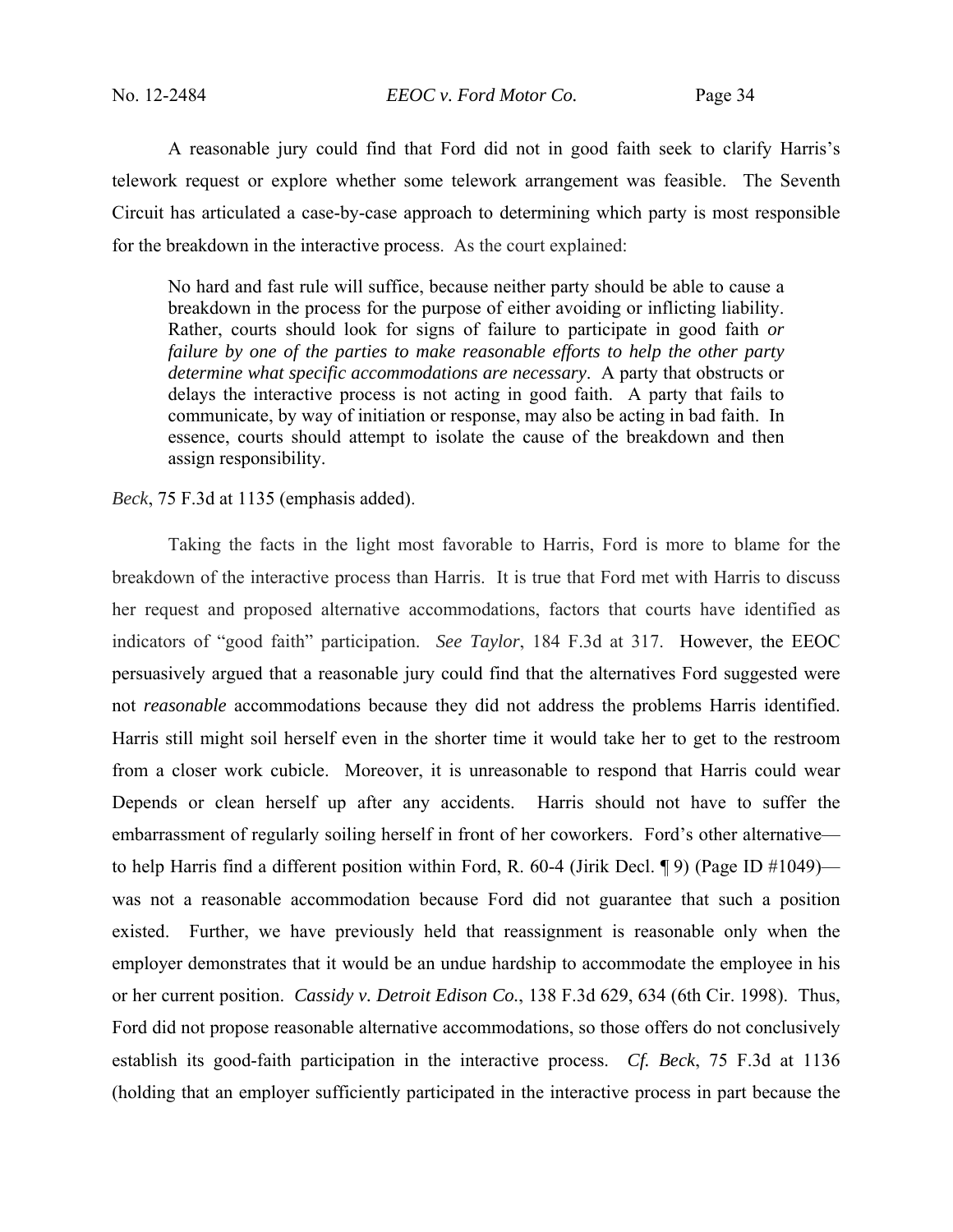A reasonable jury could find that Ford did not in good faith seek to clarify Harris's telework request or explore whether some telework arrangement was feasible. The Seventh Circuit has articulated a case-by-case approach to determining which party is most responsible for the breakdown in the interactive process. As the court explained:

> No hard and fast rule will suffice, because neither party should be able to cause a breakdown in the process for the purpose of either avoiding or inflicting liability. Rather, courts should look for signs of failure to participate in good faith *or failure by one of the parties to make reasonable efforts to help the other party determine what specific accommodations are necessary*. A party that obstructs or delays the interactive process is not acting in good faith. A party that fails to communicate, by way of initiation or response, may also be acting in bad faith. In essence, courts should attempt to isolate the cause of the breakdown and then assign responsibility.

*Beck*, 75 F.3d at 1135 (emphasis added).

Taking the facts in the light most favorable to Harris, Ford is more to blame for the breakdown of the interactive process than Harris. It is true that Ford met with Harris to discuss her request and proposed alternative accommodations, factors that courts have identified as indicators of "good faith" participation. *See Taylor*, 184 F.3d at 317. However, the EEOC persuasively argued that a reasonable jury could find that the alternatives Ford suggested were not *reasonable* accommodations because they did not address the problems Harris identified. Harris still might soil herself even in the shorter time it would take her to get to the restroom from a closer work cubicle. Moreover, it is unreasonable to respond that Harris could wear Depends or clean herself up after any accidents. Harris should not have to suffer the embarrassment of regularly soiling herself in front of her coworkers. Ford's other alternative—to help Harris find a different position within Ford, R. 60-4 (Jirik Decl. ¶ 9) (Page ID #1049)—was not a reasonable accommodation because Ford did not guarantee that such a position existed. Further, we have previously held that reassignment is reasonable only when the employer demonstrates that it would be an undue hardship to accommodate the employee in his or her current position. *Cassidy v. Detroit Edison Co.*, 138 F.3d 629, 634 (6th Cir. 1998). Thus, Ford did not propose reasonable alternative accommodations, so those offers do not conclusively establish its good-faith participation in the interactive process. *Cf. Beck*, 75 F.3d at 1136 (holding that an employer sufficiently participated in the interactive process in part because the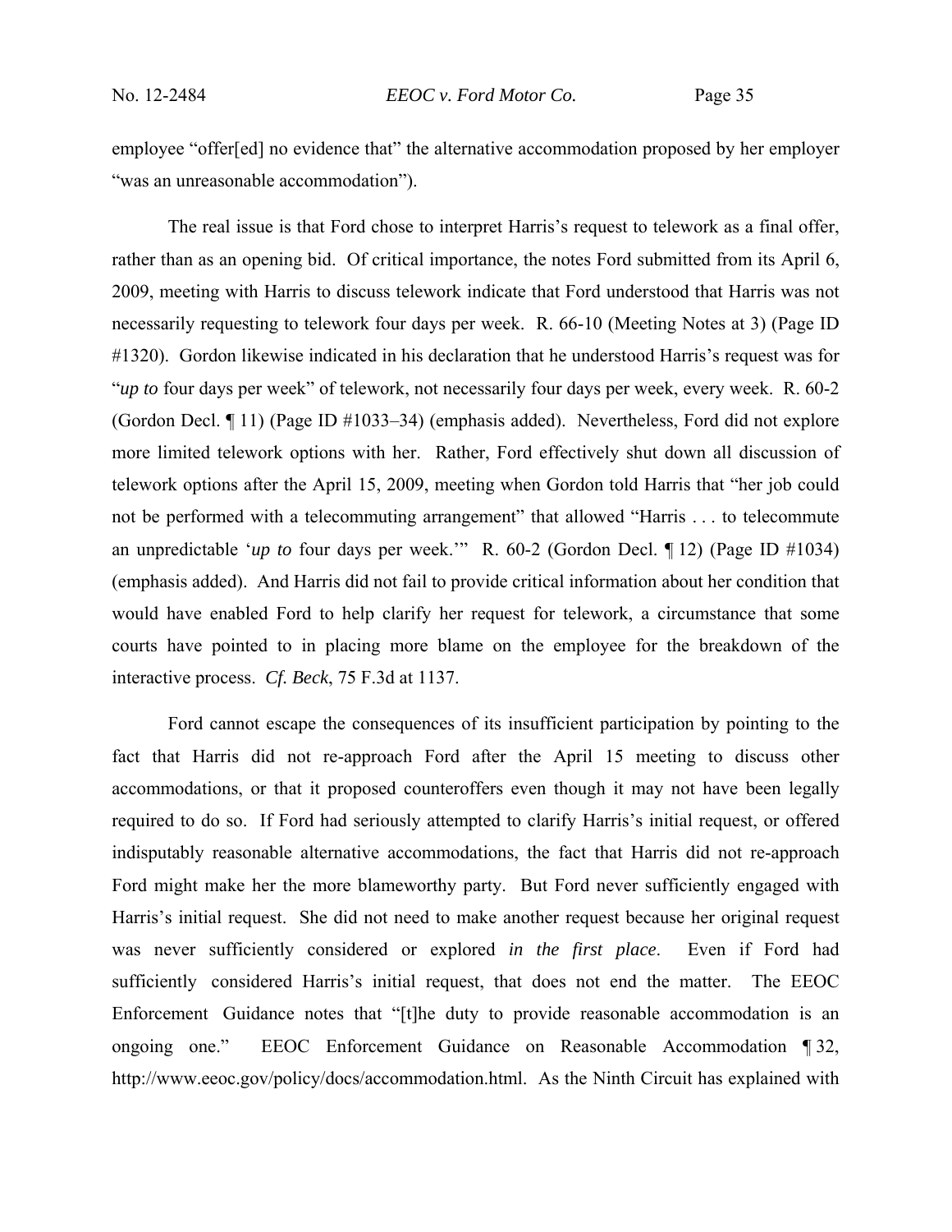employee "offer[ed] no evidence that" the alternative accommodation proposed by her employer "was an unreasonable accommodation").

The real issue is that Ford chose to interpret Harris's request to telework as a final offer, rather than as an opening bid. Of critical importance, the notes Ford submitted from its April 6, 2009, meeting with Harris to discuss telework indicate that Ford understood that Harris was not necessarily requesting to telework four days per week. R. 66-10 (Meeting Notes at 3) (Page ID #1320). Gordon likewise indicated in his declaration that he understood Harris's request was for "*up to* four days per week" of telework, not necessarily four days per week, every week. R. 60-2 (Gordon Decl. ¶ 11) (Page ID #1033–34) (emphasis added). Nevertheless, Ford did not explore more limited telework options with her. Rather, Ford effectively shut down all discussion of telework options after the April 15, 2009, meeting when Gordon told Harris that "her job could not be performed with a telecommuting arrangement" that allowed "Harris . . . to telecommute an unpredictable '*up to* four days per week.'" R. 60-2 (Gordon Decl. ¶ 12) (Page ID #1034) (emphasis added). And Harris did not fail to provide critical information about her condition that would have enabled Ford to help clarify her request for telework, a circumstance that some courts have pointed to in placing more blame on the employee for the breakdown of the interactive process. *Cf. Beck*, 75 F.3d at 1137.

Ford cannot escape the consequences of its insufficient participation by pointing to the fact that Harris did not re-approach Ford after the April 15 meeting to discuss other accommodations, or that it proposed counteroffers even though it may not have been legally required to do so. If Ford had seriously attempted to clarify Harris's initial request, or offered indisputably reasonable alternative accommodations, the fact that Harris did not re-approach Ford might make her the more blameworthy party. But Ford never sufficiently engaged with Harris's initial request. She did not need to make another request because her original request was never sufficiently considered or explored *in the first place*. Even if Ford had sufficiently considered Harris's initial request, that does not end the matter. The EEOC Enforcement Guidance notes that "[t]he duty to provide reasonable accommodation is an ongoing one." EEOC Enforcement Guidance on Reasonable Accommodation ¶ 32, http://www.eeoc.gov/policy/docs/accommodation.html. As the Ninth Circuit has explained with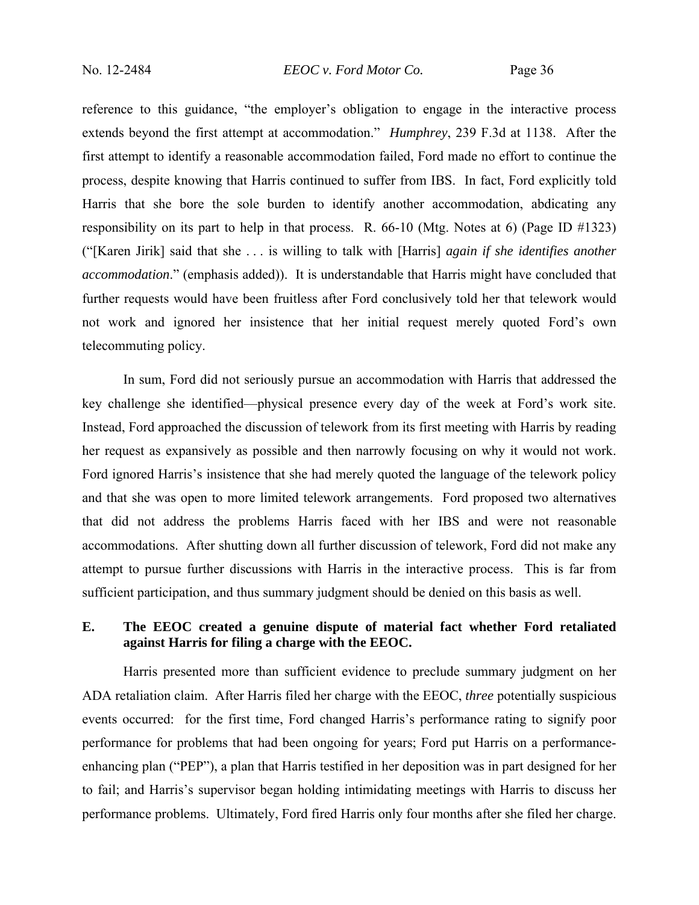reference to this guidance, "the employer's obligation to engage in the interactive process extends beyond the first attempt at accommodation." *Humphrey*, 239 F.3d at 1138. After the first attempt to identify a reasonable accommodation failed, Ford made no effort to continue the process, despite knowing that Harris continued to suffer from IBS. In fact, Ford explicitly told Harris that she bore the sole burden to identify another accommodation, abdicating any responsibility on its part to help in that process. R. 66-10 (Mtg. Notes at 6) (Page ID #1323) ("[Karen Jirik] said that she . . . is willing to talk with [Harris] *again if she identifies another accommodation*." (emphasis added)). It is understandable that Harris might have concluded that further requests would have been fruitless after Ford conclusively told her that telework would not work and ignored her insistence that her initial request merely quoted Ford's own telecommuting policy.

In sum, Ford did not seriously pursue an accommodation with Harris that addressed the key challenge she identified—physical presence every day of the week at Ford's work site. Instead, Ford approached the discussion of telework from its first meeting with Harris by reading her request as expansively as possible and then narrowly focusing on why it would not work. Ford ignored Harris's insistence that she had merely quoted the language of the telework policy and that she was open to more limited telework arrangements. Ford proposed two alternatives that did not address the problems Harris faced with her IBS and were not reasonable accommodations. After shutting down all further discussion of telework, Ford did not make any attempt to pursue further discussions with Harris in the interactive process. This is far from sufficient participation, and thus summary judgment should be denied on this basis as well.

### E. The EEOC created a genuine dispute of material fact whether Ford retaliated against Harris for filing a charge with the EEOC.

Harris presented more than sufficient evidence to preclude summary judgment on her ADA retaliation claim. After Harris filed her charge with the EEOC, *three* potentially suspicious events occurred: for the first time, Ford changed Harris's performance rating to signify poor performance for problems that had been ongoing for years; Ford put Harris on a performance-enhancing plan ("PEP"), a plan that Harris testified in her deposition was in part designed for her to fail; and Harris's supervisor began holding intimidating meetings with Harris to discuss her performance problems. Ultimately, Ford fired Harris only four months after she filed her charge.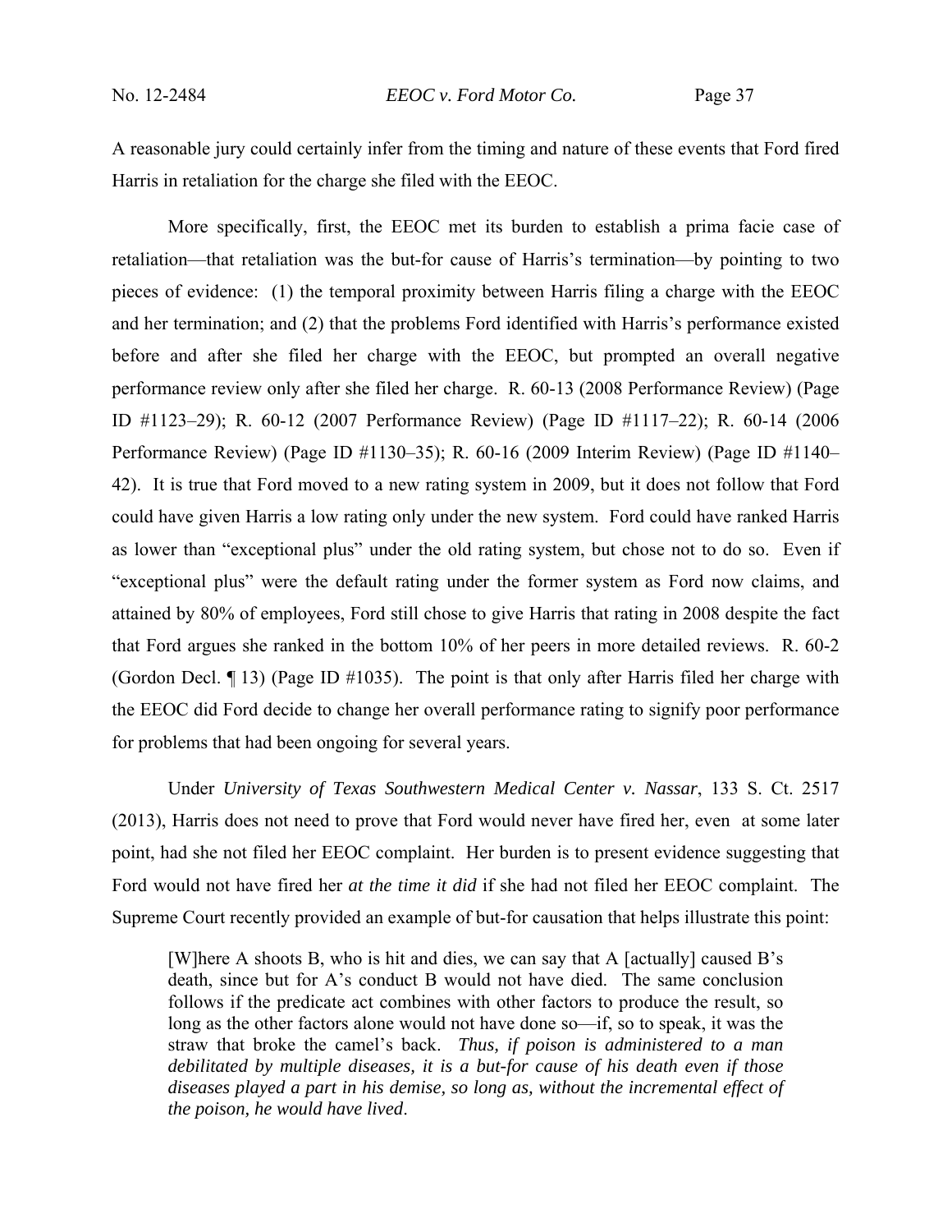A reasonable jury could certainly infer from the timing and nature of these events that Ford fired Harris in retaliation for the charge she filed with the EEOC.

More specifically, first, the EEOC met its burden to establish a prima facie case of retaliation—that retaliation was the but-for cause of Harris's termination—by pointing to two pieces of evidence: (1) the temporal proximity between Harris filing a charge with the EEOC and her termination; and (2) that the problems Ford identified with Harris's performance existed before and after she filed her charge with the EEOC, but prompted an overall negative performance review only after she filed her charge. R. 60-13 (2008 Performance Review) (Page ID #1123–29); R. 60-12 (2007 Performance Review) (Page ID #1117–22); R. 60-14 (2006 Performance Review) (Page ID #1130–35); R. 60-16 (2009 Interim Review) (Page ID #1140–42). It is true that Ford moved to a new rating system in 2009, but it does not follow that Ford could have given Harris a low rating only under the new system. Ford could have ranked Harris as lower than "exceptional plus" under the old rating system, but chose not to do so. Even if "exceptional plus" were the default rating under the former system as Ford now claims, and attained by 80% of employees, Ford still chose to give Harris that rating in 2008 despite the fact that Ford argues she ranked in the bottom 10% of her peers in more detailed reviews. R. 60-2 (Gordon Decl. ¶ 13) (Page ID #1035). The point is that only after Harris filed her charge with the EEOC did Ford decide to change her overall performance rating to signify poor performance for problems that had been ongoing for several years.

Under *University of Texas Southwestern Medical Center v. Nassar*, 133 S. Ct. 2517 (2013), Harris does not need to prove that Ford would never have fired her, even at some later point, had she not filed her EEOC complaint. Her burden is to present evidence suggesting that Ford would not have fired her *at the time it did* if she had not filed her EEOC complaint. The Supreme Court recently provided an example of but-for causation that helps illustrate this point:

> [W]here A shoots B, who is hit and dies, we can say that A [actually] caused B's death, since but for A's conduct B would not have died. The same conclusion follows if the predicate act combines with other factors to produce the result, so long as the other factors alone would not have done so—if, so to speak, it was the straw that broke the camel's back. *Thus, if poison is administered to a man debilitated by multiple diseases, it is a but-for cause of his death even if those diseases played a part in his demise, so long as, without the incremental effect of the poison, he would have lived*.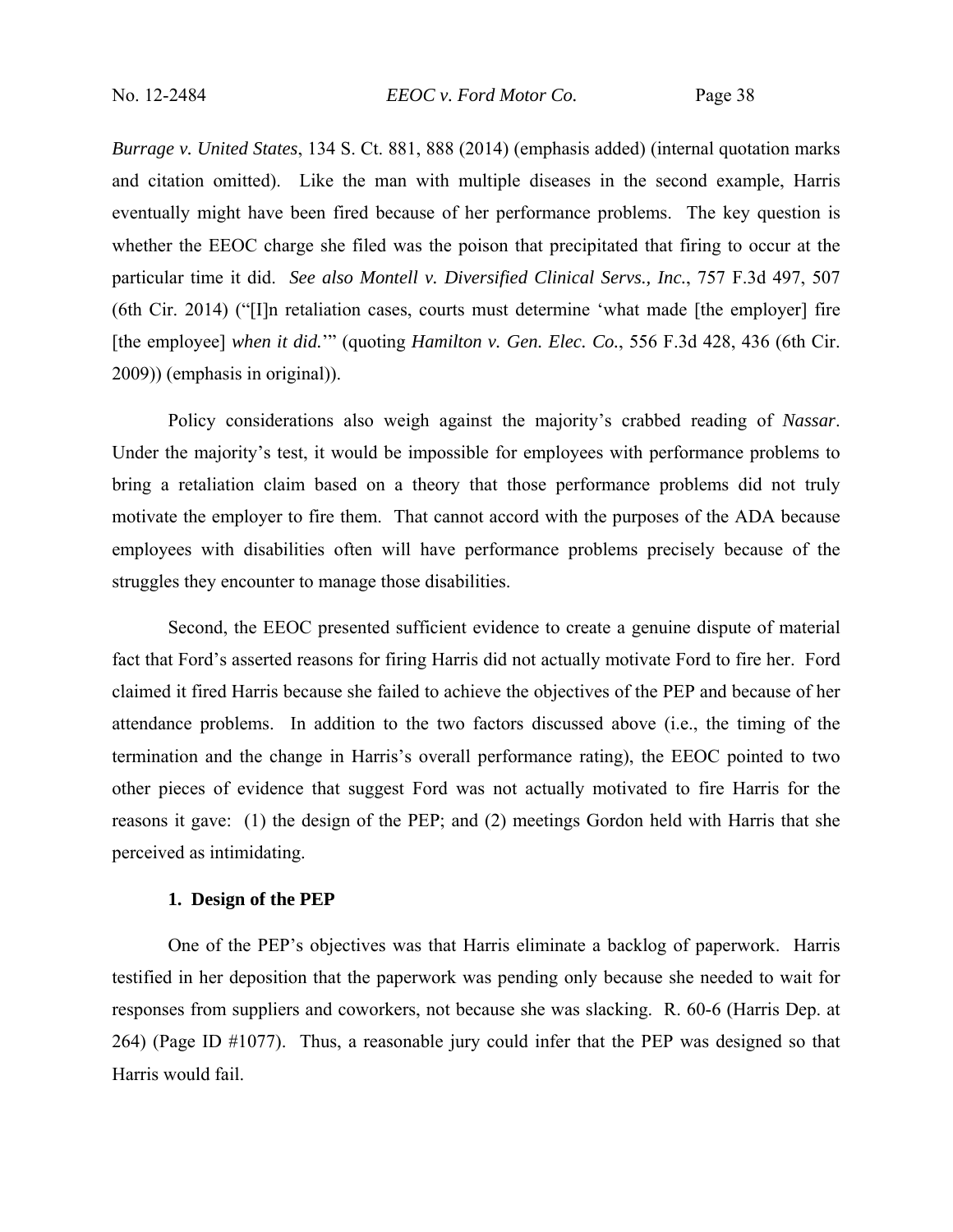*Burrage v. United States*, 134 S. Ct. 881, 888 (2014) (emphasis added) (internal quotation marks and citation omitted). Like the man with multiple diseases in the second example, Harris eventually might have been fired because of her performance problems. The key question is whether the EEOC charge she filed was the poison that precipitated that firing to occur at the particular time it did. *See also Montell v. Diversified Clinical Servs., Inc.*, 757 F.3d 497, 507 (6th Cir. 2014) ("[I]n retaliation cases, courts must determine 'what made [the employer] fire [the employee] *when it did.*'" (quoting *Hamilton v. Gen. Elec. Co.*, 556 F.3d 428, 436 (6th Cir. 2009)) (emphasis in original)).

Policy considerations also weigh against the majority's crabbed reading of *Nassar*. Under the majority's test, it would be impossible for employees with performance problems to bring a retaliation claim based on a theory that those performance problems did not truly motivate the employer to fire them. That cannot accord with the purposes of the ADA because employees with disabilities often will have performance problems precisely because of the struggles they encounter to manage those disabilities.

Second, the EEOC presented sufficient evidence to create a genuine dispute of material fact that Ford's asserted reasons for firing Harris did not actually motivate Ford to fire her. Ford claimed it fired Harris because she failed to achieve the objectives of the PEP and because of her attendance problems. In addition to the two factors discussed above (i.e., the timing of the termination and the change in Harris's overall performance rating), the EEOC pointed to two other pieces of evidence that suggest Ford was not actually motivated to fire Harris for the reasons it gave: (1) the design of the PEP; and (2) meetings Gordon held with Harris that she perceived as intimidating.

**1. Design of the PEP**

One of the PEP's objectives was that Harris eliminate a backlog of paperwork. Harris testified in her deposition that the paperwork was pending only because she needed to wait for responses from suppliers and coworkers, not because she was slacking. R. 60-6 (Harris Dep. at 264) (Page ID #1077). Thus, a reasonable jury could infer that the PEP was designed so that Harris would fail.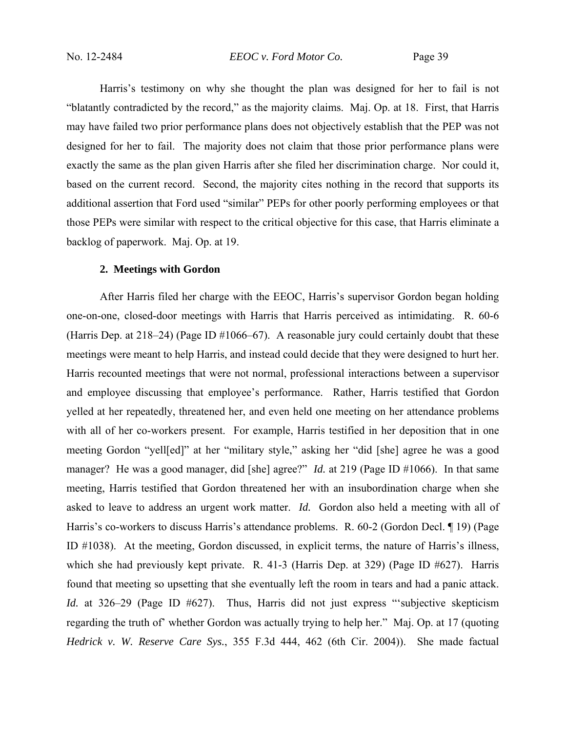Harris's testimony on why she thought the plan was designed for her to fail is not "blatantly contradicted by the record," as the majority claims. Maj. Op. at 18. First, that Harris may have failed two prior performance plans does not objectively establish that the PEP was not designed for her to fail. The majority does not claim that those prior performance plans were exactly the same as the plan given Harris after she filed her discrimination charge. Nor could it, based on the current record. Second, the majority cites nothing in the record that supports its additional assertion that Ford used "similar" PEPs for other poorly performing employees or that those PEPs were similar with respect to the critical objective for this case, that Harris eliminate a backlog of paperwork. Maj. Op. at 19.

### 2. Meetings with Gordon

After Harris filed her charge with the EEOC, Harris's supervisor Gordon began holding one-on-one, closed-door meetings with Harris that Harris perceived as intimidating. R. 60-6 (Harris Dep. at 218–24) (Page ID #1066–67). A reasonable jury could certainly doubt that these meetings were meant to help Harris, and instead could decide that they were designed to hurt her. Harris recounted meetings that were not normal, professional interactions between a supervisor and employee discussing that employee's performance. Rather, Harris testified that Gordon yelled at her repeatedly, threatened her, and even held one meeting on her attendance problems with all of her co-workers present. For example, Harris testified in her deposition that in one meeting Gordon "yell[ed]" at her "military style," asking her "did [she] agree he was a good manager? He was a good manager, did [she] agree?" *Id.* at 219 (Page ID #1066). In that same meeting, Harris testified that Gordon threatened her with an insubordination charge when she asked to leave to address an urgent work matter. *Id.* Gordon also held a meeting with all of Harris's co-workers to discuss Harris's attendance problems. R. 60-2 (Gordon Decl. ¶ 19) (Page ID #1038). At the meeting, Gordon discussed, in explicit terms, the nature of Harris's illness, which she had previously kept private. R. 41-3 (Harris Dep. at 329) (Page ID #627). Harris found that meeting so upsetting that she eventually left the room in tears and had a panic attack. *Id.* at 326–29 (Page ID #627). Thus, Harris did not just express "'subjective skepticism regarding the truth of' whether Gordon was actually trying to help her." Maj. Op. at 17 (quoting *Hedrick v. W. Reserve Care Sys.*, 355 F.3d 444, 462 (6th Cir. 2004)). She made factual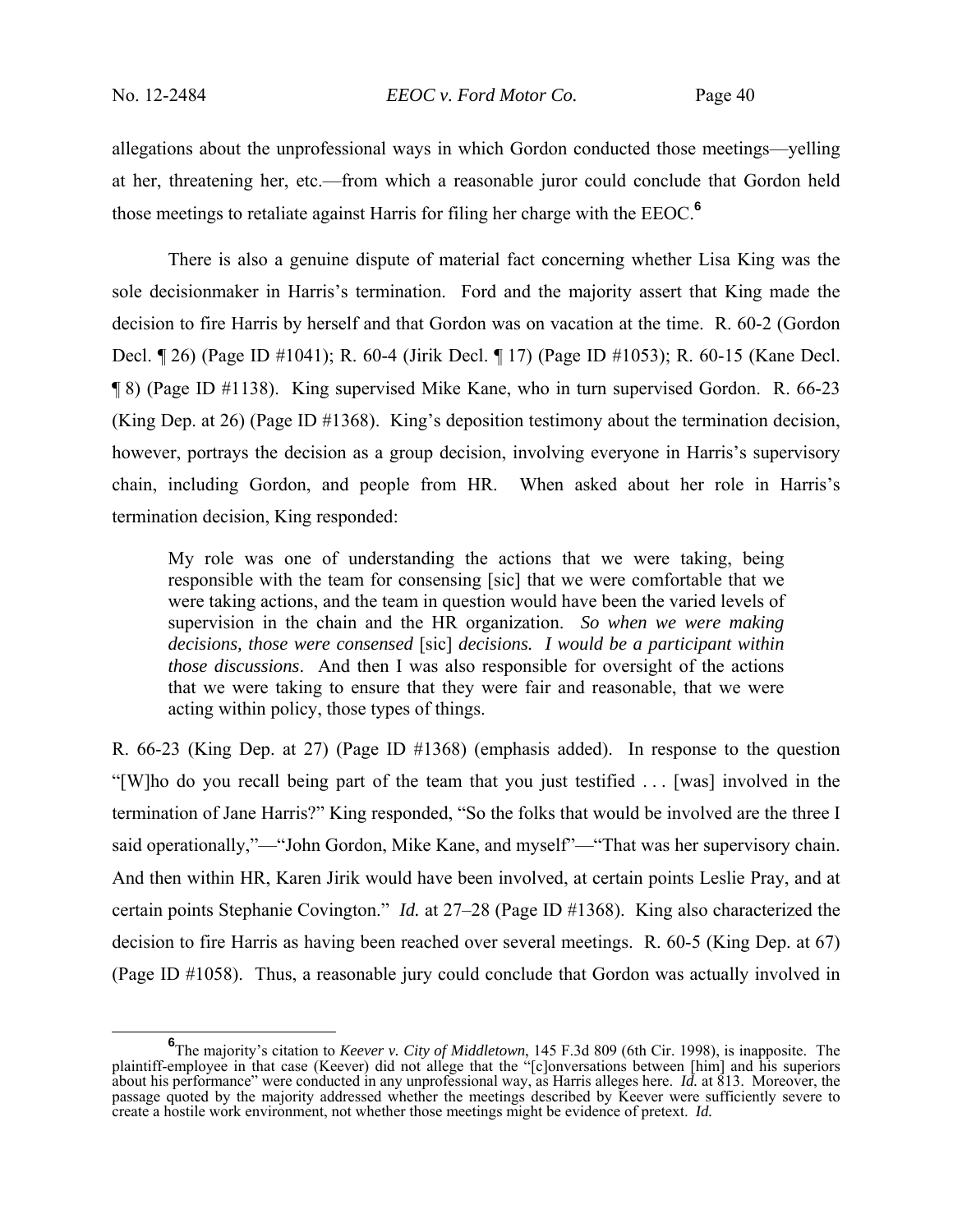allegations about the unprofessional ways in which Gordon conducted those meetings—yelling at her, threatening her, etc.—from which a reasonable juror could conclude that Gordon held those meetings to retaliate against Harris for filing her charge with the EEOC.[6]

There is also a genuine dispute of material fact concerning whether Lisa King was the sole decisionmaker in Harris's termination. Ford and the majority assert that King made the decision to fire Harris by herself and that Gordon was on vacation at the time. R. 60-2 (Gordon Decl. ¶ 26) (Page ID #1041); R. 60-4 (Jirik Decl. ¶ 17) (Page ID #1053); R. 60-15 (Kane Decl. ¶ 8) (Page ID #1138). King supervised Mike Kane, who in turn supervised Gordon. R. 66-23 (King Dep. at 26) (Page ID #1368). King's deposition testimony about the termination decision, however, portrays the decision as a group decision, involving everyone in Harris's supervisory chain, including Gordon, and people from HR. When asked about her role in Harris's termination decision, King responded:

> My role was one of understanding the actions that we were taking, being responsible with the team for consensing [sic] that we were comfortable that we were taking actions, and the team in question would have been the varied levels of supervision in the chain and the HR organization. *So when we were making decisions, those were consensed* [sic] *decisions. I would be a participant within those discussions*. And then I was also responsible for oversight of the actions that we were taking to ensure that they were fair and reasonable, that we were acting within policy, those types of things.

R. 66-23 (King Dep. at 27) (Page ID #1368) (emphasis added). In response to the question "[W]ho do you recall being part of the team that you just testified . . . [was] involved in the termination of Jane Harris?" King responded, "So the folks that would be involved are the three I said operationally,"—"John Gordon, Mike Kane, and myself"—"That was her supervisory chain. And then within HR, Karen Jirik would have been involved, at certain points Leslie Pray, and at certain points Stephanie Covington." *Id.* at 27–28 (Page ID #1368). King also characterized the decision to fire Harris as having been reached over several meetings. R. 60-5 (King Dep. at 67) (Page ID #1058). Thus, a reasonable jury could conclude that Gordon was actually involved in

---

[6] The majority's citation to *Keever v. City of Middletown*, 145 F.3d 809 (6th Cir. 1998), is inapposite. The plaintiff-employee in that case (Keever) did not allege that the "[c]onversations between [him] and his superiors about his performance" were conducted in any unprofessional way, as Harris alleges here. *Id.* at 813. Moreover, the passage quoted by the majority addressed whether the meetings described by Keever were sufficiently severe to create a hostile work environment, not whether those meetings might be evidence of pretext. *Id.*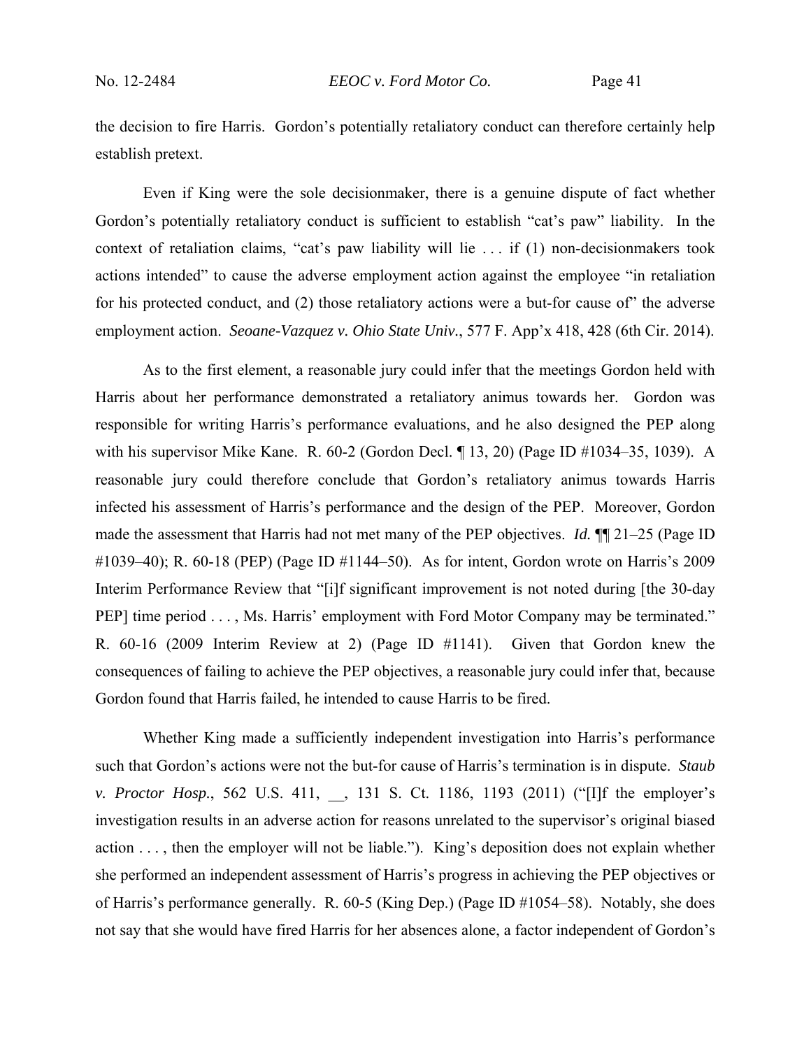the decision to fire Harris. Gordon's potentially retaliatory conduct can therefore certainly help establish pretext.

Even if King were the sole decisionmaker, there is a genuine dispute of fact whether Gordon's potentially retaliatory conduct is sufficient to establish "cat's paw" liability. In the context of retaliation claims, "cat's paw liability will lie . . . if (1) non-decisionmakers took actions intended" to cause the adverse employment action against the employee "in retaliation for his protected conduct, and (2) those retaliatory actions were a but-for cause of" the adverse employment action. *Seoane-Vazquez v. Ohio State Univ.*, 577 F. App'x 418, 428 (6th Cir. 2014).

As to the first element, a reasonable jury could infer that the meetings Gordon held with Harris about her performance demonstrated a retaliatory animus towards her. Gordon was responsible for writing Harris's performance evaluations, and he also designed the PEP along with his supervisor Mike Kane. R. 60-2 (Gordon Decl. ¶ 13, 20) (Page ID #1034–35, 1039). A reasonable jury could therefore conclude that Gordon's retaliatory animus towards Harris infected his assessment of Harris's performance and the design of the PEP. Moreover, Gordon made the assessment that Harris had not met many of the PEP objectives. *Id.* ¶¶ 21–25 (Page ID #1039–40); R. 60-18 (PEP) (Page ID #1144–50). As for intent, Gordon wrote on Harris's 2009 Interim Performance Review that "[i]f significant improvement is not noted during [the 30-day PEP] time period . . . , Ms. Harris' employment with Ford Motor Company may be terminated." R. 60-16 (2009 Interim Review at 2) (Page ID #1141). Given that Gordon knew the consequences of failing to achieve the PEP objectives, a reasonable jury could infer that, because Gordon found that Harris failed, he intended to cause Harris to be fired.

Whether King made a sufficiently independent investigation into Harris's performance such that Gordon's actions were not the but-for cause of Harris's termination is in dispute. *Staub v. Proctor Hosp.*, 562 U.S. 411, __, 131 S. Ct. 1186, 1193 (2011) ("[I]f the employer's investigation results in an adverse action for reasons unrelated to the supervisor's original biased action . . . , then the employer will not be liable."). King's deposition does not explain whether she performed an independent assessment of Harris's progress in achieving the PEP objectives or of Harris's performance generally. R. 60-5 (King Dep.) (Page ID #1054–58). Notably, she does not say that she would have fired Harris for her absences alone, a factor independent of Gordon's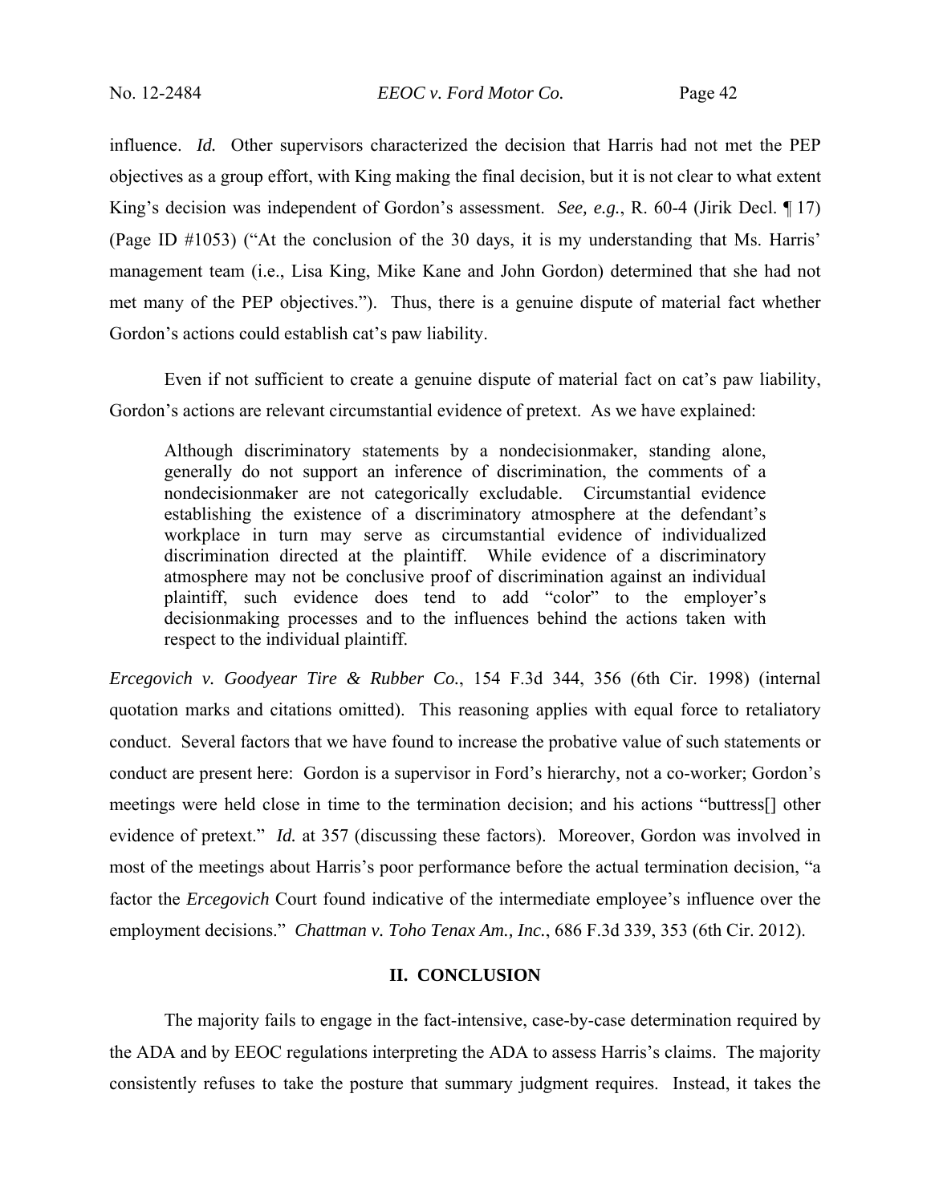influence. *Id.* Other supervisors characterized the decision that Harris had not met the PEP objectives as a group effort, with King making the final decision, but it is not clear to what extent King's decision was independent of Gordon's assessment. *See, e.g.*, R. 60-4 (Jirik Decl. ¶ 17) (Page ID #1053) ("At the conclusion of the 30 days, it is my understanding that Ms. Harris' management team (i.e., Lisa King, Mike Kane and John Gordon) determined that she had not met many of the PEP objectives."). Thus, there is a genuine dispute of material fact whether Gordon's actions could establish cat's paw liability.

Even if not sufficient to create a genuine dispute of material fact on cat's paw liability, Gordon's actions are relevant circumstantial evidence of pretext. As we have explained:

> Although discriminatory statements by a nondecisionmaker, standing alone, generally do not support an inference of discrimination, the comments of a nondecisionmaker are not categorically excludable. Circumstantial evidence establishing the existence of a discriminatory atmosphere at the defendant's workplace in turn may serve as circumstantial evidence of individualized discrimination directed at the plaintiff. While evidence of a discriminatory atmosphere may not be conclusive proof of discrimination against an individual plaintiff, such evidence does tend to add "color" to the employer's decisionmaking processes and to the influences behind the actions taken with respect to the individual plaintiff.

*Ercegovich v. Goodyear Tire & Rubber Co.*, 154 F.3d 344, 356 (6th Cir. 1998) (internal quotation marks and citations omitted). This reasoning applies with equal force to retaliatory conduct. Several factors that we have found to increase the probative value of such statements or conduct are present here: Gordon is a supervisor in Ford's hierarchy, not a co-worker; Gordon's meetings were held close in time to the termination decision; and his actions "buttress[] other evidence of pretext." *Id.* at 357 (discussing these factors). Moreover, Gordon was involved in most of the meetings about Harris's poor performance before the actual termination decision, "a factor the *Ercegovich* Court found indicative of the intermediate employee's influence over the employment decisions." *Chattman v. Toho Tenax Am., Inc.*, 686 F.3d 339, 353 (6th Cir. 2012).

## II. CONCLUSION

The majority fails to engage in the fact-intensive, case-by-case determination required by the ADA and by EEOC regulations interpreting the ADA to assess Harris's claims. The majority consistently refuses to take the posture that summary judgment requires. Instead, it takes the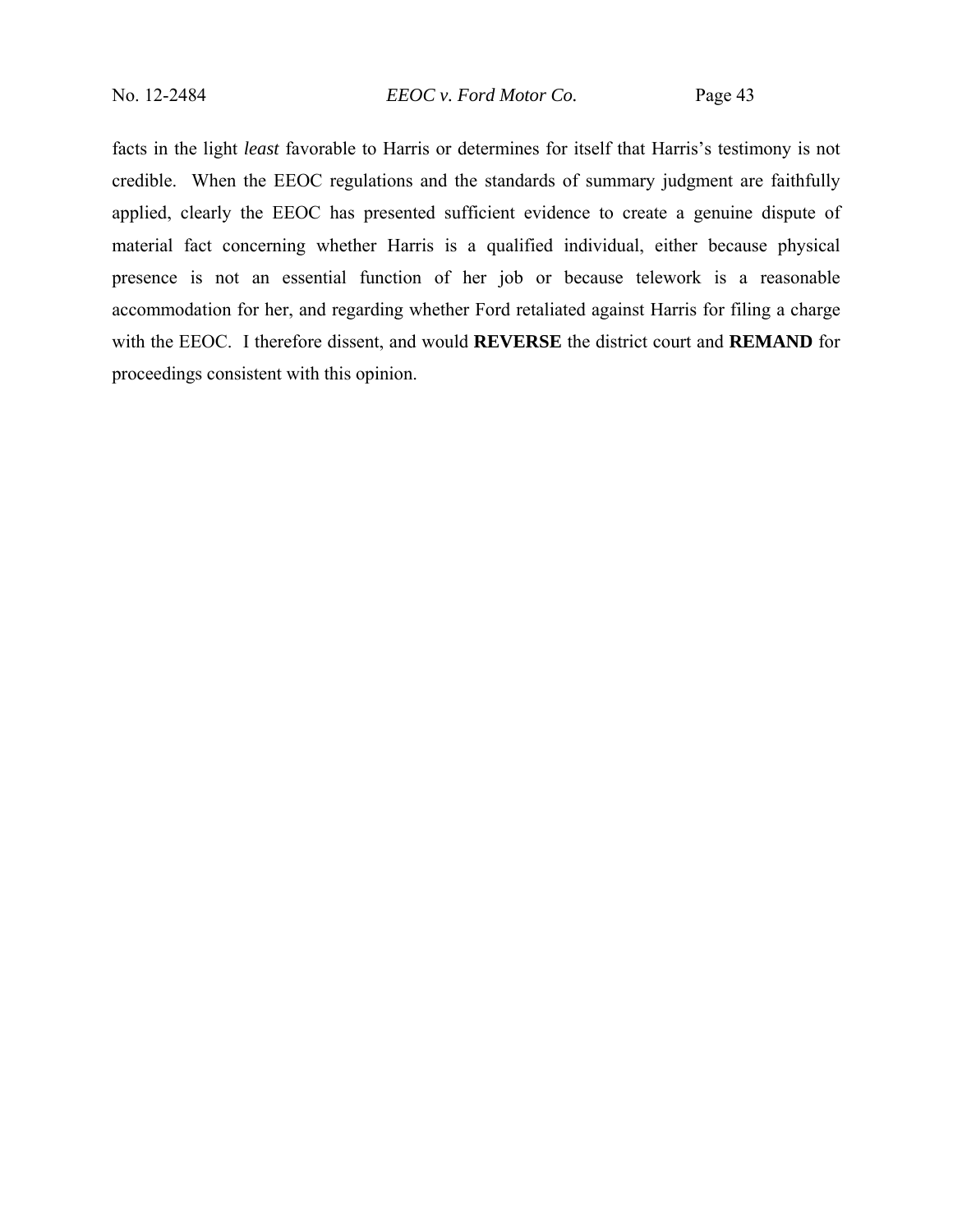facts in the light *least* favorable to Harris or determines for itself that Harris's testimony is not credible. When the EEOC regulations and the standards of summary judgment are faithfully applied, clearly the EEOC has presented sufficient evidence to create a genuine dispute of material fact concerning whether Harris is a qualified individual, either because physical presence is not an essential function of her job or because telework is a reasonable accommodation for her, and regarding whether Ford retaliated against Harris for filing a charge with the EEOC. I therefore dissent, and would **REVERSE** the district court and **REMAND** for proceedings consistent with this opinion.